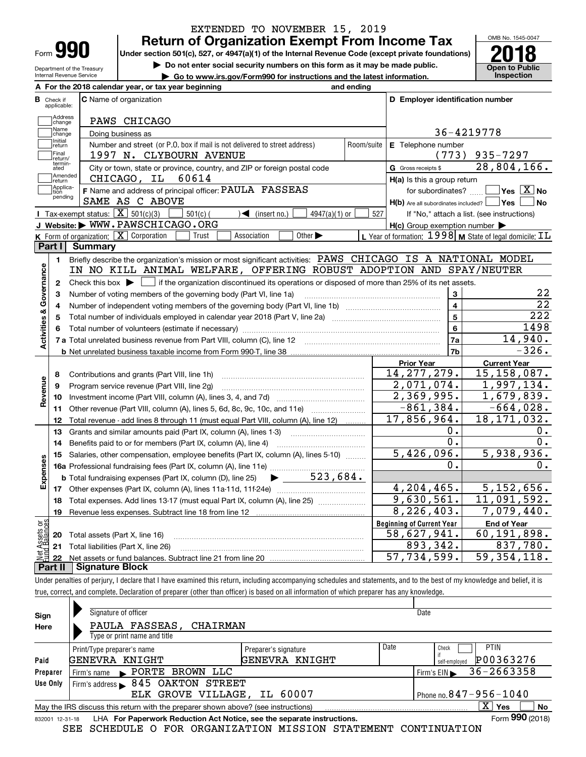EXTENDED TO NOVEMBER 15, 2019

# Form 990 Return of Organization Exempt From Income Tax

OMB No. 1545-0047

**2018**

**Open to Public Inspection**

Under section 501(c), 527, or 4947(a)(1) of the Internal Revenue Code (except private foundations)

▶ Do not enter social security numbers on this form as it may be made public.

▶ Go to www.irs.gov/Form990 for instructions and the latest information.

Department of the Treasury
Internal Revenue Service

**A** For the 2018 calendar year, or tax year beginning and ending

**B** Check if applicable: Address change, Name change, Initial return, Final return/terminated, Amended return, Application pending

**C** Name of organization: PAWS CHICAGO

Doing business as

Number and street (or P.O. box if mail is not delivered to street address): 1997 N. CLYBOURN AVENUE — Room/suite

City or town, state or province, country, and ZIP or foreign postal code: CHICAGO, IL 60614

**D** Employer identification number: 36-4219778

**E** Telephone number: (773) 935-7297

**G** Gross receipts $ 28,804,166.

**F** Name and address of principal officer: PAULA FASSEAS
SAME AS C ABOVE

**H(a)** Is this a group return for subordinates? ☐ Yes ☒ No

**H(b)** Are all subordinates included? ☐ Yes ☐ No
If "No," attach a list. (see instructions)

**H(c)** Group exemption number ▶

**I** Tax-exempt status: ☒ 501(c)(3) ☐ 501(c) ( ) ◀ (insert no.) ☐ 4947(a)(1) or ☐ 527

**J** Website: ▶ WWW.PAWSCHICAGO.ORG

**K** Form of organization: ☒ Corporation ☐ Trust ☐ Association ☐ Other ▶

**L** Year of formation: 1998 **M** State of legal domicile: IL

## Part I Summary

**Activities & Governance**

1 Briefly describe the organization's mission or most significant activities: PAWS CHICAGO IS A NATIONAL MODEL IN NO KILL ANIMAL WELFARE, OFFERING ROBUST ADOPTION AND SPAY/NEUTER

2 Check this box ▶ ☐ if the organization discontinued its operations or disposed of more than 25% of its net assets.

| | | Line | Value |
|---|---|---|---|
| 3 | Number of voting members of the governing body (Part VI, line 1a) | 3 | 22 |
| 4 | Number of independent voting members of the governing body (Part VI, line 1b) | 4 | 22 |
| 5 | Total number of individuals employed in calendar year 2018 (Part V, line 2a) | 5 | 222 |
| 6 | Total number of volunteers (estimate if necessary) | 6 | 1498 |
| 7a | Total unrelated business revenue from Part VIII, column (C), line 12 | 7a | 14,940. |
| b | Net unrelated business taxable income from Form 990-T, line 38 | 7b | -326. |

| | | Prior Year | Current Year |
|---|---|---|---|
| **Revenue** | | | |
| 8 | Contributions and grants (Part VIII, line 1h) | 14,277,279. | 15,158,087. |
| 9 | Program service revenue (Part VIII, line 2g) | 2,071,074. | 1,997,134. |
| 10 | Investment income (Part VIII, column (A), lines 3, 4, and 7d) | 2,369,995. | 1,679,839. |
| 11 | Other revenue (Part VIII, column (A), lines 5, 6d, 8c, 9c, 10c, and 11e) | -861,384. | -664,028. |
| 12 | Total revenue - add lines 8 through 11 (must equal Part VIII, column (A), line 12) | 17,856,964. | 18,171,032. |
| **Expenses** | | | |
| 13 | Grants and similar amounts paid (Part IX, column (A), lines 1-3) | 0. | 0. |
| 14 | Benefits paid to or for members (Part IX, column (A), line 4) | 0. | 0. |
| 15 | Salaries, other compensation, employee benefits (Part IX, column (A), lines 5-10) | 5,426,096. | 5,938,936. |
| 16a | Professional fundraising fees (Part IX, column (A), line 11e) | 0. | 0. |
| b | Total fundraising expenses (Part IX, column (D), line 25) ▶ 523,684. | | |
| 17 | Other expenses (Part IX, column (A), lines 11a-11d, 11f-24e) | 4,204,465. | 5,152,656. |
| 18 | Total expenses. Add lines 13-17 (must equal Part IX, column (A), line 25) | 9,630,561. | 11,091,592. |
| 19 | Revenue less expenses. Subtract line 18 from line 12 | 8,226,403. | 7,079,440. |

| | | Beginning of Current Year | End of Year |
|---|---|---|---|
| **Net Assets or Fund Balances** | | | |
| 20 | Total assets (Part X, line 16) | 58,627,941. | 60,191,898. |
| 21 | Total liabilities (Part X, line 26) | 893,342. | 837,780. |
| 22 | Net assets or fund balances. Subtract line 21 from line 20 | 57,734,599. | 59,354,118. |

## Part II Signature Block

Under penalties of perjury, I declare that I have examined this return, including accompanying schedules and statements, and to the best of my knowledge and belief, it is true, correct, and complete. Declaration of preparer (other than officer) is based on all information of which preparer has any knowledge.

**Sign Here**

Signature of officer — Date

PAULA FASSEAS, CHAIRMAN
Type or print name and title

**Paid Preparer Use Only**

| Print/Type preparer's name | Preparer's signature | Date | Check ☐ if self-employed | PTIN |
|---|---|---|---|---|
| GENEVRA KNIGHT | GENEVRA KNIGHT | | | P00363276 |

Firm's name ▶ PORTE BROWN LLC — Firm's EIN ▶ 36-2663358

Firm's address ▶ 845 OAKTON STREET
ELK GROVE VILLAGE, IL 60007 — Phone no. 847-956-1040

May the IRS discuss this return with the preparer shown above? (see instructions) ☒ Yes ☐ No

832001 12-31-18 LHA For Paperwork Reduction Act Notice, see the separate instructions. Form **990** (2018)

SEE SCHEDULE O FOR ORGANIZATION MISSION STATEMENT CONTINUATION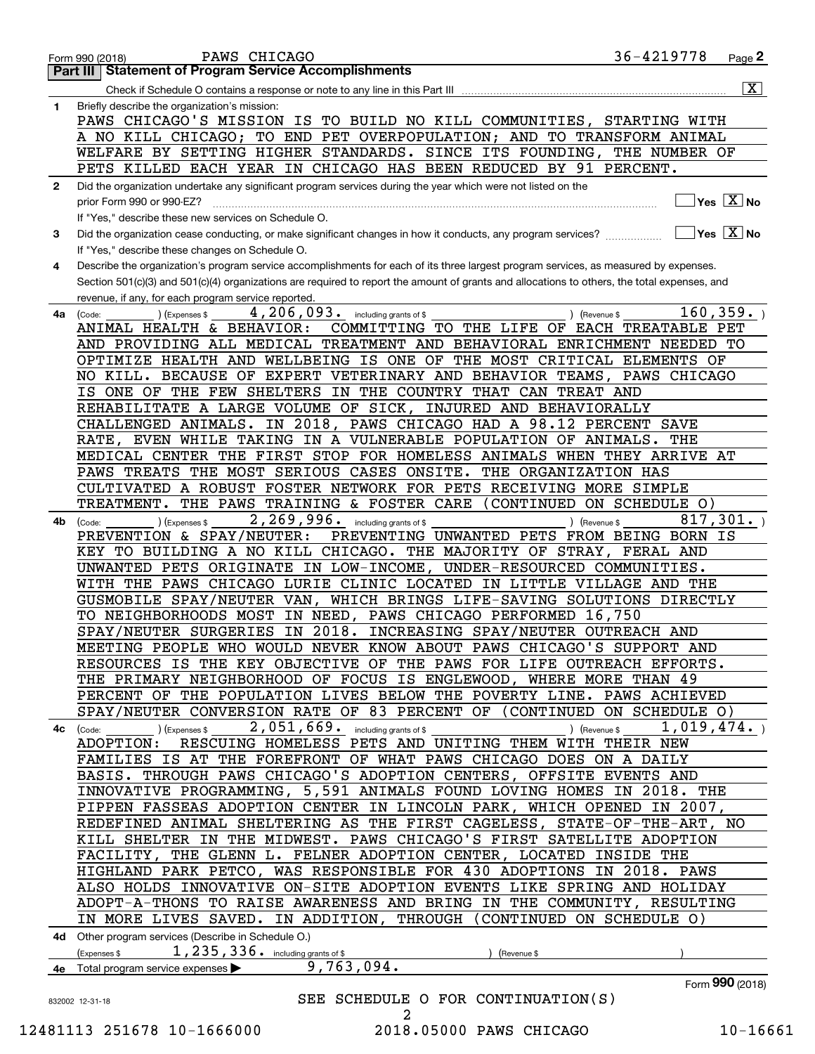Form 990 (2018) PAWS CHICAGO 36-4219778 Page **2**

## Part III | Statement of Program Service Accomplishments

Check if Schedule O contains a response or note to any line in this Part III [X]

**1** Briefly describe the organization's mission:

PAWS CHICAGO'S MISSION IS TO BUILD NO KILL COMMUNITIES, STARTING WITH A NO KILL CHICAGO; TO END PET OVERPOPULATION; AND TO TRANSFORM ANIMAL WELFARE BY SETTING HIGHER STANDARDS. SINCE ITS FOUNDING, THE NUMBER OF PETS KILLED EACH YEAR IN CHICAGO HAS BEEN REDUCED BY 91 PERCENT.

**2** Did the organization undertake any significant program services during the year which were not listed on the prior Form 990 or 990-EZ? [ ] Yes [X] No

If "Yes," describe these new services on Schedule O.

**3** Did the organization cease conducting, or make significant changes in how it conducts, any program services? [ ] Yes [X] No

If "Yes," describe these changes on Schedule O.

**4** Describe the organization's program service accomplishments for each of its three largest program services, as measured by expenses. Section 501(c)(3) and 501(c)(4) organizations are required to report the amount of grants and allocations to others, the total expenses, and revenue, if any, for each program service reported.

**4a** (Code: ) (Expenses $ 4,206,093. including grants of $ ) (Revenue $ 160,359. )

ANIMAL HEALTH & BEHAVIOR: COMMITTING TO THE LIFE OF EACH TREATABLE PET AND PROVIDING ALL MEDICAL TREATMENT AND BEHAVIORAL ENRICHMENT NEEDED TO OPTIMIZE HEALTH AND WELLBEING IS ONE OF THE MOST CRITICAL ELEMENTS OF NO KILL. BECAUSE OF EXPERT VETERINARY AND BEHAVIOR TEAMS, PAWS CHICAGO IS ONE OF THE FEW SHELTERS IN THE COUNTRY THAT CAN TREAT AND REHABILITATE A LARGE VOLUME OF SICK, INJURED AND BEHAVIORALLY CHALLENGED ANIMALS. IN 2018, PAWS CHICAGO HAD A 98.12 PERCENT SAVE RATE, EVEN WHILE TAKING IN A VULNERABLE POPULATION OF ANIMALS. THE MEDICAL CENTER THE FIRST STOP FOR HOMELESS ANIMALS WHEN THEY ARRIVE AT PAWS TREATS THE MOST SERIOUS CASES ONSITE. THE ORGANIZATION HAS CULTIVATED A ROBUST FOSTER NETWORK FOR PETS RECEIVING MORE SIMPLE TREATMENT. THE PAWS TRAINING & FOSTER CARE (CONTINUED ON SCHEDULE O)

**4b** (Code: ) (Expenses $ 2,269,996. including grants of $ ) (Revenue $ 817,301. )

PREVENTION & SPAY/NEUTER: PREVENTING UNWANTED PETS FROM BEING BORN IS KEY TO BUILDING A NO KILL CHICAGO. THE MAJORITY OF STRAY, FERAL AND UNWANTED PETS ORIGINATE IN LOW-INCOME, UNDER-RESOURCED COMMUNITIES. WITH THE PAWS CHICAGO LURIE CLINIC LOCATED IN LITTLE VILLAGE AND THE GUSMOBILE SPAY/NEUTER VAN, WHICH BRINGS LIFE-SAVING SOLUTIONS DIRECTLY TO NEIGHBORHOODS MOST IN NEED, PAWS CHICAGO PERFORMED 16,750 SPAY/NEUTER SURGERIES IN 2018. INCREASING SPAY/NEUTER OUTREACH AND MEETING PEOPLE WHO WOULD NEVER KNOW ABOUT PAWS CHICAGO'S SUPPORT AND RESOURCES IS THE KEY OBJECTIVE OF THE PAWS FOR LIFE OUTREACH EFFORTS. THE PRIMARY NEIGHBORHOOD OF FOCUS IS ENGLEWOOD, WHERE MORE THAN 49 PERCENT OF THE POPULATION LIVES BELOW THE POVERTY LINE. PAWS ACHIEVED SPAY/NEUTER CONVERSION RATE OF 83 PERCENT OF (CONTINUED ON SCHEDULE O)

**4c** (Code: ) (Expenses $ 2,051,669. including grants of $ ) (Revenue $ 1,019,474. )

ADOPTION: RESCUING HOMELESS PETS AND UNITING THEM WITH THEIR NEW FAMILIES IS AT THE FOREFRONT OF WHAT PAWS CHICAGO DOES ON A DAILY BASIS. THROUGH PAWS CHICAGO'S ADOPTION CENTERS, OFFSITE EVENTS AND INNOVATIVE PROGRAMMING, 5,591 ANIMALS FOUND LOVING HOMES IN 2018. THE PIPPEN FASSEAS ADOPTION CENTER IN LINCOLN PARK, WHICH OPENED IN 2007, REDEFINED ANIMAL SHELTERING AS THE FIRST CAGELESS, STATE-OF-THE-ART, NO KILL SHELTER IN THE MIDWEST. PAWS CHICAGO'S FIRST SATELLITE ADOPTION FACILITY, THE GLENN L. FELNER ADOPTION CENTER, LOCATED INSIDE THE HIGHLAND PARK PETCO, WAS RESPONSIBLE FOR 430 ADOPTIONS IN 2018. PAWS ALSO HOLDS INNOVATIVE ON-SITE ADOPTION EVENTS LIKE SPRING AND HOLIDAY ADOPT-A-THONS TO RAISE AWARENESS AND BRING IN THE COMMUNITY, RESULTING IN MORE LIVES SAVED. IN ADDITION, THROUGH (CONTINUED ON SCHEDULE O)

**4d** Other program services (Describe in Schedule O.)

(Expenses $ 1,235,336. including grants of $ ) (Revenue $ )

**4e** Total program service expenses ▶ 9,763,094.

Form **990** (2018)

SEE SCHEDULE O FOR CONTINUATION(S)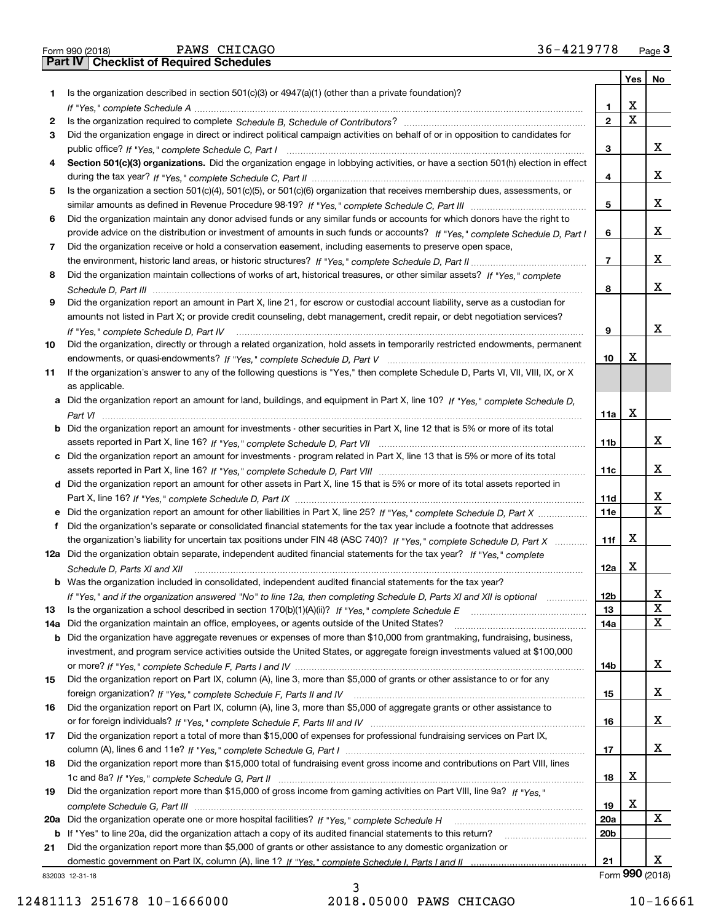Form 990 (2018) PAWS CHICAGO 36-4219778 Page 3

## Part IV Checklist of Required Schedules

| | | | Yes | No |
|---|---|---|---|---|
| 1 | Is the organization described in section 501(c)(3) or 4947(a)(1) (other than a private foundation)? *If "Yes," complete Schedule A* | 1 | X | |
| 2 | Is the organization required to complete *Schedule B, Schedule of Contributors*? | 2 | X | |
| 3 | Did the organization engage in direct or indirect political campaign activities on behalf of or in opposition to candidates for public office? *If "Yes," complete Schedule C, Part I* | 3 | | X |
| 4 | **Section 501(c)(3) organizations.** Did the organization engage in lobbying activities, or have a section 501(h) election in effect during the tax year? *If "Yes," complete Schedule C, Part II* | 4 | | X |
| 5 | Is the organization a section 501(c)(4), 501(c)(5), or 501(c)(6) organization that receives membership dues, assessments, or similar amounts as defined in Revenue Procedure 98-19? *If "Yes," complete Schedule C, Part III* | 5 | | X |
| 6 | Did the organization maintain any donor advised funds or any similar funds or accounts for which donors have the right to provide advice on the distribution or investment of amounts in such funds or accounts? *If "Yes," complete Schedule D, Part I* | 6 | | X |
| 7 | Did the organization receive or hold a conservation easement, including easements to preserve open space, the environment, historic land areas, or historic structures? *If "Yes," complete Schedule D, Part II* | 7 | | X |
| 8 | Did the organization maintain collections of works of art, historical treasures, or other similar assets? *If "Yes," complete Schedule D, Part III* | 8 | | X |
| 9 | Did the organization report an amount in Part X, line 21, for escrow or custodial account liability, serve as a custodian for amounts not listed in Part X; or provide credit counseling, debt management, credit repair, or debt negotiation services? *If "Yes," complete Schedule D, Part IV* | 9 | | X |
| 10 | Did the organization, directly or through a related organization, hold assets in temporarily restricted endowments, permanent endowments, or quasi-endowments? *If "Yes," complete Schedule D, Part V* | 10 | X | |
| 11 | If the organization's answer to any of the following questions is "Yes," then complete Schedule D, Parts VI, VII, VIII, IX, or X as applicable. | | | |
| a | Did the organization report an amount for land, buildings, and equipment in Part X, line 10? *If "Yes," complete Schedule D, Part VI* | 11a | X | |
| b | Did the organization report an amount for investments - other securities in Part X, line 12 that is 5% or more of its total assets reported in Part X, line 16? *If "Yes," complete Schedule D, Part VII* | 11b | | X |
| c | Did the organization report an amount for investments - program related in Part X, line 13 that is 5% or more of its total assets reported in Part X, line 16? *If "Yes," complete Schedule D, Part VIII* | 11c | | X |
| d | Did the organization report an amount for other assets in Part X, line 15 that is 5% or more of its total assets reported in Part X, line 16? *If "Yes," complete Schedule D, Part IX* | 11d | | X |
| e | Did the organization report an amount for other liabilities in Part X, line 25? *If "Yes," complete Schedule D, Part X* | 11e | | X |
| f | Did the organization's separate or consolidated financial statements for the tax year include a footnote that addresses the organization's liability for uncertain tax positions under FIN 48 (ASC 740)? *If "Yes," complete Schedule D, Part X* | 11f | X | |
| 12a | Did the organization obtain separate, independent audited financial statements for the tax year? *If "Yes," complete Schedule D, Parts XI and XII* | 12a | X | |
| b | Was the organization included in consolidated, independent audited financial statements for the tax year? *If "Yes," and if the organization answered "No" to line 12a, then completing Schedule D, Parts XI and XII is optional* | 12b | | X |
| 13 | Is the organization a school described in section 170(b)(1)(A)(ii)? *If "Yes," complete Schedule E* | 13 | | X |
| 14a | Did the organization maintain an office, employees, or agents outside of the United States? | 14a | | X |
| b | Did the organization have aggregate revenues or expenses of more than $10,000 from grantmaking, fundraising, business, investment, and program service activities outside the United States, or aggregate foreign investments valued at $100,000 or more? *If "Yes," complete Schedule F, Parts I and IV* | 14b | | X |
| 15 | Did the organization report on Part IX, column (A), line 3, more than $5,000 of grants or other assistance to or for any foreign organization? *If "Yes," complete Schedule F, Parts II and IV* | 15 | | X |
| 16 | Did the organization report on Part IX, column (A), line 3, more than $5,000 of aggregate grants or other assistance to or for foreign individuals? *If "Yes," complete Schedule F, Parts III and IV* | 16 | | X |
| 17 | Did the organization report a total of more than $15,000 of expenses for professional fundraising services on Part IX, column (A), lines 6 and 11e? *If "Yes," complete Schedule G, Part I* | 17 | | X |
| 18 | Did the organization report more than $15,000 total of fundraising event gross income and contributions on Part VIII, lines 1c and 8a? *If "Yes," complete Schedule G, Part II* | 18 | X | |
| 19 | Did the organization report more than $15,000 of gross income from gaming activities on Part VIII, line 9a? *If "Yes," complete Schedule G, Part III* | 19 | X | |
| 20a | Did the organization operate one or more hospital facilities? *If "Yes," complete Schedule H* | 20a | | X |
| b | If "Yes" to line 20a, did the organization attach a copy of its audited financial statements to this return? | 20b | | |
| 21 | Did the organization report more than $5,000 of grants or other assistance to any domestic organization or domestic government on Part IX, column (A), line 1? *If "Yes," complete Schedule I, Parts I and II* | 21 | | X |

832003 12-31-18 Form 990 (2018)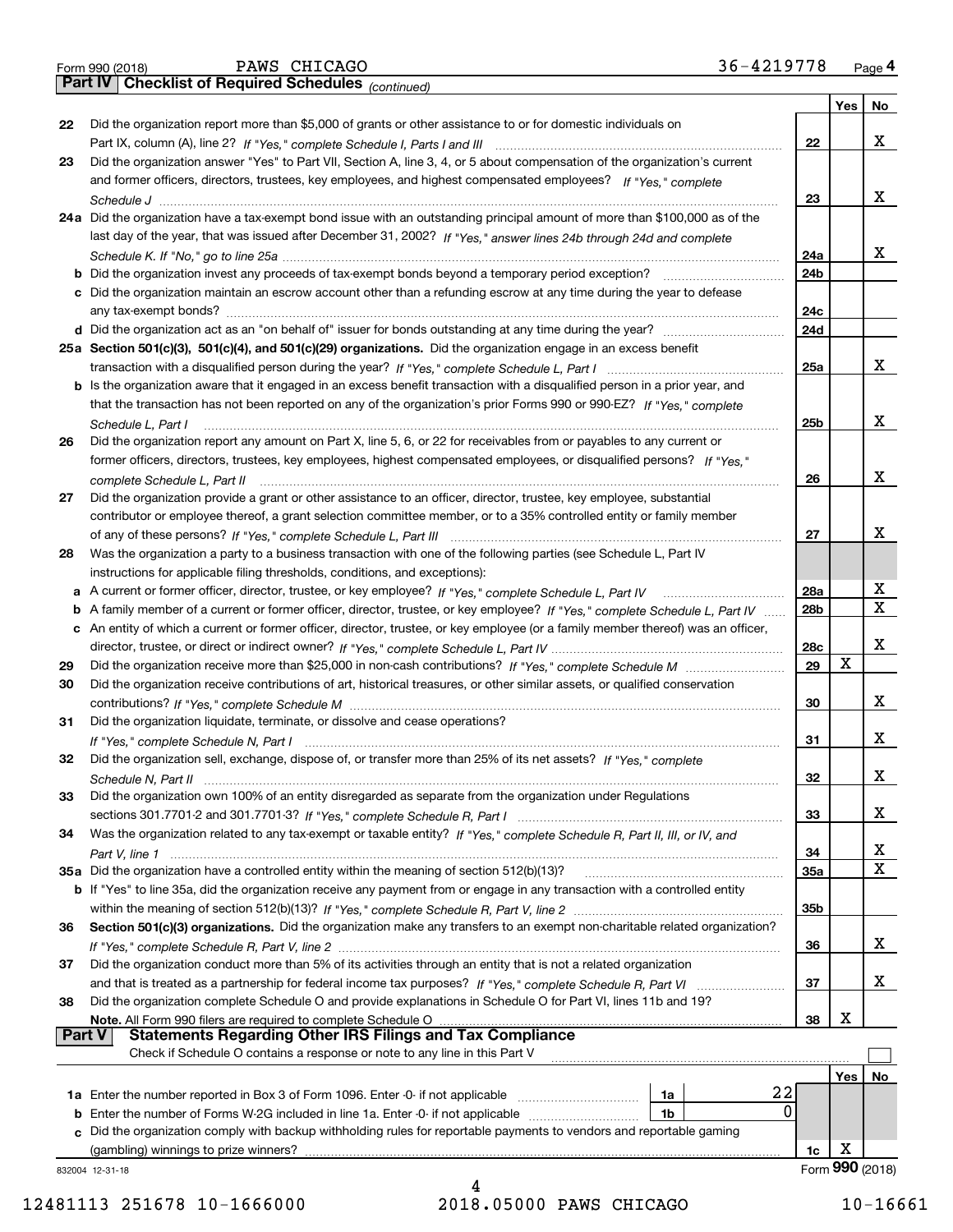Form 990 (2018) PAWS CHICAGO 36-4219778 Page 4

**Part IV | Checklist of Required Schedules** *(continued)*

| | | | Yes | No |
|---|---|---|---|---|
| 22 | Did the organization report more than $5,000 of grants or other assistance to or for domestic individuals on Part IX, column (A), line 2? *If "Yes," complete Schedule I, Parts I and III* | 22 | | X |
| 23 | Did the organization answer "Yes" to Part VII, Section A, line 3, 4, or 5 about compensation of the organization's current and former officers, directors, trustees, key employees, and highest compensated employees? *If "Yes," complete Schedule J* | 23 | | X |
| 24a | Did the organization have a tax-exempt bond issue with an outstanding principal amount of more than $100,000 as of the last day of the year, that was issued after December 31, 2002? *If "Yes," answer lines 24b through 24d and complete Schedule K. If "No," go to line 25a* | 24a | | X |
| b | Did the organization invest any proceeds of tax-exempt bonds beyond a temporary period exception? | 24b | | |
| c | Did the organization maintain an escrow account other than a refunding escrow at any time during the year to defease any tax-exempt bonds? | 24c | | |
| d | Did the organization act as an "on behalf of" issuer for bonds outstanding at any time during the year? | 24d | | |
| 25a | **Section 501(c)(3), 501(c)(4), and 501(c)(29) organizations.** Did the organization engage in an excess benefit transaction with a disqualified person during the year? *If "Yes," complete Schedule L, Part I* | 25a | | X |
| b | Is the organization aware that it engaged in an excess benefit transaction with a disqualified person in a prior year, and that the transaction has not been reported on any of the organization's prior Forms 990 or 990-EZ? *If "Yes," complete Schedule L, Part I* | 25b | | X |
| 26 | Did the organization report any amount on Part X, line 5, 6, or 22 for receivables from or payables to any current or former officers, directors, trustees, key employees, highest compensated employees, or disqualified persons? *If "Yes," complete Schedule L, Part II* | 26 | | X |
| 27 | Did the organization provide a grant or other assistance to an officer, director, trustee, key employee, substantial contributor or employee thereof, a grant selection committee member, or to a 35% controlled entity or family member of any of these persons? *If "Yes," complete Schedule L, Part III* | 27 | | X |
| 28 | Was the organization a party to a business transaction with one of the following parties (see Schedule L, Part IV instructions for applicable filing thresholds, conditions, and exceptions): | | | |
| a | A current or former officer, director, trustee, or key employee? *If "Yes," complete Schedule L, Part IV* | 28a | | X |
| b | A family member of a current or former officer, director, trustee, or key employee? *If "Yes," complete Schedule L, Part IV* | 28b | | X |
| c | An entity of which a current or former officer, director, trustee, or key employee (or a family member thereof) was an officer, director, trustee, or direct or indirect owner? *If "Yes," complete Schedule L, Part IV* | 28c | | X |
| 29 | Did the organization receive more than $25,000 in non-cash contributions? *If "Yes," complete Schedule M* | 29 | X | |
| 30 | Did the organization receive contributions of art, historical treasures, or other similar assets, or qualified conservation contributions? *If "Yes," complete Schedule M* | 30 | | X |
| 31 | Did the organization liquidate, terminate, or dissolve and cease operations? *If "Yes," complete Schedule N, Part I* | 31 | | X |
| 32 | Did the organization sell, exchange, dispose of, or transfer more than 25% of its net assets? *If "Yes," complete Schedule N, Part II* | 32 | | X |
| 33 | Did the organization own 100% of an entity disregarded as separate from the organization under Regulations sections 301.7701-2 and 301.7701-3? *If "Yes," complete Schedule R, Part I* | 33 | | X |
| 34 | Was the organization related to any tax-exempt or taxable entity? *If "Yes," complete Schedule R, Part II, III, or IV, and Part V, line 1* | 34 | | X |
| 35a | Did the organization have a controlled entity within the meaning of section 512(b)(13)? | 35a | | X |
| b | If "Yes" to line 35a, did the organization receive any payment from or engage in any transaction with a controlled entity within the meaning of section 512(b)(13)? *If "Yes," complete Schedule R, Part V, line 2* | 35b | | |
| 36 | **Section 501(c)(3) organizations.** Did the organization make any transfers to an exempt non-charitable related organization? *If "Yes," complete Schedule R, Part V, line 2* | 36 | | X |
| 37 | Did the organization conduct more than 5% of its activities through an entity that is not a related organization and that is treated as a partnership for federal income tax purposes? *If "Yes," complete Schedule R, Part VI* | 37 | | X |
| 38 | Did the organization complete Schedule O and provide explanations in Schedule O for Part VI, lines 11b and 19? **Note.** All Form 990 filers are required to complete Schedule O | 38 | X | |

**Part V | Statements Regarding Other IRS Filings and Tax Compliance**

Check if Schedule O contains a response or note to any line in this Part V ☐

| | | | | | Yes | No |
|---|---|---|---|---|---|---|
| 1a | Enter the number reported in Box 3 of Form 1096. Enter -0- if not applicable | 1a | 22 | | | |
| b | Enter the number of Forms W-2G included in line 1a. Enter -0- if not applicable | 1b | 0 | | | |
| c | Did the organization comply with backup withholding rules for reportable payments to vendors and reportable gaming (gambling) winnings to prize winners? | | | 1c | X | |

832004 12-31-18 Form **990** (2018)

12481113 251678 10-1666000 2018.05000 PAWS CHICAGO 10-16661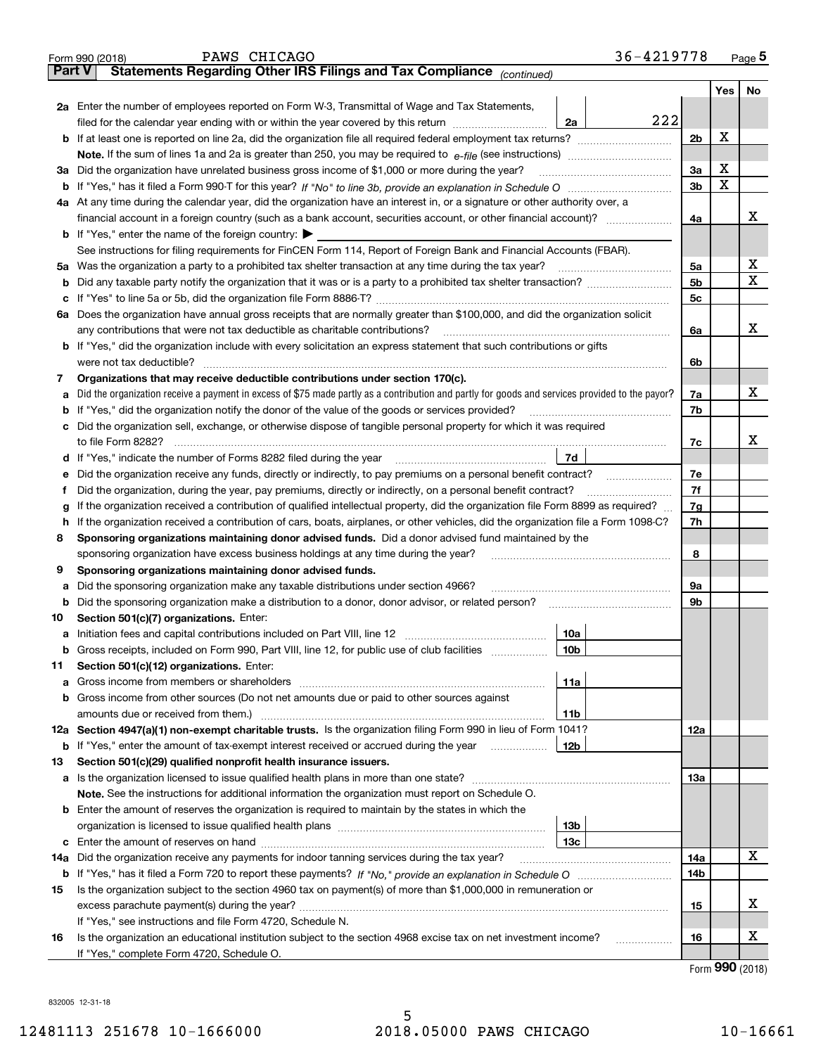Form 990 (2018) PAWS CHICAGO 36-4219778 Page 5

## Part V Statements Regarding Other IRS Filings and Tax Compliance *(continued)*

| | | | | | Yes | No |
|---|---|---|---|---|---|---|
| 2a | Enter the number of employees reported on Form W-3, Transmittal of Wage and Tax Statements, filed for the calendar year ending with or within the year covered by this return | 2a | 222 | | | |
| b | If at least one is reported on line 2a, did the organization file all required federal employment tax returns? | | | 2b | X | |
| | **Note.** If the sum of lines 1a and 2a is greater than 250, you may be required to *e-file* (see instructions) | | | | | |
| 3a | Did the organization have unrelated business gross income of $1,000 or more during the year? | | | 3a | X | |
| b | If "Yes," has it filed a Form 990-T for this year? *If "No" to line 3b, provide an explanation in Schedule O* | | | 3b | X | |
| 4a | At any time during the calendar year, did the organization have an interest in, or a signature or other authority over, a financial account in a foreign country (such as a bank account, securities account, or other financial account)? | | | 4a | | X |
| b | If "Yes," enter the name of the foreign country: ▶ | | | | | |
| | See instructions for filing requirements for FinCEN Form 114, Report of Foreign Bank and Financial Accounts (FBAR). | | | | | |
| 5a | Was the organization a party to a prohibited tax shelter transaction at any time during the tax year? | | | 5a | | X |
| b | Did any taxable party notify the organization that it was or is a party to a prohibited tax shelter transaction? | | | 5b | | X |
| c | If "Yes" to line 5a or 5b, did the organization file Form 8886-T? | | | 5c | | |
| 6a | Does the organization have annual gross receipts that are normally greater than $100,000, and did the organization solicit any contributions that were not tax deductible as charitable contributions? | | | 6a | | X |
| b | If "Yes," did the organization include with every solicitation an express statement that such contributions or gifts were not tax deductible? | | | 6b | | |
| 7 | **Organizations that may receive deductible contributions under section 170(c).** | | | | | |
| a | Did the organization receive a payment in excess of $75 made partly as a contribution and partly for goods and services provided to the payor? | | | 7a | | X |
| b | If "Yes," did the organization notify the donor of the value of the goods or services provided? | | | 7b | | |
| c | Did the organization sell, exchange, or otherwise dispose of tangible personal property for which it was required to file Form 8282? | | | 7c | | X |
| d | If "Yes," indicate the number of Forms 8282 filed during the year | 7d | | | | |
| e | Did the organization receive any funds, directly or indirectly, to pay premiums on a personal benefit contract? | | | 7e | | |
| f | Did the organization, during the year, pay premiums, directly or indirectly, on a personal benefit contract? | | | 7f | | |
| g | If the organization received a contribution of qualified intellectual property, did the organization file Form 8899 as required? | | | 7g | | |
| h | If the organization received a contribution of cars, boats, airplanes, or other vehicles, did the organization file a Form 1098-C? | | | 7h | | |
| 8 | **Sponsoring organizations maintaining donor advised funds.** Did a donor advised fund maintained by the sponsoring organization have excess business holdings at any time during the year? | | | 8 | | |
| 9 | **Sponsoring organizations maintaining donor advised funds.** | | | | | |
| a | Did the sponsoring organization make any taxable distributions under section 4966? | | | 9a | | |
| b | Did the sponsoring organization make a distribution to a donor, donor advisor, or related person? | | | 9b | | |
| 10 | **Section 501(c)(7) organizations.** Enter: | | | | | |
| a | Initiation fees and capital contributions included on Part VIII, line 12 | 10a | | | | |
| b | Gross receipts, included on Form 990, Part VIII, line 12, for public use of club facilities | 10b | | | | |
| 11 | **Section 501(c)(12) organizations.** Enter: | | | | | |
| a | Gross income from members or shareholders | 11a | | | | |
| b | Gross income from other sources (Do not net amounts due or paid to other sources against amounts due or received from them.) | 11b | | | | |
| 12a | **Section 4947(a)(1) non-exempt charitable trusts.** Is the organization filing Form 990 in lieu of Form 1041? | | | 12a | | |
| b | If "Yes," enter the amount of tax-exempt interest received or accrued during the year | 12b | | | | |
| 13 | **Section 501(c)(29) qualified nonprofit health insurance issuers.** | | | | | |
| a | Is the organization licensed to issue qualified health plans in more than one state? | | | 13a | | |
| | **Note.** See the instructions for additional information the organization must report on Schedule O. | | | | | |
| b | Enter the amount of reserves the organization is required to maintain by the states in which the organization is licensed to issue qualified health plans | 13b | | | | |
| c | Enter the amount of reserves on hand | 13c | | | | |
| 14a | Did the organization receive any payments for indoor tanning services during the tax year? | | | 14a | | X |
| b | If "Yes," has it filed a Form 720 to report these payments? *If "No," provide an explanation in Schedule O* | | | 14b | | |
| 15 | Is the organization subject to the section 4960 tax on payment(s) of more than $1,000,000 in remuneration or excess parachute payment(s) during the year? | | | 15 | | X |
| | If "Yes," see instructions and file Form 4720, Schedule N. | | | | | |
| 16 | Is the organization an educational institution subject to the section 4968 excise tax on net investment income? | | | 16 | | X |
| | If "Yes," complete Form 4720, Schedule O. | | | | | |

Form **990** (2018)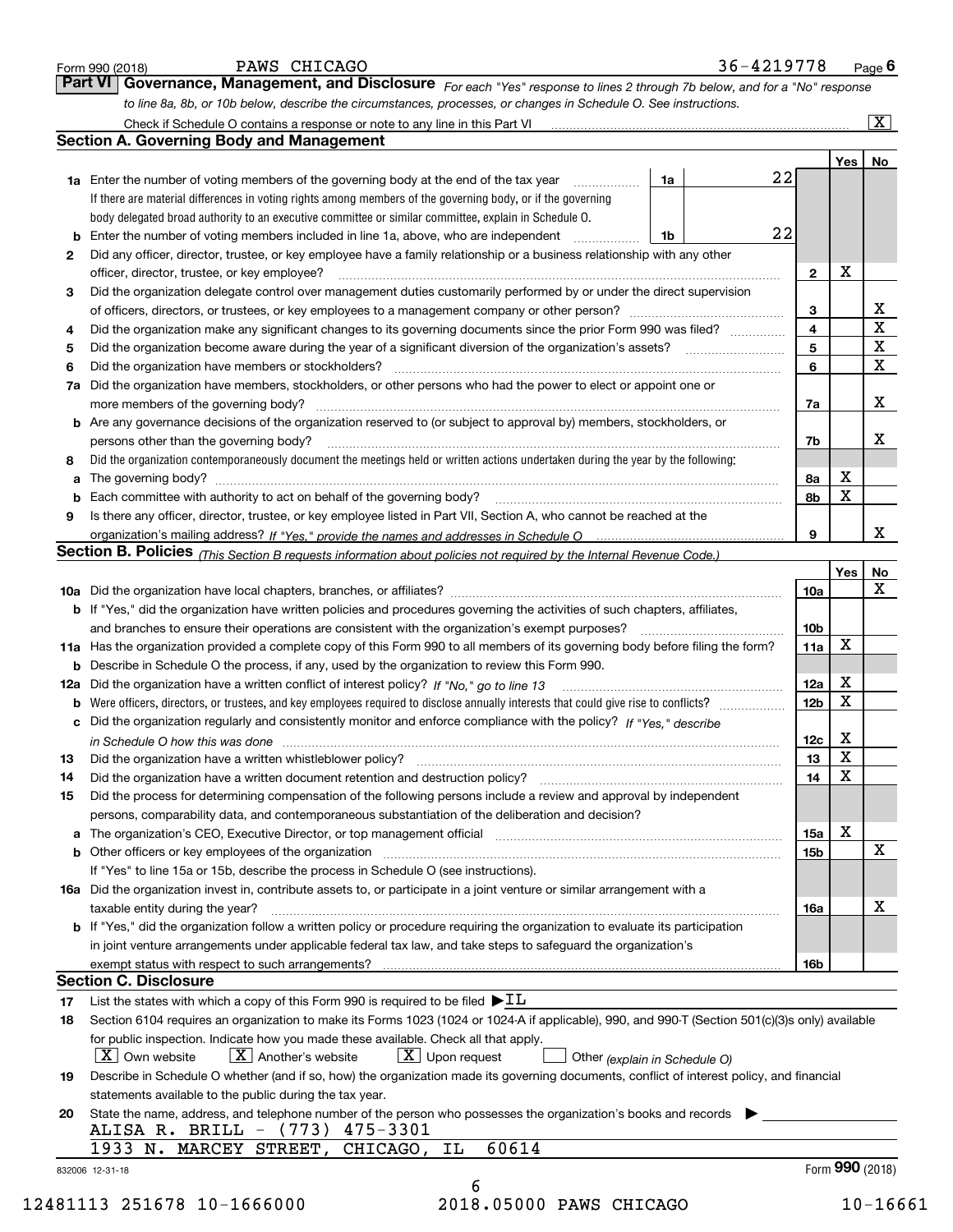Form 990 (2018) PAWS CHICAGO 36-4219778 Page 6

## Part VI Governance, Management, and Disclosure

*For each "Yes" response to lines 2 through 7b below, and for a "No" response to line 8a, 8b, or 10b below, describe the circumstances, processes, or changes in Schedule O. See instructions.*

Check if Schedule O contains a response or note to any line in this Part VI ..... [X]

### Section A. Governing Body and Management

| | | | | Yes | No |
|---|---|---|---|---|---|
| 1a | Enter the number of voting members of the governing body at the end of the tax year | 1a | 22 | | |
| | If there are material differences in voting rights among members of the governing body, or if the governing body delegated broad authority to an executive committee or similar committee, explain in Schedule O. | | | | |
| b | Enter the number of voting members included in line 1a, above, who are independent | 1b | 22 | | |
| 2 | Did any officer, director, trustee, or key employee have a family relationship or a business relationship with any other officer, director, trustee, or key employee? | | 2 | X | |
| 3 | Did the organization delegate control over management duties customarily performed by or under the direct supervision of officers, directors, or trustees, or key employees to a management company or other person? | | 3 | | X |
| 4 | Did the organization make any significant changes to its governing documents since the prior Form 990 was filed? | | 4 | | X |
| 5 | Did the organization become aware during the year of a significant diversion of the organization's assets? | | 5 | | X |
| 6 | Did the organization have members or stockholders? | | 6 | | X |
| 7a | Did the organization have members, stockholders, or other persons who had the power to elect or appoint one or more members of the governing body? | | 7a | | X |
| b | Are any governance decisions of the organization reserved to (or subject to approval by) members, stockholders, or persons other than the governing body? | | 7b | | X |
| 8 | Did the organization contemporaneously document the meetings held or written actions undertaken during the year by the following: | | | | |
| a | The governing body? | | 8a | X | |
| b | Each committee with authority to act on behalf of the governing body? | | 8b | X | |
| 9 | Is there any officer, director, trustee, or key employee listed in Part VII, Section A, who cannot be reached at the organization's mailing address? *If "Yes," provide the names and addresses in Schedule O* | | 9 | | X |

### Section B. Policies *(This Section B requests information about policies not required by the Internal Revenue Code.)*

| | | | Yes | No |
|---|---|---|---|---|
| 10a | Did the organization have local chapters, branches, or affiliates? | 10a | | X |
| b | If "Yes," did the organization have written policies and procedures governing the activities of such chapters, affiliates, and branches to ensure their operations are consistent with the organization's exempt purposes? | 10b | | |
| 11a | Has the organization provided a complete copy of this Form 990 to all members of its governing body before filing the form? | 11a | X | |
| b | Describe in Schedule O the process, if any, used by the organization to review this Form 990. | | | |
| 12a | Did the organization have a written conflict of interest policy? *If "No," go to line 13* | 12a | X | |
| b | Were officers, directors, or trustees, and key employees required to disclose annually interests that could give rise to conflicts? | 12b | X | |
| c | Did the organization regularly and consistently monitor and enforce compliance with the policy? *If "Yes," describe in Schedule O how this was done* | 12c | X | |
| 13 | Did the organization have a written whistleblower policy? | 13 | X | |
| 14 | Did the organization have a written document retention and destruction policy? | 14 | X | |
| 15 | Did the process for determining compensation of the following persons include a review and approval by independent persons, comparability data, and contemporaneous substantiation of the deliberation and decision? | | | |
| a | The organization's CEO, Executive Director, or top management official | 15a | X | |
| b | Other officers or key employees of the organization | 15b | | X |
| | If "Yes" to line 15a or 15b, describe the process in Schedule O (see instructions). | | | |
| 16a | Did the organization invest in, contribute assets to, or participate in a joint venture or similar arrangement with a taxable entity during the year? | 16a | | X |
| b | If "Yes," did the organization follow a written policy or procedure requiring the organization to evaluate its participation in joint venture arrangements under applicable federal tax law, and take steps to safeguard the organization's exempt status with respect to such arrangements? | 16b | | |

### Section C. Disclosure

17 List the states with which a copy of this Form 990 is required to be filed ▶IL

18 Section 6104 requires an organization to make its Forms 1023 (1024 or 1024-A if applicable), 990, and 990-T (Section 501(c)(3)s only) available for public inspection. Indicate how you made these available. Check all that apply.

[X] Own website [X] Another's website [X] Upon request [ ] Other *(explain in Schedule O)*

19 Describe in Schedule O whether (and if so, how) the organization made its governing documents, conflict of interest policy, and financial statements available to the public during the tax year.

20 State the name, address, and telephone number of the person who possesses the organization's books and records ▶

ALISA R. BRILL - (773) 475-3301
1933 N. MARCEY STREET, CHICAGO, IL 60614

832006 12-31-18 Form 990 (2018)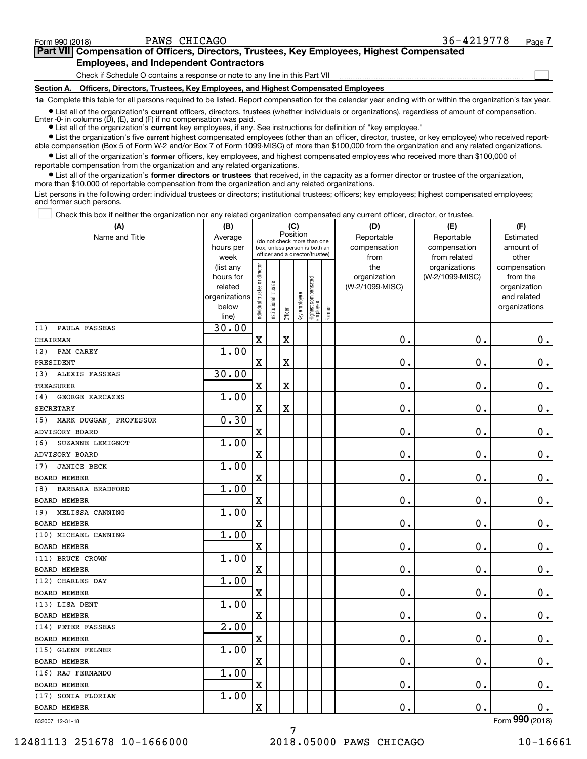Form 990 (2018) PAWS CHICAGO 36-4219778

## Part VII Compensation of Officers, Directors, Trustees, Key Employees, Highest Compensated Employees, and Independent Contractors

Check if Schedule O contains a response or note to any line in this Part VII ☐

**Section A. Officers, Directors, Trustees, Key Employees, and Highest Compensated Employees**

**1a** Complete this table for all persons required to be listed. Report compensation for the calendar year ending with or within the organization's tax year.

- List all of the organization's **current** officers, directors, trustees (whether individuals or organizations), regardless of amount of compensation. Enter -0- in columns (D), (E), and (F) if no compensation was paid.
- List all of the organization's **current** key employees, if any. See instructions for definition of "key employee."
- List the organization's five **current** highest compensated employees (other than an officer, director, trustee, or key employee) who received reportable compensation (Box 5 of Form W-2 and/or Box 7 of Form 1099-MISC) of more than $100,000 from the organization and any related organizations.
- List all of the organization's **former** officers, key employees, and highest compensated employees who received more than $100,000 of reportable compensation from the organization and any related organizations.
- List all of the organization's **former directors or trustees** that received, in the capacity as a former director or trustee of the organization, more than $10,000 of reportable compensation from the organization and any related organizations.

List persons in the following order: individual trustees or directors; institutional trustees; officers; key employees; highest compensated employees; and former such persons.

☐ Check this box if neither the organization nor any related organization compensated any current officer, director, or trustee.

| (A) Name and Title | (B) Average hours per week (list any hours for related organizations below line) | (C) Position: Individual trustee or director | Institutional trustee | Officer | Key employee | Highest compensated employee | Former | (D) Reportable compensation from the organization (W-2/1099-MISC) | (E) Reportable compensation from related organizations (W-2/1099-MISC) | (F) Estimated amount of other compensation from the organization and related organizations |
|---|---|---|---|---|---|---|---|---|---|---|
| (1) PAULA FASSEAS<br>CHAIRMAN | 30.00 | X | | X | | | | 0. | 0. | 0. |
| (2) PAM CAREY<br>PRESIDENT | 1.00 | X | | X | | | | 0. | 0. | 0. |
| (3) ALEXIS FASSEAS<br>TREASURER | 30.00 | X | | X | | | | 0. | 0. | 0. |
| (4) GEORGE KARCAZES<br>SECRETARY | 1.00 | X | | X | | | | 0. | 0. | 0. |
| (5) MARK DUGGAN, PROFESSOR<br>ADVISORY BOARD | 0.30 | X | | | | | | 0. | 0. | 0. |
| (6) SUZANNE LEMIGNOT<br>ADVISORY BOARD | 1.00 | X | | | | | | 0. | 0. | 0. |
| (7) JANICE BECK<br>BOARD MEMBER | 1.00 | X | | | | | | 0. | 0. | 0. |
| (8) BARBARA BRADFORD<br>BOARD MEMBER | 1.00 | X | | | | | | 0. | 0. | 0. |
| (9) MELISSA CANNING<br>BOARD MEMBER | 1.00 | X | | | | | | 0. | 0. | 0. |
| (10) MICHAEL CANNING<br>BOARD MEMBER | 1.00 | X | | | | | | 0. | 0. | 0. |
| (11) BRUCE CROWN<br>BOARD MEMBER | 1.00 | X | | | | | | 0. | 0. | 0. |
| (12) CHARLES DAY<br>BOARD MEMBER | 1.00 | X | | | | | | 0. | 0. | 0. |
| (13) LISA DENT<br>BOARD MEMBER | 1.00 | X | | | | | | 0. | 0. | 0. |
| (14) PETER FASSEAS<br>BOARD MEMBER | 2.00 | X | | | | | | 0. | 0. | 0. |
| (15) GLENN FELNER<br>BOARD MEMBER | 1.00 | X | | | | | | 0. | 0. | 0. |
| (16) RAJ FERNANDO<br>BOARD MEMBER | 1.00 | X | | | | | | 0. | 0. | 0. |
| (17) SONIA FLORIAN<br>BOARD MEMBER | 1.00 | X | | | | | | 0. | 0. | 0. |

832007 12-31-18 Form 990 (2018)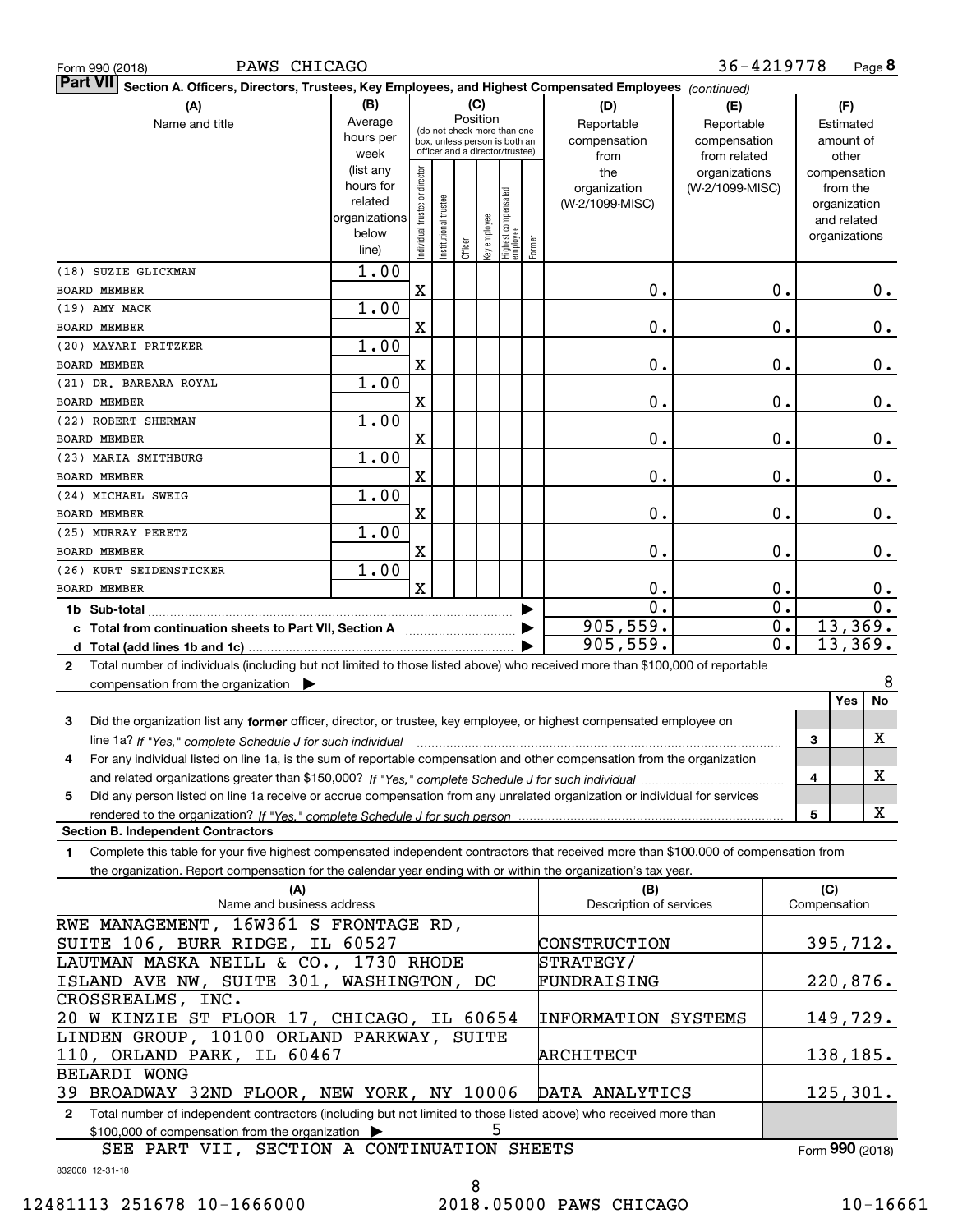Form 990 (2018) PAWS CHICAGO 36-4219778 Page 8

**Part VII Section A. Officers, Directors, Trustees, Key Employees, and Highest Compensated Employees** *(continued)*

| (A) Name and title | (B) Average hours per week (list any hours for related organizations below line) | (C) Individual trustee or director | Institutional trustee | Officer | Key employee | Highest compensated employee | Former | (D) Reportable compensation from the organization (W-2/1099-MISC) | (E) Reportable compensation from related organizations (W-2/1099-MISC) | (F) Estimated amount of other compensation from the organization and related organizations |
|---|---|---|---|---|---|---|---|---|---|---|
| (18) SUZIE GLICKMAN<br>BOARD MEMBER | 1.00 | X | | | | | | 0. | 0. | 0. |
| (19) AMY MACK<br>BOARD MEMBER | 1.00 | X | | | | | | 0. | 0. | 0. |
| (20) MAYARI PRITZKER<br>BOARD MEMBER | 1.00 | X | | | | | | 0. | 0. | 0. |
| (21) DR. BARBARA ROYAL<br>BOARD MEMBER | 1.00 | X | | | | | | 0. | 0. | 0. |
| (22) ROBERT SHERMAN<br>BOARD MEMBER | 1.00 | X | | | | | | 0. | 0. | 0. |
| (23) MARIA SMITHBURG<br>BOARD MEMBER | 1.00 | X | | | | | | 0. | 0. | 0. |
| (24) MICHAEL SWEIG<br>BOARD MEMBER | 1.00 | X | | | | | | 0. | 0. | 0. |
| (25) MURRAY PERETZ<br>BOARD MEMBER | 1.00 | X | | | | | | 0. | 0. | 0. |
| (26) KURT SEIDENSTICKER<br>BOARD MEMBER | 1.00 | X | | | | | | 0. | 0. | 0. |
| **1b Sub-total** | | | | | | | | 0. | 0. | 0. |
| **c Total from continuation sheets to Part VII, Section A** | | | | | | | | 905,559. | 0. | 13,369. |
| **d Total (add lines 1b and 1c)** | | | | | | | | 905,559. | 0. | 13,369. |

**2** Total number of individuals (including but not limited to those listed above) who received more than $100,000 of reportable compensation from the organization ▶ 8

| | | Yes | No |
|---|---|---|---|
| **3** Did the organization list any **former** officer, director, or trustee, key employee, or highest compensated employee on line 1a? *If "Yes," complete Schedule J for such individual* | 3 | | X |
| **4** For any individual listed on line 1a, is the sum of reportable compensation and other compensation from the organization and related organizations greater than $150,000? *If "Yes," complete Schedule J for such individual* | 4 | | X |
| **5** Did any person listed on line 1a receive or accrue compensation from any unrelated organization or individual for services rendered to the organization? *If "Yes," complete Schedule J for such person* | 5 | | X |

**Section B. Independent Contractors**

**1** Complete this table for your five highest compensated independent contractors that received more than $100,000 of compensation from the organization. Report compensation for the calendar year ending with or within the organization's tax year.

| (A) Name and business address | (B) Description of services | (C) Compensation |
|---|---|---|
| RWE MANAGEMENT, 16W361 S FRONTAGE RD, SUITE 106, BURR RIDGE, IL 60527 | CONSTRUCTION | 395,712. |
| LAUTMAN MASKA NEILL & CO., 1730 RHODE ISLAND AVE NW, SUITE 301, WASHINGTON, DC | STRATEGY/ FUNDRAISING | 220,876. |
| CROSSREALMS, INC. 20 W KINZIE ST FLOOR 17, CHICAGO, IL 60654 | INFORMATION SYSTEMS | 149,729. |
| LINDEN GROUP, 10100 ORLAND PARKWAY, SUITE 110, ORLAND PARK, IL 60467 | ARCHITECT | 138,185. |
| BELARDI WONG 39 BROADWAY 32ND FLOOR, NEW YORK, NY 10006 | DATA ANALYTICS | 125,301. |

**2** Total number of independent contractors (including but not limited to those listed above) who received more than $100,000 of compensation from the organization ▶ 5

SEE PART VII, SECTION A CONTINUATION SHEETS

Form **990** (2018)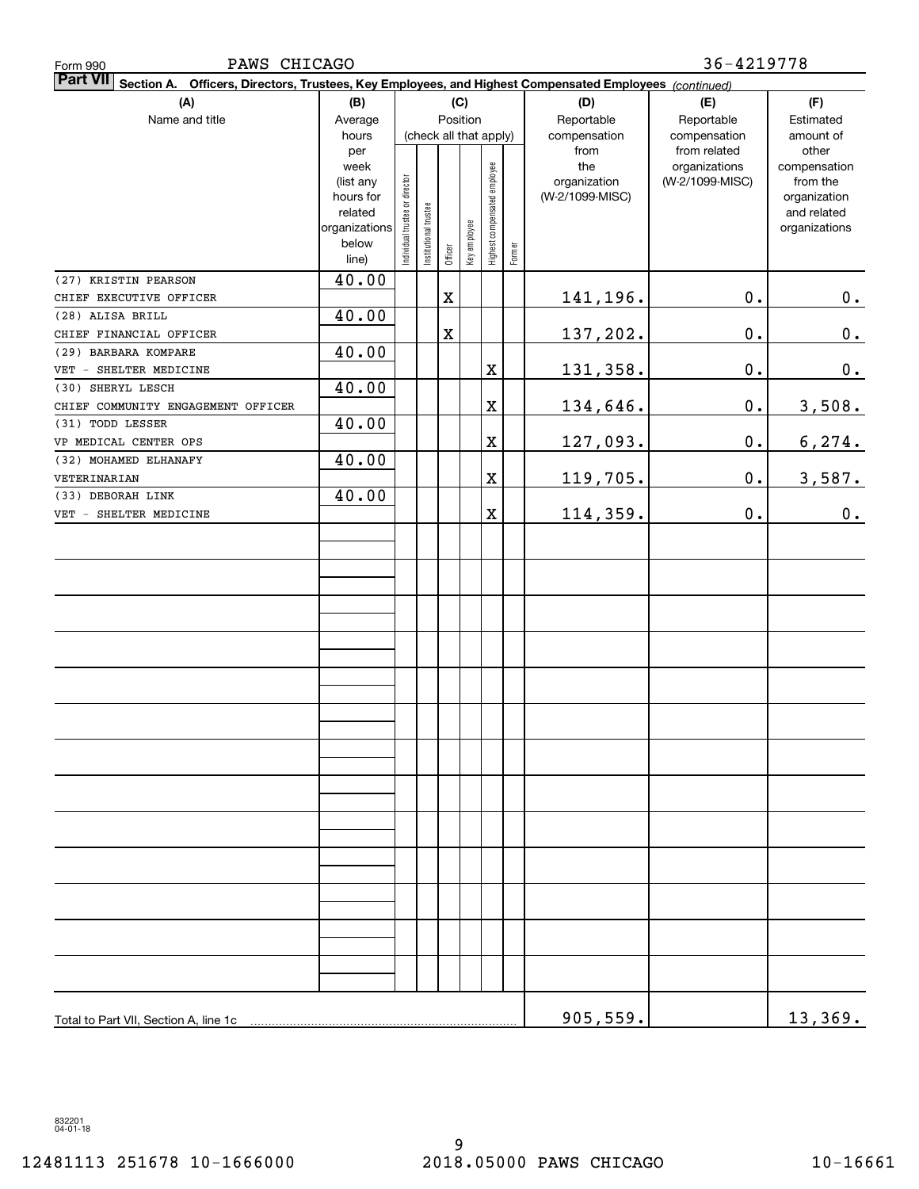Form 990 PAWS CHICAGO 36-4219778

**Part VII Section A. Officers, Directors, Trustees, Key Employees, and Highest Compensated Employees** *(continued)*

| (A) Name and title | (B) Average hours per week (list any hours for related organizations below line) | (C) Position: Individual trustee or director | Institutional trustee | Officer | Key employee | Highest compensated employee | Former | (D) Reportable compensation from the organization (W-2/1099-MISC) | (E) Reportable compensation from related organizations (W-2/1099-MISC) | (F) Estimated amount of other compensation from the organization and related organizations |
|---|---|---|---|---|---|---|---|---|---|---|
| (27) KRISTIN PEARSON<br>CHIEF EXECUTIVE OFFICER | 40.00 | | | X | | | | 141,196. | 0. | 0. |
| (28) ALISA BRILL<br>CHIEF FINANCIAL OFFICER | 40.00 | | | X | | | | 137,202. | 0. | 0. |
| (29) BARBARA KOMPARE<br>VET - SHELTER MEDICINE | 40.00 | | | | | X | | 131,358. | 0. | 0. |
| (30) SHERYL LESCH<br>CHIEF COMMUNITY ENGAGEMENT OFFICER | 40.00 | | | | | X | | 134,646. | 0. | 3,508. |
| (31) TODD LESSER<br>VP MEDICAL CENTER OPS | 40.00 | | | | | X | | 127,093. | 0. | 6,274. |
| (32) MOHAMED ELHANAFY<br>VETERINARIAN | 40.00 | | | | | X | | 119,705. | 0. | 3,587. |
| (33) DEBORAH LINK<br>VET - SHELTER MEDICINE | 40.00 | | | | | X | | 114,359. | 0. | 0. |
| Total to Part VII, Section A, line 1c | | | | | | | | 905,559. | | 13,369. |

832201 04-01-18

12481113 251678 10-1666000 2018.05000 PAWS CHICAGO 10-16661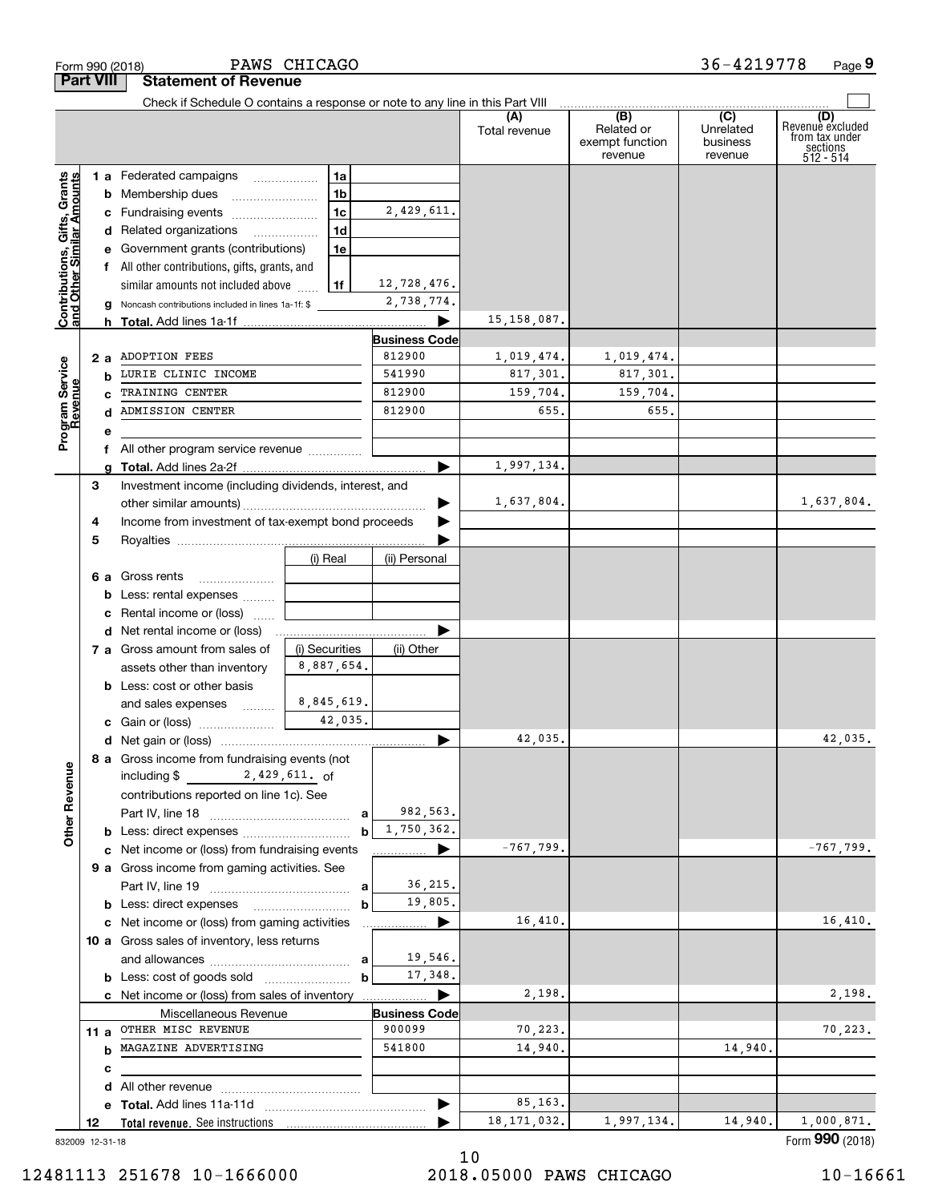Form 990 (2018) PAWS CHICAGO 36-4219778 Page **9**

**Part VIII Statement of Revenue**

Check if Schedule O contains a response or note to any line in this Part VIII

| | | | | (A) Total revenue | (B) Related or exempt function revenue | (C) Unrelated business revenue | (D) Revenue excluded from tax under sections 512 - 514 |
|---|---|---|---|---|---|---|---|
| **Contributions, Gifts, Grants and Other Similar Amounts** | 1 a Federated campaigns | 1a | | | | | |
| | b Membership dues | 1b | | | | | |
| | c Fundraising events | 1c | 2,429,611. | | | | |
| | d Related organizations | 1d | | | | | |
| | e Government grants (contributions) | 1e | | | | | |
| | f All other contributions, gifts, grants, and similar amounts not included above | 1f | 12,728,476. | | | | |
| | g Noncash contributions included in lines 1a-1f: $ | | 2,738,774. | | | | |
| | h **Total.** Add lines 1a-1f | | ▶ | 15,158,087. | | | |
| **Program Service Revenue** | | | **Business Code** | | | | |
| | 2 a ADOPTION FEES | | 812900 | 1,019,474. | 1,019,474. | | |
| | b LURIE CLINIC INCOME | | 541990 | 817,301. | 817,301. | | |
| | c TRAINING CENTER | | 812900 | 159,704. | 159,704. | | |
| | d ADMISSION CENTER | | 812900 | 655. | 655. | | |
| | e | | | | | | |
| | f All other program service revenue | | | | | | |
| | g **Total.** Add lines 2a-2f | | ▶ | 1,997,134. | | | |
| | 3 Investment income (including dividends, interest, and other similar amounts) | | ▶ | 1,637,804. | | | 1,637,804. |
| | 4 Income from investment of tax-exempt bond proceeds | | ▶ | | | | |
| | 5 Royalties | | ▶ | | | | |
| | | (i) Real | (ii) Personal | | | | |
| | 6 a Gross rents | | | | | | |
| | b Less: rental expenses | | | | | | |
| | c Rental income or (loss) | | | | | | |
| | d Net rental income or (loss) | | ▶ | | | | |
| | | (i) Securities | (ii) Other | | | | |
| | 7 a Gross amount from sales of assets other than inventory | 8,887,654. | | | | | |
| | b Less: cost or other basis and sales expenses | 8,845,619. | | | | | |
| | c Gain or (loss) | 42,035. | | | | | |
| | d Net gain or (loss) | | ▶ | 42,035. | | | 42,035. |
| **Other Revenue** | 8 a Gross income from fundraising events (not including $ 2,429,611. of contributions reported on line 1c). See Part IV, line 18 | a | 982,563. | | | | |
| | b Less: direct expenses | b | 1,750,362. | | | | |
| | c Net income or (loss) from fundraising events | | ▶ | -767,799. | | | -767,799. |
| | 9 a Gross income from gaming activities. See Part IV, line 19 | a | 36,215. | | | | |
| | b Less: direct expenses | b | 19,805. | | | | |
| | c Net income or (loss) from gaming activities | | ▶ | 16,410. | | | 16,410. |
| | 10 a Gross sales of inventory, less returns and allowances | a | 19,546. | | | | |
| | b Less: cost of goods sold | b | 17,348. | | | | |
| | c Net income or (loss) from sales of inventory | | ▶ | 2,198. | | | 2,198. |
| | Miscellaneous Revenue | | **Business Code** | | | | |
| | 11 a OTHER MISC REVENUE | | 900099 | 70,223. | | | 70,223. |
| | b MAGAZINE ADVERTISING | | 541800 | 14,940. | | 14,940. | |
| | c | | | | | | |
| | d All other revenue | | | | | | |
| | e **Total.** Add lines 11a-11d | | ▶ | 85,163. | | | |
| | 12 **Total revenue.** See instructions | | ▶ | 18,171,032. | 1,997,134. | 14,940. | 1,000,871. |

832009 12-31-18 Form **990** (2018)

12481113 251678 10-1666000 2018.05000 PAWS CHICAGO 10-16661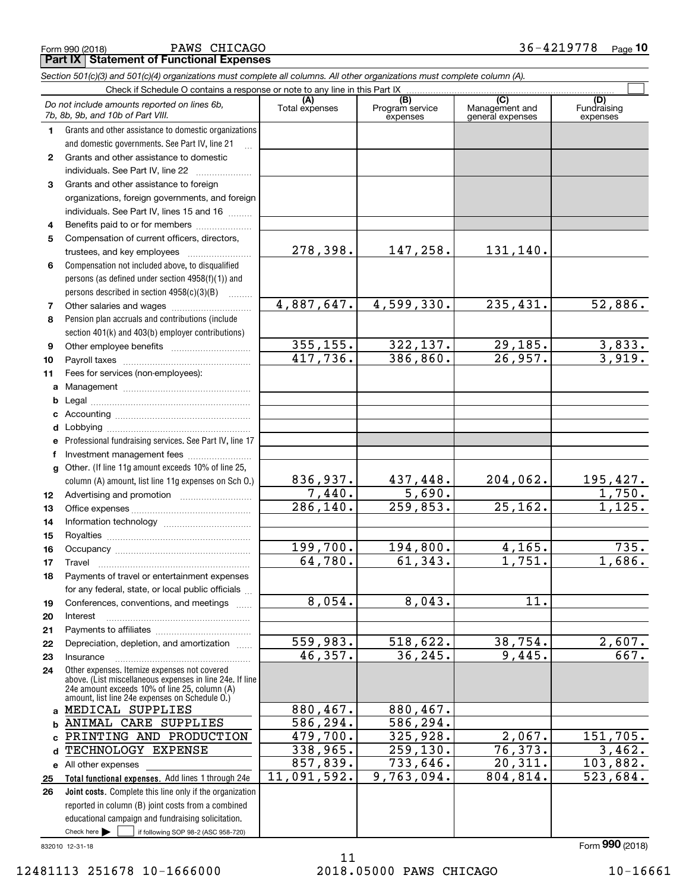Form 990 (2018) PAWS CHICAGO 36-4219778 Page **10**

**Part IX Statement of Functional Expenses**

*Section 501(c)(3) and 501(c)(4) organizations must complete all columns. All other organizations must complete column (A).*

Check if Schedule O contains a response or note to any line in this Part IX

| *Do not include amounts reported on lines 6b, 7b, 8b, 9b, and 10b of Part VIII.* | (A) Total expenses | (B) Program service expenses | (C) Management and general expenses | (D) Fundraising expenses |
|---|---|---|---|---|
| **1** Grants and other assistance to domestic organizations and domestic governments. See Part IV, line 21 | | | | |
| **2** Grants and other assistance to domestic individuals. See Part IV, line 22 | | | | |
| **3** Grants and other assistance to foreign organizations, foreign governments, and foreign individuals. See Part IV, lines 15 and 16 | | | | |
| **4** Benefits paid to or for members | | | | |
| **5** Compensation of current officers, directors, trustees, and key employees | 278,398. | 147,258. | 131,140. | |
| **6** Compensation not included above, to disqualified persons (as defined under section 4958(f)(1)) and persons described in section 4958(c)(3)(B) | | | | |
| **7** Other salaries and wages | 4,887,647. | 4,599,330. | 235,431. | 52,886. |
| **8** Pension plan accruals and contributions (include section 401(k) and 403(b) employer contributions) | | | | |
| **9** Other employee benefits | 355,155. | 322,137. | 29,185. | 3,833. |
| **10** Payroll taxes | 417,736. | 386,860. | 26,957. | 3,919. |
| **11** Fees for services (non-employees): | | | | |
| **a** Management | | | | |
| **b** Legal | | | | |
| **c** Accounting | | | | |
| **d** Lobbying | | | | |
| **e** Professional fundraising services. See Part IV, line 17 | | | | |
| **f** Investment management fees | | | | |
| **g** Other. (If line 11g amount exceeds 10% of line 25, column (A) amount, list line 11g expenses on Sch O.) | 836,937. | 437,448. | 204,062. | 195,427. |
| **12** Advertising and promotion | 7,440. | 5,690. | | 1,750. |
| **13** Office expenses | 286,140. | 259,853. | 25,162. | 1,125. |
| **14** Information technology | | | | |
| **15** Royalties | | | | |
| **16** Occupancy | 199,700. | 194,800. | 4,165. | 735. |
| **17** Travel | 64,780. | 61,343. | 1,751. | 1,686. |
| **18** Payments of travel or entertainment expenses for any federal, state, or local public officials | | | | |
| **19** Conferences, conventions, and meetings | 8,054. | 8,043. | 11. | |
| **20** Interest | | | | |
| **21** Payments to affiliates | | | | |
| **22** Depreciation, depletion, and amortization | 559,983. | 518,622. | 38,754. | 2,607. |
| **23** Insurance | 46,357. | 36,245. | 9,445. | 667. |
| **24** Other expenses. Itemize expenses not covered above. (List miscellaneous expenses in line 24e. If line 24e amount exceeds 10% of line 25, column (A) amount, list line 24e expenses on Schedule O.) | | | | |
| **a** MEDICAL SUPPLIES | 880,467. | 880,467. | | |
| **b** ANIMAL CARE SUPPLIES | 586,294. | 586,294. | | |
| **c** PRINTING AND PRODUCTION | 479,700. | 325,928. | 2,067. | 151,705. |
| **d** TECHNOLOGY EXPENSE | 338,965. | 259,130. | 76,373. | 3,462. |
| **e** All other expenses | 857,839. | 733,646. | 20,311. | 103,882. |
| **25 Total functional expenses.** Add lines 1 through 24e | 11,091,592. | 9,763,094. | 804,814. | 523,684. |
| **26 Joint costs.** Complete this line only if the organization reported in column (B) joint costs from a combined educational campaign and fundraising solicitation. Check here ▶ ☐ if following SOP 98-2 (ASC 958-720) | | | | |

832010 12-31-18 Form **990** (2018)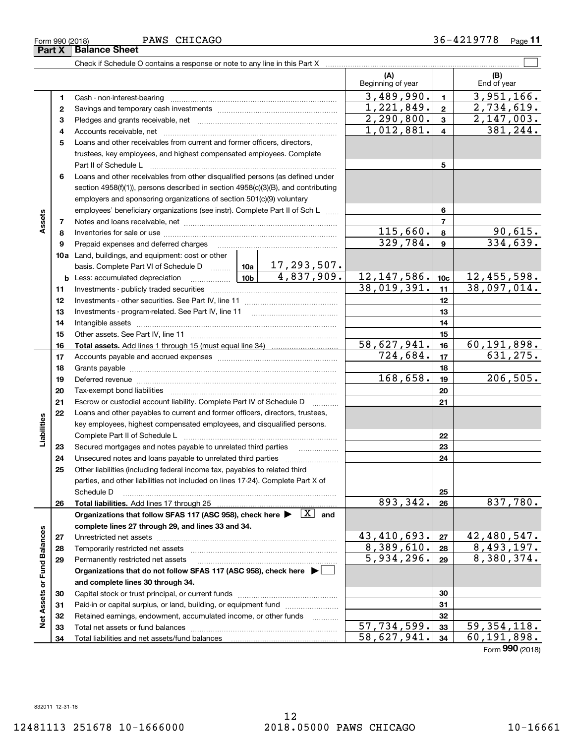Form 990 (2018) PAWS CHICAGO 36-4219778 Page **11**

## Part X Balance Sheet

Check if Schedule O contains a response or note to any line in this Part X ☐

| | | | | (A) Beginning of year | | (B) End of year |
|---|---|---|---|---|---|---|
| **Assets** | 1 | Cash - non-interest-bearing | | 3,489,990. | 1 | 3,951,166. |
| | 2 | Savings and temporary cash investments | | 1,221,849. | 2 | 2,734,619. |
| | 3 | Pledges and grants receivable, net | | 2,290,800. | 3 | 2,147,003. |
| | 4 | Accounts receivable, net | | 1,012,881. | 4 | 381,244. |
| | 5 | Loans and other receivables from current and former officers, directors, trustees, key employees, and highest compensated employees. Complete Part II of Schedule L | | | 5 | |
| | 6 | Loans and other receivables from other disqualified persons (as defined under section 4958(f)(1)), persons described in section 4958(c)(3)(B), and contributing employers and sponsoring organizations of section 501(c)(9) voluntary employees' beneficiary organizations (see instr). Complete Part II of Sch L | | | 6 | |
| | 7 | Notes and loans receivable, net | | | 7 | |
| | 8 | Inventories for sale or use | | 115,660. | 8 | 90,615. |
| | 9 | Prepaid expenses and deferred charges | | 329,784. | 9 | 334,639. |
| | 10a | Land, buildings, and equipment: cost or other basis. Complete Part VI of Schedule D | 10a 17,293,507. | | | |
| | b | Less: accumulated depreciation | 10b 4,837,909. | 12,147,586. | 10c | 12,455,598. |
| | 11 | Investments - publicly traded securities | | 38,019,391. | 11 | 38,097,014. |
| | 12 | Investments - other securities. See Part IV, line 11 | | | 12 | |
| | 13 | Investments - program-related. See Part IV, line 11 | | | 13 | |
| | 14 | Intangible assets | | | 14 | |
| | 15 | Other assets. See Part IV, line 11 | | | 15 | |
| | 16 | **Total assets.** Add lines 1 through 15 (must equal line 34) | | 58,627,941. | 16 | 60,191,898. |
| **Liabilities** | 17 | Accounts payable and accrued expenses | | 724,684. | 17 | 631,275. |
| | 18 | Grants payable | | | 18 | |
| | 19 | Deferred revenue | | 168,658. | 19 | 206,505. |
| | 20 | Tax-exempt bond liabilities | | | 20 | |
| | 21 | Escrow or custodial account liability. Complete Part IV of Schedule D | | | 21 | |
| | 22 | Loans and other payables to current and former officers, directors, trustees, key employees, highest compensated employees, and disqualified persons. Complete Part II of Schedule L | | | 22 | |
| | 23 | Secured mortgages and notes payable to unrelated third parties | | | 23 | |
| | 24 | Unsecured notes and loans payable to unrelated third parties | | | 24 | |
| | 25 | Other liabilities (including federal income tax, payables to related third parties, and other liabilities not included on lines 17-24). Complete Part X of Schedule D | | | 25 | |
| | 26 | **Total liabilities.** Add lines 17 through 25 | | 893,342. | 26 | 837,780. |
| **Net Assets or Fund Balances** | | **Organizations that follow SFAS 117 (ASC 958), check here ▶ [X] and complete lines 27 through 29, and lines 33 and 34.** | | | | |
| | 27 | Unrestricted net assets | | 43,410,693. | 27 | 42,480,547. |
| | 28 | Temporarily restricted net assets | | 8,389,610. | 28 | 8,493,197. |
| | 29 | Permanently restricted net assets | | 5,934,296. | 29 | 8,380,374. |
| | | **Organizations that do not follow SFAS 117 (ASC 958), check here ▶ [ ] and complete lines 30 through 34.** | | | | |
| | 30 | Capital stock or trust principal, or current funds | | | 30 | |
| | 31 | Paid-in or capital surplus, or land, building, or equipment fund | | | 31 | |
| | 32 | Retained earnings, endowment, accumulated income, or other funds | | | 32 | |
| | 33 | Total net assets or fund balances | | 57,734,599. | 33 | 59,354,118. |
| | 34 | Total liabilities and net assets/fund balances | | 58,627,941. | 34 | 60,191,898. |

Form **990** (2018)

832011 12-31-18

12481113 251678 10-1666000 2018.05000 PAWS CHICAGO 10-16661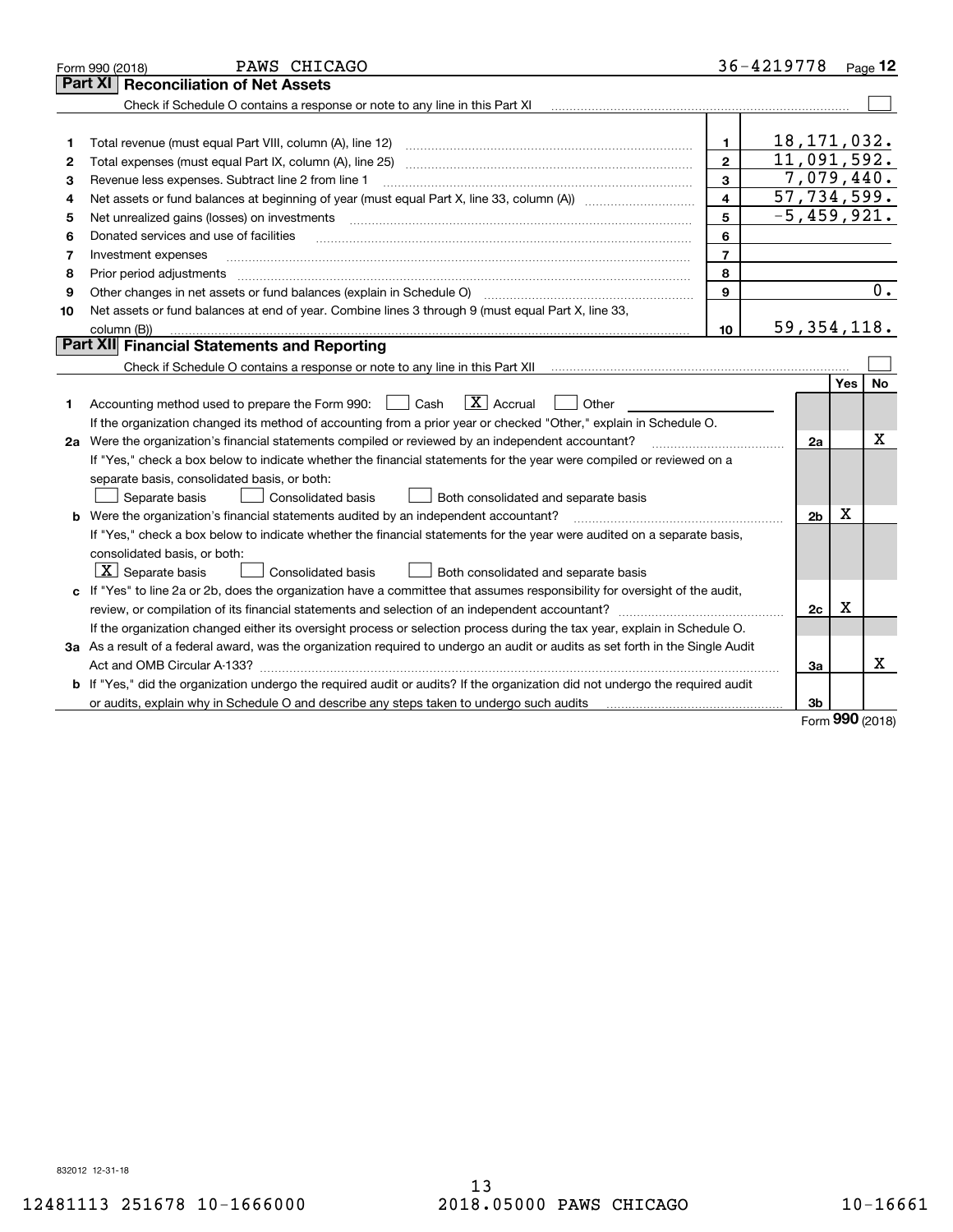Form 990 (2018) PAWS CHICAGO 36-4219778 Page **12**

## Part XI Reconciliation of Net Assets

Check if Schedule O contains a response or note to any line in this Part XI ☐

| | | | |
|---|---|---|---|
| 1 | Total revenue (must equal Part VIII, column (A), line 12) | 1 | 18,171,032. |
| 2 | Total expenses (must equal Part IX, column (A), line 25) | 2 | 11,091,592. |
| 3 | Revenue less expenses. Subtract line 2 from line 1 | 3 | 7,079,440. |
| 4 | Net assets or fund balances at beginning of year (must equal Part X, line 33, column (A)) | 4 | 57,734,599. |
| 5 | Net unrealized gains (losses) on investments | 5 | -5,459,921. |
| 6 | Donated services and use of facilities | 6 | |
| 7 | Investment expenses | 7 | |
| 8 | Prior period adjustments | 8 | |
| 9 | Other changes in net assets or fund balances (explain in Schedule O) | 9 | 0. |
| 10 | Net assets or fund balances at end of year. Combine lines 3 through 9 (must equal Part X, line 33, column (B)) | 10 | 59,354,118. |

## Part XII Financial Statements and Reporting

Check if Schedule O contains a response or note to any line in this Part XII ☐

| | | | Yes | No |
|---|---|---|---|---|
| 1 | Accounting method used to prepare the Form 990: ☐ Cash ☒ Accrual ☐ Other<br>If the organization changed its method of accounting from a prior year or checked "Other," explain in Schedule O. | | | |
| 2a | Were the organization's financial statements compiled or reviewed by an independent accountant?<br>If "Yes," check a box below to indicate whether the financial statements for the year were compiled or reviewed on a separate basis, consolidated basis, or both:<br>☐ Separate basis ☐ Consolidated basis ☐ Both consolidated and separate basis | 2a | | X |
| b | Were the organization's financial statements audited by an independent accountant?<br>If "Yes," check a box below to indicate whether the financial statements for the year were audited on a separate basis, consolidated basis, or both:<br>☒ Separate basis ☐ Consolidated basis ☐ Both consolidated and separate basis | 2b | X | |
| c | If "Yes" to line 2a or 2b, does the organization have a committee that assumes responsibility for oversight of the audit, review, or compilation of its financial statements and selection of an independent accountant?<br>If the organization changed either its oversight process or selection process during the tax year, explain in Schedule O. | 2c | X | |
| 3a | As a result of a federal award, was the organization required to undergo an audit or audits as set forth in the Single Audit Act and OMB Circular A-133? | 3a | | X |
| b | If "Yes," did the organization undergo the required audit or audits? If the organization did not undergo the required audit or audits, explain why in Schedule O and describe any steps taken to undergo such audits | 3b | | |

Form **990** (2018)

832012 12-31-18

12481113 251678 10-1666000 2018.05000 PAWS CHICAGO 10-16661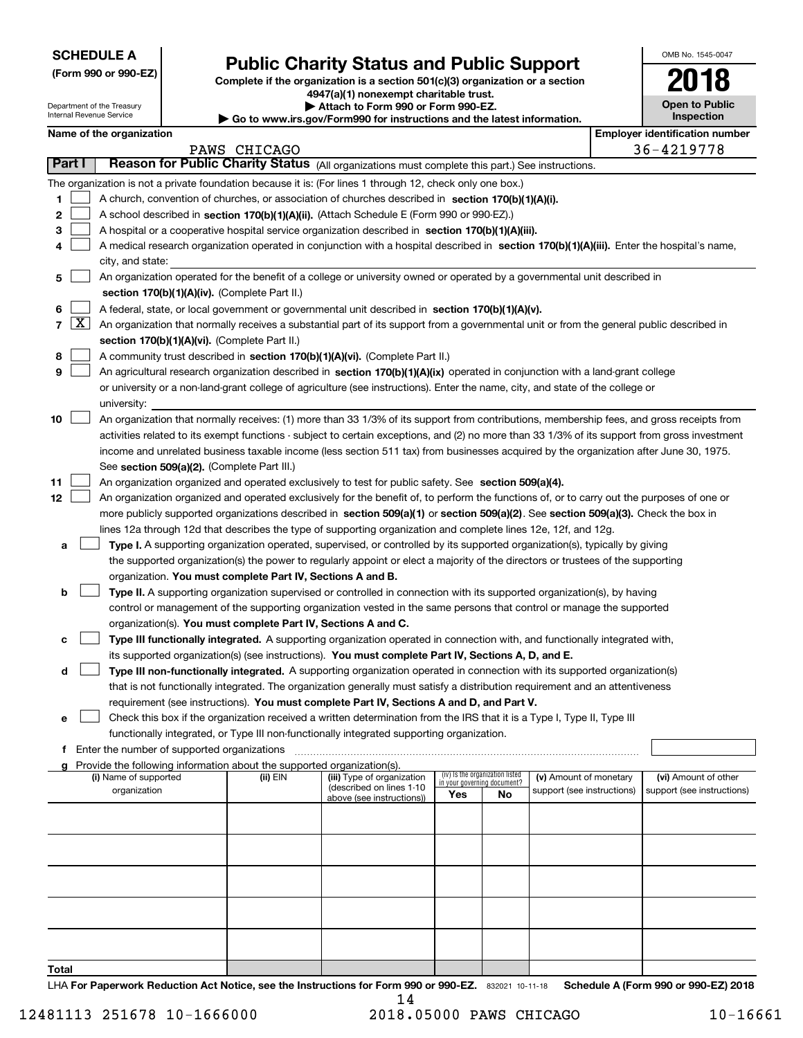**SCHEDULE A**
**(Form 990 or 990-EZ)**

Department of the Treasury
Internal Revenue Service

# Public Charity Status and Public Support

**Complete if the organization is a section 501(c)(3) organization or a section 4947(a)(1) nonexempt charitable trust.**
**▶ Attach to Form 990 or Form 990-EZ.**
**▶ Go to www.irs.gov/Form990 for instructions and the latest information.**

OMB No. 1545-0047
**2018**
**Open to Public Inspection**

**Name of the organization:** PAWS CHICAGO
**Employer identification number:** 36-4219778

## Part I — Reason for Public Charity Status (All organizations must complete this part.) See instructions.

The organization is not a private foundation because it is: (For lines 1 through 12, check only one box.)

1. [ ] A church, convention of churches, or association of churches described in **section 170(b)(1)(A)(i).**
2. [ ] A school described in **section 170(b)(1)(A)(ii).** (Attach Schedule E (Form 990 or 990-EZ).)
3. [ ] A hospital or a cooperative hospital service organization described in **section 170(b)(1)(A)(iii).**
4. [ ] A medical research organization operated in conjunction with a hospital described in **section 170(b)(1)(A)(iii).** Enter the hospital's name, city, and state:
5. [ ] An organization operated for the benefit of a college or university owned or operated by a governmental unit described in **section 170(b)(1)(A)(iv).** (Complete Part II.)
6. [ ] A federal, state, or local government or governmental unit described in **section 170(b)(1)(A)(v).**
7. [X] An organization that normally receives a substantial part of its support from a governmental unit or from the general public described in **section 170(b)(1)(A)(vi).** (Complete Part II.)
8. [ ] A community trust described in **section 170(b)(1)(A)(vi).** (Complete Part II.)
9. [ ] An agricultural research organization described in **section 170(b)(1)(A)(ix)** operated in conjunction with a land-grant college or university or a non-land-grant college of agriculture (see instructions). Enter the name, city, and state of the college or university:
10. [ ] An organization that normally receives: (1) more than 33 1/3% of its support from contributions, membership fees, and gross receipts from activities related to its exempt functions - subject to certain exceptions, and (2) no more than 33 1/3% of its support from gross investment income and unrelated business taxable income (less section 511 tax) from businesses acquired by the organization after June 30, 1975. See **section 509(a)(2).** (Complete Part III.)
11. [ ] An organization organized and operated exclusively to test for public safety. See **section 509(a)(4).**
12. [ ] An organization organized and operated exclusively for the benefit of, to perform the functions of, or to carry out the purposes of one or more publicly supported organizations described in **section 509(a)(1)** or **section 509(a)(2)**. See **section 509(a)(3).** Check the box in lines 12a through 12d that describes the type of supporting organization and complete lines 12e, 12f, and 12g.
   - **a** [ ] **Type I.** A supporting organization operated, supervised, or controlled by its supported organization(s), typically by giving the supported organization(s) the power to regularly appoint or elect a majority of the directors or trustees of the supporting organization. **You must complete Part IV, Sections A and B.**
   - **b** [ ] **Type II.** A supporting organization supervised or controlled in connection with its supported organization(s), by having control or management of the supporting organization vested in the same persons that control or manage the supported organization(s). **You must complete Part IV, Sections A and C.**
   - **c** [ ] **Type III functionally integrated.** A supporting organization operated in connection with, and functionally integrated with, its supported organization(s) (see instructions). **You must complete Part IV, Sections A, D, and E.**
   - **d** [ ] **Type III non-functionally integrated.** A supporting organization operated in connection with its supported organization(s) that is not functionally integrated. The organization generally must satisfy a distribution requirement and an attentiveness requirement (see instructions). **You must complete Part IV, Sections A and D, and Part V.**
   - **e** [ ] Check this box if the organization received a written determination from the IRS that it is a Type I, Type II, Type III functionally integrated, or Type III non-functionally integrated supporting organization.
   - **f** Enter the number of supported organizations
   - **g** Provide the following information about the supported organization(s).

| (i) Name of supported organization | (ii) EIN | (iii) Type of organization (described on lines 1-10 above (see instructions)) | (iv) Is the organization listed in your governing document? Yes | No | (v) Amount of monetary support (see instructions) | (vi) Amount of other support (see instructions) |
|---|---|---|---|---|---|---|
| | | | | | | |
| | | | | | | |
| | | | | | | |
| | | | | | | |
| | | | | | | |
| **Total** | | | | | | |

LHA **For Paperwork Reduction Act Notice, see the Instructions for Form 990 or 990-EZ.** 832021 10-11-18 **Schedule A (Form 990 or 990-EZ) 2018**

12481113 251678 10-1666000 2018.05000 PAWS CHICAGO 10-16661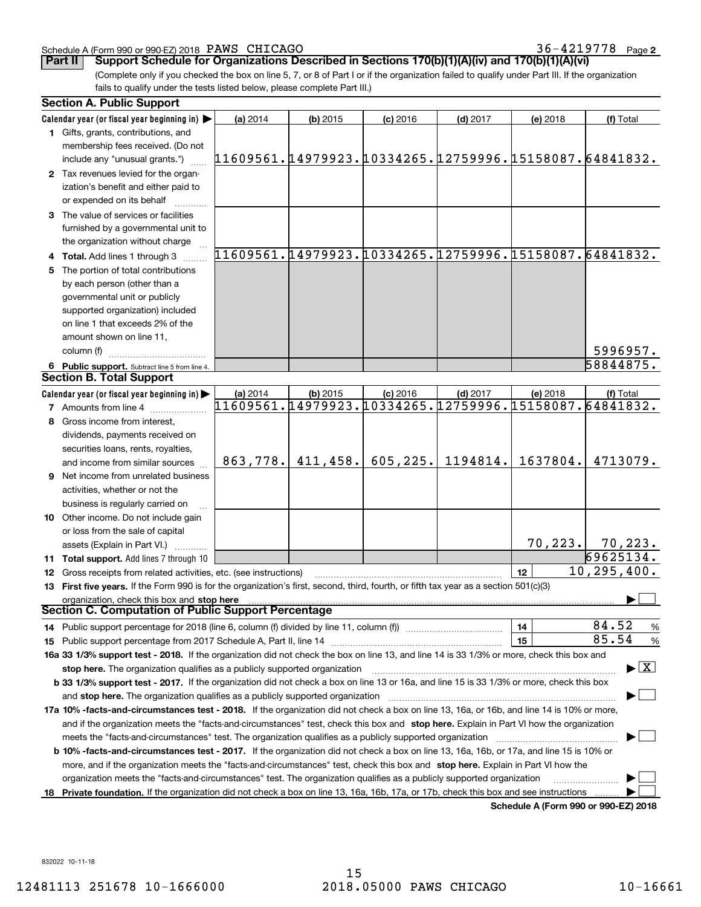Schedule A (Form 990 or 990-EZ) 2018 PAWS CHICAGO 36-4219778 Page 2

**Part II Support Schedule for Organizations Described in Sections 170(b)(1)(A)(iv) and 170(b)(1)(A)(vi)**

(Complete only if you checked the box on line 5, 7, or 8 of Part I or if the organization failed to qualify under Part III. If the organization fails to qualify under the tests listed below, please complete Part III.)

### Section A. Public Support

| Calendar year (or fiscal year beginning in) ▶ | (a) 2014 | (b) 2015 | (c) 2016 | (d) 2017 | (e) 2018 | (f) Total |
|---|---|---|---|---|---|---|
| 1 Gifts, grants, contributions, and membership fees received. (Do not include any "unusual grants.") | 11609561. | 14979923. | 10334265. | 12759996. | 15158087. | 64841832. |
| 2 Tax revenues levied for the organization's benefit and either paid to or expended on its behalf | | | | | | |
| 3 The value of services or facilities furnished by a governmental unit to the organization without charge | | | | | | |
| 4 Total. Add lines 1 through 3 | 11609561. | 14979923. | 10334265. | 12759996. | 15158087. | 64841832. |
| 5 The portion of total contributions by each person (other than a governmental unit or publicly supported organization) included on line 1 that exceeds 2% of the amount shown on line 11, column (f) | | | | | | 5996957. |
| 6 Public support. Subtract line 5 from line 4. | | | | | | 58844875. |

### Section B. Total Support

| Calendar year (or fiscal year beginning in) ▶ | (a) 2014 | (b) 2015 | (c) 2016 | (d) 2017 | (e) 2018 | (f) Total |
|---|---|---|---|---|---|---|
| 7 Amounts from line 4 | 11609561. | 14979923. | 10334265. | 12759996. | 15158087. | 64841832. |
| 8 Gross income from interest, dividends, payments received on securities loans, rents, royalties, and income from similar sources | 863,778. | 411,458. | 605,225. | 1194814. | 1637804. | 4713079. |
| 9 Net income from unrelated business activities, whether or not the business is regularly carried on | | | | | | |
| 10 Other income. Do not include gain or loss from the sale of capital assets (Explain in Part VI.) | | | | | 70,223. | 70,223. |
| 11 Total support. Add lines 7 through 10 | | | | | | 69625134. |

12 Gross receipts from related activities, etc. (see instructions) | 12 | 10,295,400.

13 **First five years.** If the Form 990 is for the organization's first, second, third, fourth, or fifth tax year as a section 501(c)(3) organization, check this box and **stop here** ▶ ☐

### Section C. Computation of Public Support Percentage

14 Public support percentage for 2018 (line 6, column (f) divided by line 11, column (f)) | 14 | 84.52 %

15 Public support percentage from 2017 Schedule A, Part II, line 14 | 15 | 85.54 %

**16a 33 1/3% support test - 2018.** If the organization did not check the box on line 13, and line 14 is 33 1/3% or more, check this box and **stop here.** The organization qualifies as a publicly supported organization ▶ ☒

**b 33 1/3% support test - 2017.** If the organization did not check a box on line 13 or 16a, and line 15 is 33 1/3% or more, check this box and **stop here.** The organization qualifies as a publicly supported organization ▶ ☐

**17a 10% -facts-and-circumstances test - 2018.** If the organization did not check a box on line 13, 16a, or 16b, and line 14 is 10% or more, and if the organization meets the "facts-and-circumstances" test, check this box and **stop here.** Explain in Part VI how the organization meets the "facts-and-circumstances" test. The organization qualifies as a publicly supported organization ▶ ☐

**b 10% -facts-and-circumstances test - 2017.** If the organization did not check a box on line 13, 16a, 16b, or 17a, and line 15 is 10% or more, and if the organization meets the "facts-and-circumstances" test, check this box and **stop here.** Explain in Part VI how the organization meets the "facts-and-circumstances" test. The organization qualifies as a publicly supported organization ▶ ☐

**18 Private foundation.** If the organization did not check a box on line 13, 16a, 16b, 17a, or 17b, check this box and see instructions ▶ ☐

**Schedule A (Form 990 or 990-EZ) 2018**

832022 10-11-18

12481113 251678 10-1666000 2018.05000 PAWS CHICAGO 10-16661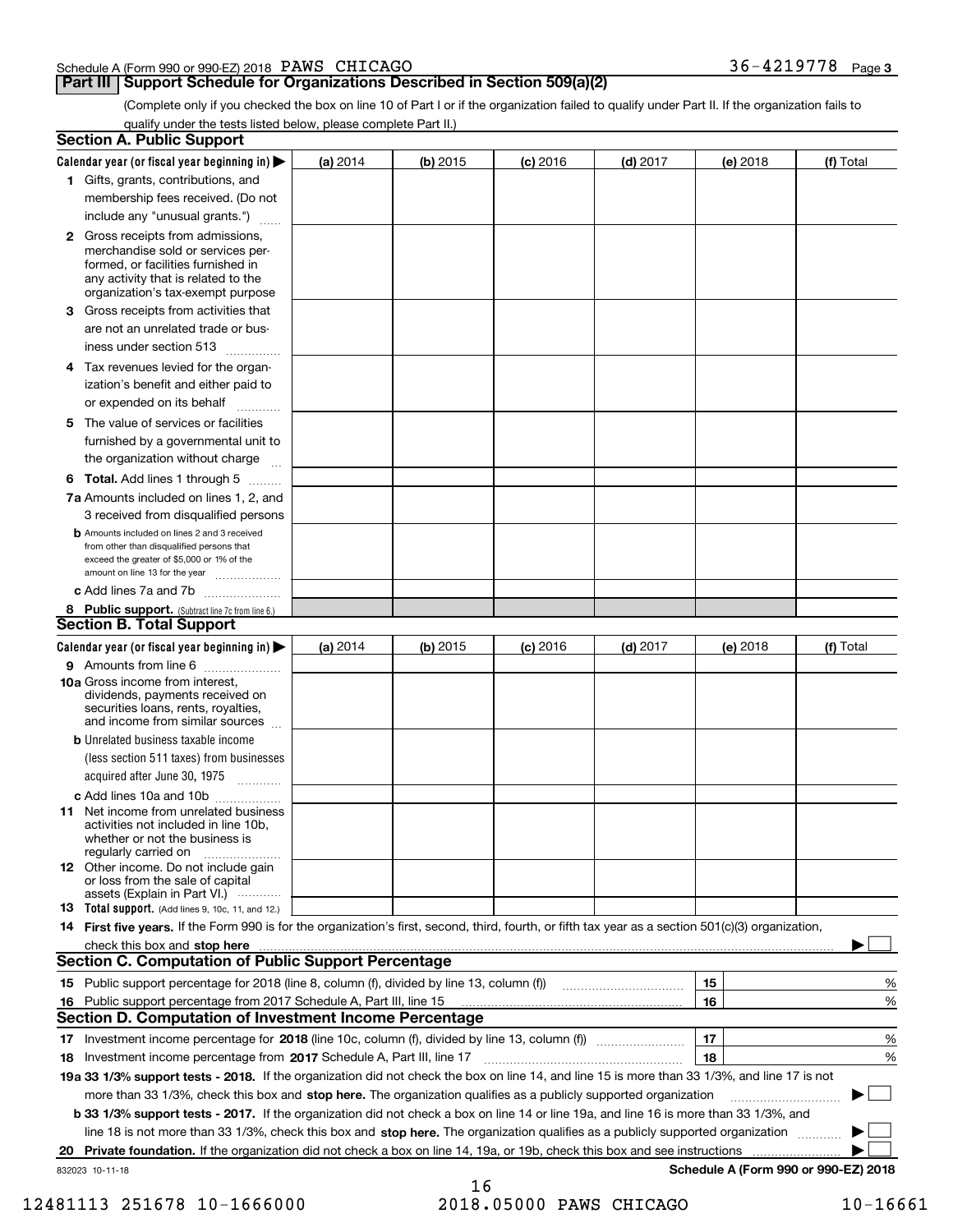Schedule A (Form 990 or 990-EZ) 2018 PAWS CHICAGO 36-4219778 Page 3

## Part III Support Schedule for Organizations Described in Section 509(a)(2)

(Complete only if you checked the box on line 10 of Part I or if the organization failed to qualify under Part II. If the organization fails to qualify under the tests listed below, please complete Part II.)

### Section A. Public Support

| Calendar year (or fiscal year beginning in) ▶ | (a) 2014 | (b) 2015 | (c) 2016 | (d) 2017 | (e) 2018 | (f) Total |
|---|---|---|---|---|---|---|
| 1 Gifts, grants, contributions, and membership fees received. (Do not include any "unusual grants.") | | | | | | |
| 2 Gross receipts from admissions, merchandise sold or services performed, or facilities furnished in any activity that is related to the organization's tax-exempt purpose | | | | | | |
| 3 Gross receipts from activities that are not an unrelated trade or business under section 513 | | | | | | |
| 4 Tax revenues levied for the organization's benefit and either paid to or expended on its behalf | | | | | | |
| 5 The value of services or facilities furnished by a governmental unit to the organization without charge | | | | | | |
| 6 Total. Add lines 1 through 5 | | | | | | |
| 7a Amounts included on lines 1, 2, and 3 received from disqualified persons | | | | | | |
| b Amounts included on lines 2 and 3 received from other than disqualified persons that exceed the greater of $5,000 or 1% of the amount on line 13 for the year | | | | | | |
| c Add lines 7a and 7b | | | | | | |
| 8 Public support. (Subtract line 7c from line 6.) | | | | | | |

### Section B. Total Support

| Calendar year (or fiscal year beginning in) ▶ | (a) 2014 | (b) 2015 | (c) 2016 | (d) 2017 | (e) 2018 | (f) Total |
|---|---|---|---|---|---|---|
| 9 Amounts from line 6 | | | | | | |
| 10a Gross income from interest, dividends, payments received on securities loans, rents, royalties, and income from similar sources | | | | | | |
| b Unrelated business taxable income (less section 511 taxes) from businesses acquired after June 30, 1975 | | | | | | |
| c Add lines 10a and 10b | | | | | | |
| 11 Net income from unrelated business activities not included in line 10b, whether or not the business is regularly carried on | | | | | | |
| 12 Other income. Do not include gain or loss from the sale of capital assets (Explain in Part VI.) | | | | | | |
| 13 Total support. (Add lines 9, 10c, 11, and 12.) | | | | | | |

14 **First five years.** If the Form 990 is for the organization's first, second, third, fourth, or fifth tax year as a section 501(c)(3) organization, check this box and **stop here** ▶ ☐

### Section C. Computation of Public Support Percentage

| | | | |
|---|---|---|---|
| 15 Public support percentage for 2018 (line 8, column (f), divided by line 13, column (f)) | 15 | | % |
| 16 Public support percentage from 2017 Schedule A, Part III, line 15 | 16 | | % |

### Section D. Computation of Investment Income Percentage

| | | | |
|---|---|---|---|
| 17 Investment income percentage for **2018** (line 10c, column (f), divided by line 13, column (f)) | 17 | | % |
| 18 Investment income percentage from **2017** Schedule A, Part III, line 17 | 18 | | % |

**19a 33 1/3% support tests - 2018.** If the organization did not check the box on line 14, and line 15 is more than 33 1/3%, and line 17 is not more than 33 1/3%, check this box and **stop here.** The organization qualifies as a publicly supported organization ▶ ☐

**b 33 1/3% support tests - 2017.** If the organization did not check a box on line 14 or line 19a, and line 16 is more than 33 1/3%, and line 18 is not more than 33 1/3%, check this box and **stop here.** The organization qualifies as a publicly supported organization ▶ ☐

**20 Private foundation.** If the organization did not check a box on line 14, 19a, or 19b, check this box and see instructions ▶ ☐

832023 10-11-18

**Schedule A (Form 990 or 990-EZ) 2018**

12481113 251678 10-1666000 2018.05000 PAWS CHICAGO 10-16661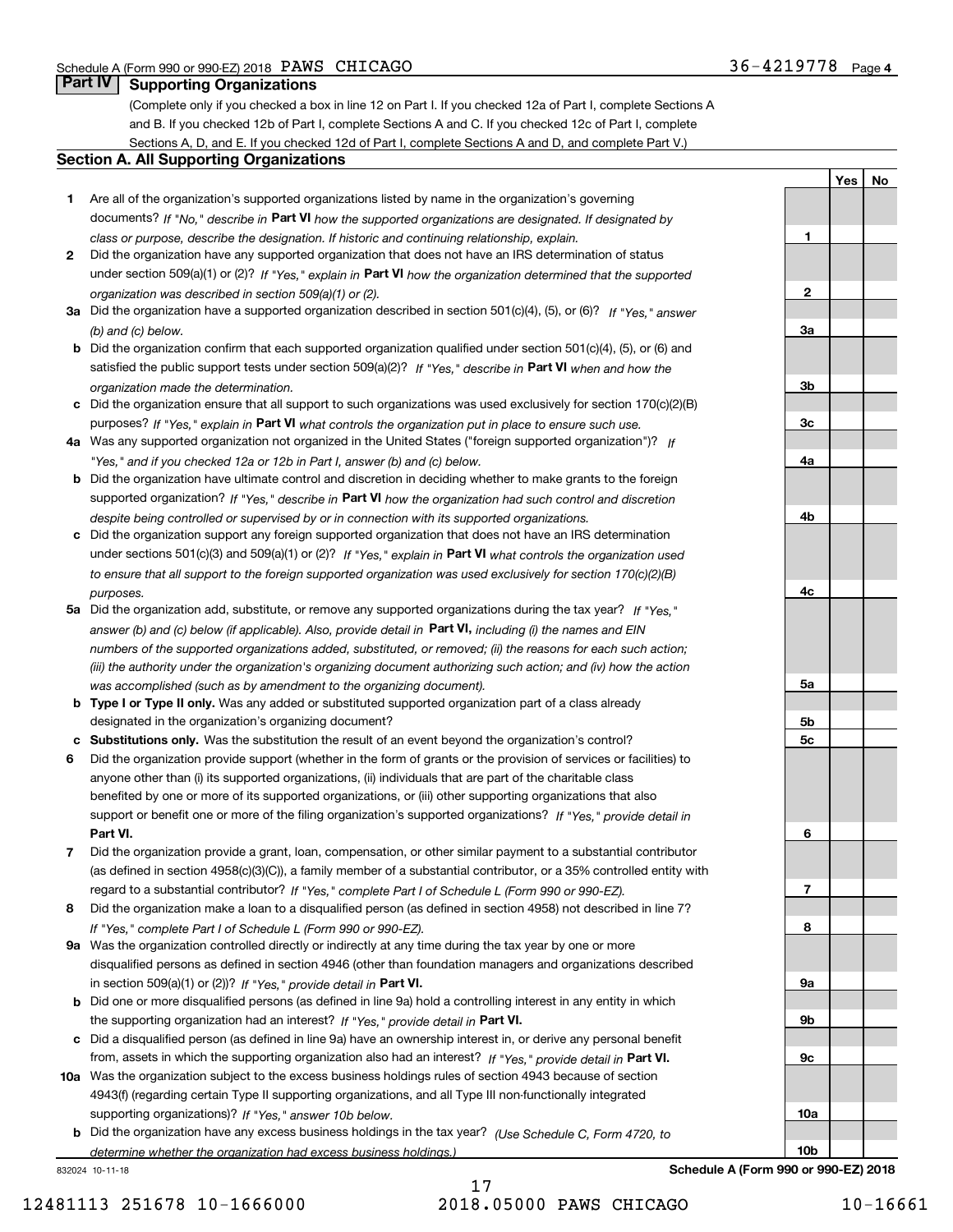Schedule A (Form 990 or 990-EZ) 2018 PAWS CHICAGO 36-4219778 Page 4

## Part IV Supporting Organizations

(Complete only if you checked a box in line 12 on Part I. If you checked 12a of Part I, complete Sections A and B. If you checked 12b of Part I, complete Sections A and C. If you checked 12c of Part I, complete Sections A, D, and E. If you checked 12d of Part I, complete Sections A and D, and complete Part V.)

### Section A. All Supporting Organizations

| | | | Yes | No |
|---|---|---|---|---|
| **1** | Are all of the organization's supported organizations listed by name in the organization's governing documents? *If "No," describe in* **Part VI** *how the supported organizations are designated. If designated by class or purpose, describe the designation. If historic and continuing relationship, explain.* | 1 | | |
| **2** | Did the organization have any supported organization that does not have an IRS determination of status under section 509(a)(1) or (2)? *If "Yes," explain in* **Part VI** *how the organization determined that the supported organization was described in section 509(a)(1) or (2).* | 2 | | |
| **3a** | Did the organization have a supported organization described in section 501(c)(4), (5), or (6)? *If "Yes," answer (b) and (c) below.* | 3a | | |
| **b** | Did the organization confirm that each supported organization qualified under section 501(c)(4), (5), or (6) and satisfied the public support tests under section 509(a)(2)? *If "Yes," describe in* **Part VI** *when and how the organization made the determination.* | 3b | | |
| **c** | Did the organization ensure that all support to such organizations was used exclusively for section 170(c)(2)(B) purposes? *If "Yes," explain in* **Part VI** *what controls the organization put in place to ensure such use.* | 3c | | |
| **4a** | Was any supported organization not organized in the United States ("foreign supported organization")? *If "Yes," and if you checked 12a or 12b in Part I, answer (b) and (c) below.* | 4a | | |
| **b** | Did the organization have ultimate control and discretion in deciding whether to make grants to the foreign supported organization? *If "Yes," describe in* **Part VI** *how the organization had such control and discretion despite being controlled or supervised by or in connection with its supported organizations.* | 4b | | |
| **c** | Did the organization support any foreign supported organization that does not have an IRS determination under sections 501(c)(3) and 509(a)(1) or (2)? *If "Yes," explain in* **Part VI** *what controls the organization used to ensure that all support to the foreign supported organization was used exclusively for section 170(c)(2)(B) purposes.* | 4c | | |
| **5a** | Did the organization add, substitute, or remove any supported organizations during the tax year? *If "Yes," answer (b) and (c) below (if applicable). Also, provide detail in* **Part VI,** *including (i) the names and EIN numbers of the supported organizations added, substituted, or removed; (ii) the reasons for each such action; (iii) the authority under the organization's organizing document authorizing such action; and (iv) how the action was accomplished (such as by amendment to the organizing document).* | 5a | | |
| **b** | **Type I or Type II only.** Was any added or substituted supported organization part of a class already designated in the organization's organizing document? | 5b | | |
| **c** | **Substitutions only.** Was the substitution the result of an event beyond the organization's control? | 5c | | |
| **6** | Did the organization provide support (whether in the form of grants or the provision of services or facilities) to anyone other than (i) its supported organizations, (ii) individuals that are part of the charitable class benefited by one or more of its supported organizations, or (iii) other supporting organizations that also support or benefit one or more of the filing organization's supported organizations? *If "Yes," provide detail in* **Part VI.** | 6 | | |
| **7** | Did the organization provide a grant, loan, compensation, or other similar payment to a substantial contributor (as defined in section 4958(c)(3)(C)), a family member of a substantial contributor, or a 35% controlled entity with regard to a substantial contributor? *If "Yes," complete Part I of Schedule L (Form 990 or 990-EZ).* | 7 | | |
| **8** | Did the organization make a loan to a disqualified person (as defined in section 4958) not described in line 7? *If "Yes," complete Part I of Schedule L (Form 990 or 990-EZ).* | 8 | | |
| **9a** | Was the organization controlled directly or indirectly at any time during the tax year by one or more disqualified persons as defined in section 4946 (other than foundation managers and organizations described in section 509(a)(1) or (2))? *If "Yes," provide detail in* **Part VI.** | 9a | | |
| **b** | Did one or more disqualified persons (as defined in line 9a) hold a controlling interest in any entity in which the supporting organization had an interest? *If "Yes," provide detail in* **Part VI.** | 9b | | |
| **c** | Did a disqualified person (as defined in line 9a) have an ownership interest in, or derive any personal benefit from, assets in which the supporting organization also had an interest? *If "Yes," provide detail in* **Part VI.** | 9c | | |
| **10a** | Was the organization subject to the excess business holdings rules of section 4943 because of section 4943(f) (regarding certain Type II supporting organizations, and all Type III non-functionally integrated supporting organizations)? *If "Yes," answer 10b below.* | 10a | | |
| **b** | Did the organization have any excess business holdings in the tax year? *(Use Schedule C, Form 4720, to determine whether the organization had excess business holdings.)* | 10b | | |

832024 10-11-18 **Schedule A (Form 990 or 990-EZ) 2018**

12481113 251678 10-1666000 2018.05000 PAWS CHICAGO 10-16661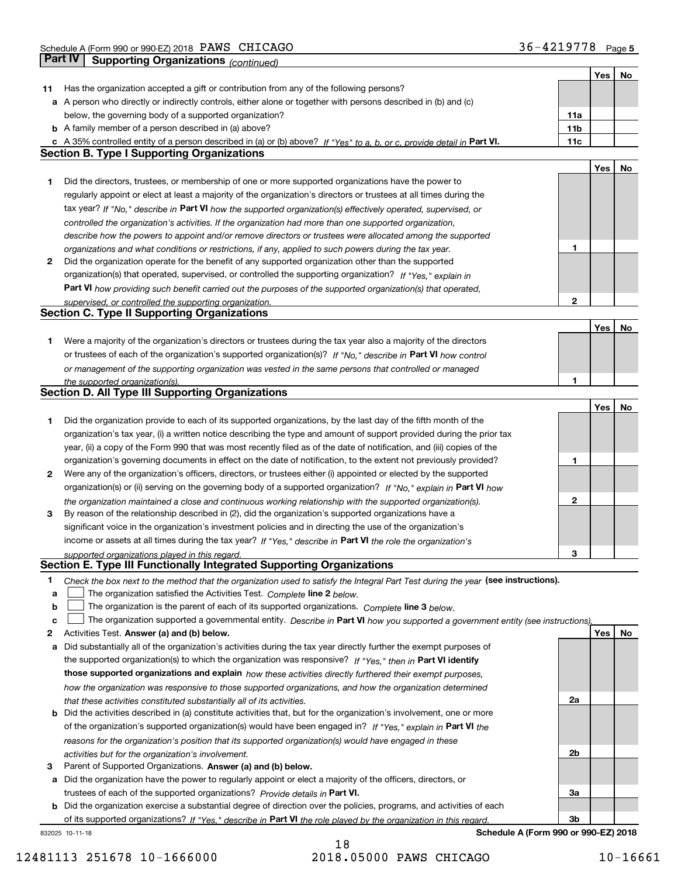Schedule A (Form 990 or 990-EZ) 2018 PAWS CHICAGO 36-4219778 Page 5

## Part IV Supporting Organizations *(continued)*

| | | | Yes | No |
|---|---|---|---|---|
| **11** | Has the organization accepted a gift or contribution from any of the following persons? | | | |
| **a** | A person who directly or indirectly controls, either alone or together with persons described in (b) and (c) below, the governing body of a supported organization? | **11a** | | |
| **b** | A family member of a person described in (a) above? | **11b** | | |
| **c** | A 35% controlled entity of a person described in (a) or (b) above? *If "Yes" to a, b, or c, provide detail in* **Part VI.** | **11c** | | |

### Section B. Type I Supporting Organizations

| | | | Yes | No |
|---|---|---|---|---|
| **1** | Did the directors, trustees, or membership of one or more supported organizations have the power to regularly appoint or elect at least a majority of the organization's directors or trustees at all times during the tax year? *If "No," describe in* **Part VI** *how the supported organization(s) effectively operated, supervised, or controlled the organization's activities. If the organization had more than one supported organization, describe how the powers to appoint and/or remove directors or trustees were allocated among the supported organizations and what conditions or restrictions, if any, applied to such powers during the tax year.* | **1** | | |
| **2** | Did the organization operate for the benefit of any supported organization other than the supported organization(s) that operated, supervised, or controlled the supporting organization? *If "Yes," explain in* **Part VI** *how providing such benefit carried out the purposes of the supported organization(s) that operated, supervised, or controlled the supporting organization.* | **2** | | |

### Section C. Type II Supporting Organizations

| | | | Yes | No |
|---|---|---|---|---|
| **1** | Were a majority of the organization's directors or trustees during the tax year also a majority of the directors or trustees of each of the organization's supported organization(s)? *If "No," describe in* **Part VI** *how control or management of the supporting organization was vested in the same persons that controlled or managed the supported organization(s).* | **1** | | |

### Section D. All Type III Supporting Organizations

| | | | Yes | No |
|---|---|---|---|---|
| **1** | Did the organization provide to each of its supported organizations, by the last day of the fifth month of the organization's tax year, (i) a written notice describing the type and amount of support provided during the prior tax year, (ii) a copy of the Form 990 that was most recently filed as of the date of notification, and (iii) copies of the organization's governing documents in effect on the date of notification, to the extent not previously provided? | **1** | | |
| **2** | Were any of the organization's officers, directors, or trustees either (i) appointed or elected by the supported organization(s) or (ii) serving on the governing body of a supported organization? *If "No," explain in* **Part VI** *how the organization maintained a close and continuous working relationship with the supported organization(s).* | **2** | | |
| **3** | By reason of the relationship described in (2), did the organization's supported organizations have a significant voice in the organization's investment policies and in directing the use of the organization's income or assets at all times during the tax year? *If "Yes," describe in* **Part VI** *the role the organization's supported organizations played in this regard.* | **3** | | |

### Section E. Type III Functionally Integrated Supporting Organizations

**1** *Check the box next to the method that the organization used to satisfy the Integral Part Test during the year* **(see instructions).**

- **a** ☐ The organization satisfied the Activities Test. *Complete* **line 2** *below.*
- **b** ☐ The organization is the parent of each of its supported organizations. *Complete* **line 3** *below.*
- **c** ☐ The organization supported a governmental entity. *Describe in* **Part VI** *how you supported a government entity (see instructions).*

| | | | Yes | No |
|---|---|---|---|---|
| **2** | Activities Test. **Answer (a) and (b) below.** | | | |
| **a** | Did substantially all of the organization's activities during the tax year directly further the exempt purposes of the supported organization(s) to which the organization was responsive? *If "Yes," then in* **Part VI identify those supported organizations and explain** *how these activities directly furthered their exempt purposes, how the organization was responsive to those supported organizations, and how the organization determined that these activities constituted substantially all of its activities.* | **2a** | | |
| **b** | Did the activities described in (a) constitute activities that, but for the organization's involvement, one or more of the organization's supported organization(s) would have been engaged in? *If "Yes," explain in* **Part VI** *the reasons for the organization's position that its supported organization(s) would have engaged in these activities but for the organization's involvement.* | **2b** | | |
| **3** | Parent of Supported Organizations. **Answer (a) and (b) below.** | | | |
| **a** | Did the organization have the power to regularly appoint or elect a majority of the officers, directors, or trustees of each of the supported organizations? *Provide details in* **Part VI.** | **3a** | | |
| **b** | Did the organization exercise a substantial degree of direction over the policies, programs, and activities of each of its supported organizations? *If "Yes," describe in* **Part VI** *the role played by the organization in this regard.* | **3b** | | |

832025 10-11-18 **Schedule A (Form 990 or 990-EZ) 2018**

12481113 251678 10-1666000 2018.05000 PAWS CHICAGO 10-16661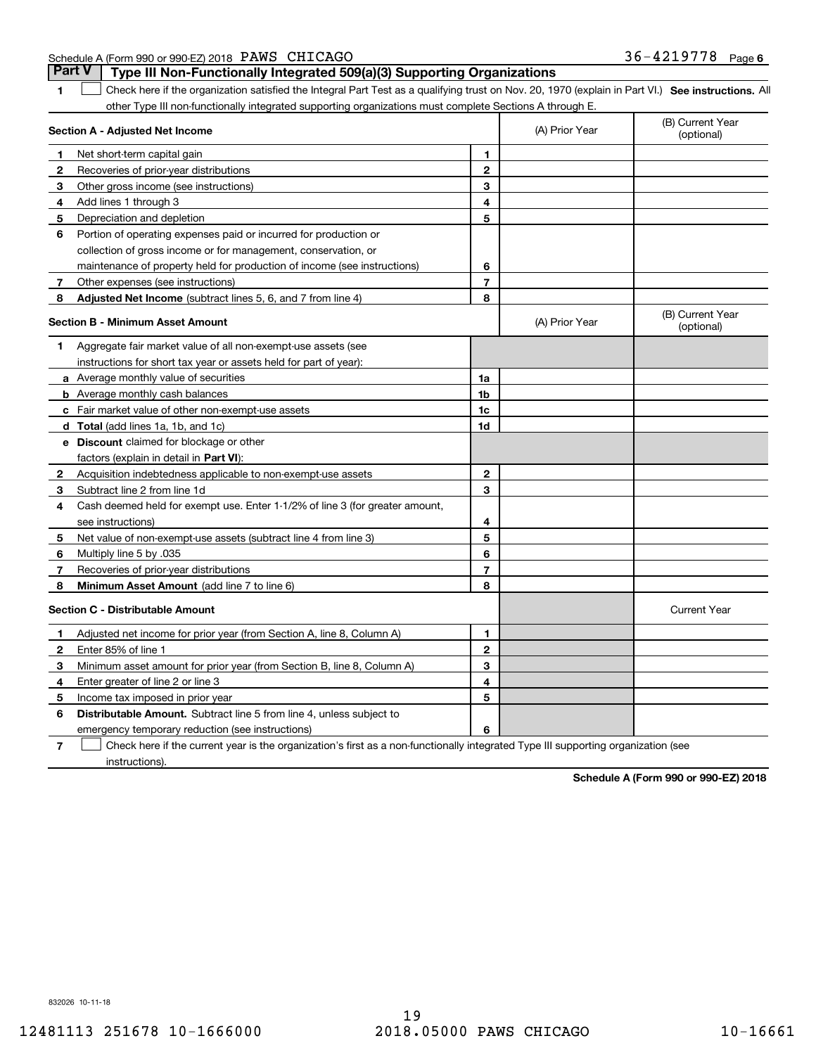Schedule A (Form 990 or 990-EZ) 2018 PAWS CHICAGO 36-4219778 Page 6

## Part V Type III Non-Functionally Integrated 509(a)(3) Supporting Organizations

**1** ☐ Check here if the organization satisfied the Integral Part Test as a qualifying trust on Nov. 20, 1970 (explain in Part VI.) **See instructions.** All other Type III non-functionally integrated supporting organizations must complete Sections A through E.

| **Section A - Adjusted Net Income** | | | (A) Prior Year | (B) Current Year (optional) |
|---|---|---|---|---|
| 1 | Net short-term capital gain | 1 | | |
| 2 | Recoveries of prior-year distributions | 2 | | |
| 3 | Other gross income (see instructions) | 3 | | |
| 4 | Add lines 1 through 3 | 4 | | |
| 5 | Depreciation and depletion | 5 | | |
| 6 | Portion of operating expenses paid or incurred for production or collection of gross income or for management, conservation, or maintenance of property held for production of income (see instructions) | 6 | | |
| 7 | Other expenses (see instructions) | 7 | | |
| 8 | **Adjusted Net Income** (subtract lines 5, 6, and 7 from line 4) | 8 | | |

| **Section B - Minimum Asset Amount** | | | (A) Prior Year | (B) Current Year (optional) |
|---|---|---|---|---|
| 1 | Aggregate fair market value of all non-exempt-use assets (see instructions for short tax year or assets held for part of year): | | | |
| a | Average monthly value of securities | 1a | | |
| b | Average monthly cash balances | 1b | | |
| c | Fair market value of other non-exempt-use assets | 1c | | |
| d | **Total** (add lines 1a, 1b, and 1c) | 1d | | |
| e | **Discount** claimed for blockage or other factors (explain in detail in **Part VI**): | | | |
| 2 | Acquisition indebtedness applicable to non-exempt-use assets | 2 | | |
| 3 | Subtract line 2 from line 1d | 3 | | |
| 4 | Cash deemed held for exempt use. Enter 1-1/2% of line 3 (for greater amount, see instructions) | 4 | | |
| 5 | Net value of non-exempt-use assets (subtract line 4 from line 3) | 5 | | |
| 6 | Multiply line 5 by .035 | 6 | | |
| 7 | Recoveries of prior-year distributions | 7 | | |
| 8 | **Minimum Asset Amount** (add line 7 to line 6) | 8 | | |

| **Section C - Distributable Amount** | | | | Current Year |
|---|---|---|---|---|
| 1 | Adjusted net income for prior year (from Section A, line 8, Column A) | 1 | | |
| 2 | Enter 85% of line 1 | 2 | | |
| 3 | Minimum asset amount for prior year (from Section B, line 8, Column A) | 3 | | |
| 4 | Enter greater of line 2 or line 3 | 4 | | |
| 5 | Income tax imposed in prior year | 5 | | |
| 6 | **Distributable Amount.** Subtract line 5 from line 4, unless subject to emergency temporary reduction (see instructions) | 6 | | |

**7** ☐ Check here if the current year is the organization's first as a non-functionally integrated Type III supporting organization (see instructions).

**Schedule A (Form 990 or 990-EZ) 2018**

832026 10-11-18

12481113 251678 10-1666000 2018.05000 PAWS CHICAGO 10-16661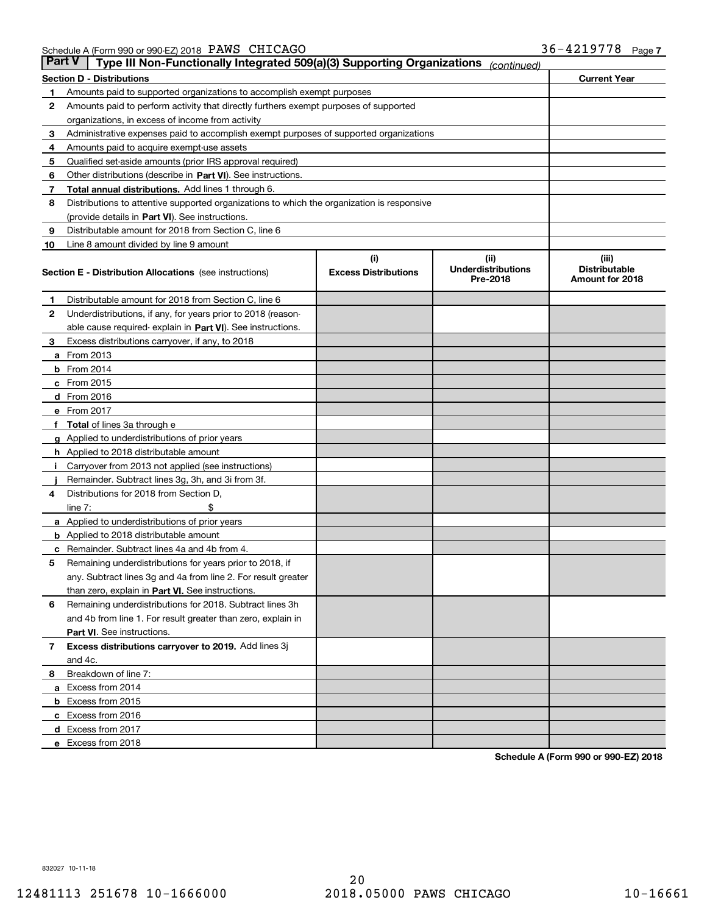Schedule A (Form 990 or 990-EZ) 2018 PAWS CHICAGO 36-4219778 Page 7

## Part V Type III Non-Functionally Integrated 509(a)(3) Supporting Organizations *(continued)*

| Section D - Distributions | | Current Year |
|---|---|---|
| 1 | Amounts paid to supported organizations to accomplish exempt purposes | |
| 2 | Amounts paid to perform activity that directly furthers exempt purposes of supported organizations, in excess of income from activity | |
| 3 | Administrative expenses paid to accomplish exempt purposes of supported organizations | |
| 4 | Amounts paid to acquire exempt-use assets | |
| 5 | Qualified set-aside amounts (prior IRS approval required) | |
| 6 | Other distributions (describe in **Part VI**). See instructions. | |
| 7 | **Total annual distributions.** Add lines 1 through 6. | |
| 8 | Distributions to attentive supported organizations to which the organization is responsive (provide details in **Part VI**). See instructions. | |
| 9 | Distributable amount for 2018 from Section C, line 6 | |
| 10 | Line 8 amount divided by line 9 amount | |

| Section E - Distribution Allocations (see instructions) | (i) Excess Distributions | (ii) Underdistributions Pre-2018 | (iii) Distributable Amount for 2018 |
|---|---|---|---|
| **1** Distributable amount for 2018 from Section C, line 6 | | | |
| **2** Underdistributions, if any, for years prior to 2018 (reasonable cause required- explain in **Part VI**). See instructions. | | | |
| **3** Excess distributions carryover, if any, to 2018 | | | |
| **a** From 2013 | | | |
| **b** From 2014 | | | |
| **c** From 2015 | | | |
| **d** From 2016 | | | |
| **e** From 2017 | | | |
| **f** **Total** of lines 3a through e | | | |
| **g** Applied to underdistributions of prior years | | | |
| **h** Applied to 2018 distributable amount | | | |
| **i** Carryover from 2013 not applied (see instructions) | | | |
| **j** Remainder. Subtract lines 3g, 3h, and 3i from 3f. | | | |
| **4** Distributions for 2018 from Section D, line 7: $ | | | |
| **a** Applied to underdistributions of prior years | | | |
| **b** Applied to 2018 distributable amount | | | |
| **c** Remainder. Subtract lines 4a and 4b from 4. | | | |
| **5** Remaining underdistributions for years prior to 2018, if any. Subtract lines 3g and 4a from line 2. For result greater than zero, explain in **Part VI.** See instructions. | | | |
| **6** Remaining underdistributions for 2018. Subtract lines 3h and 4b from line 1. For result greater than zero, explain in **Part VI**. See instructions. | | | |
| **7** **Excess distributions carryover to 2019.** Add lines 3j and 4c. | | | |
| **8** Breakdown of line 7: | | | |
| **a** Excess from 2014 | | | |
| **b** Excess from 2015 | | | |
| **c** Excess from 2016 | | | |
| **d** Excess from 2017 | | | |
| **e** Excess from 2018 | | | |

**Schedule A (Form 990 or 990-EZ) 2018**

832027 10-11-18

12481113 251678 10-1666000 2018.05000 PAWS CHICAGO 10-16661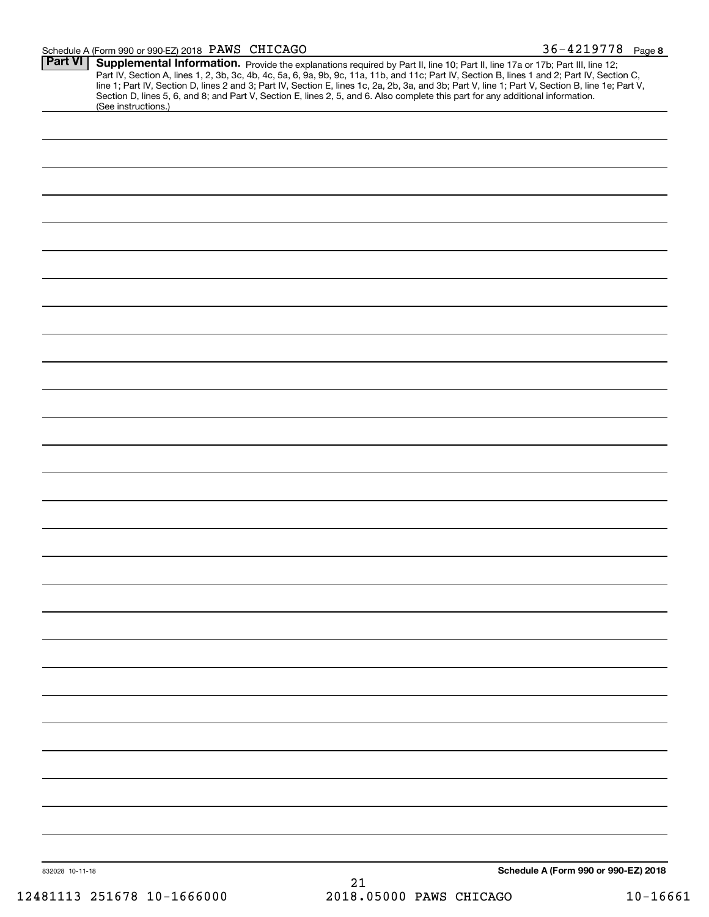Schedule A (Form 990 or 990-EZ) 2018 PAWS CHICAGO 36-4219778 Page 8

**Part VI** **Supplemental Information.** Provide the explanations required by Part II, line 10; Part II, line 17a or 17b; Part III, line 12; Part IV, Section A, lines 1, 2, 3b, 3c, 4b, 4c, 5a, 6, 9a, 9b, 9c, 11a, 11b, and 11c; Part IV, Section B, lines 1 and 2; Part IV, Section C, line 1; Part IV, Section D, lines 2 and 3; Part IV, Section E, lines 1c, 2a, 2b, 3a, and 3b; Part V, line 1; Part V, Section B, line 1e; Part V, Section D, lines 5, 6, and 8; and Part V, Section E, lines 2, 5, and 6. Also complete this part for any additional information. (See instructions.)

832028 10-11-18

**Schedule A (Form 990 or 990-EZ) 2018**

12481113 251678 10-1666000 2018.05000 PAWS CHICAGO 10-16661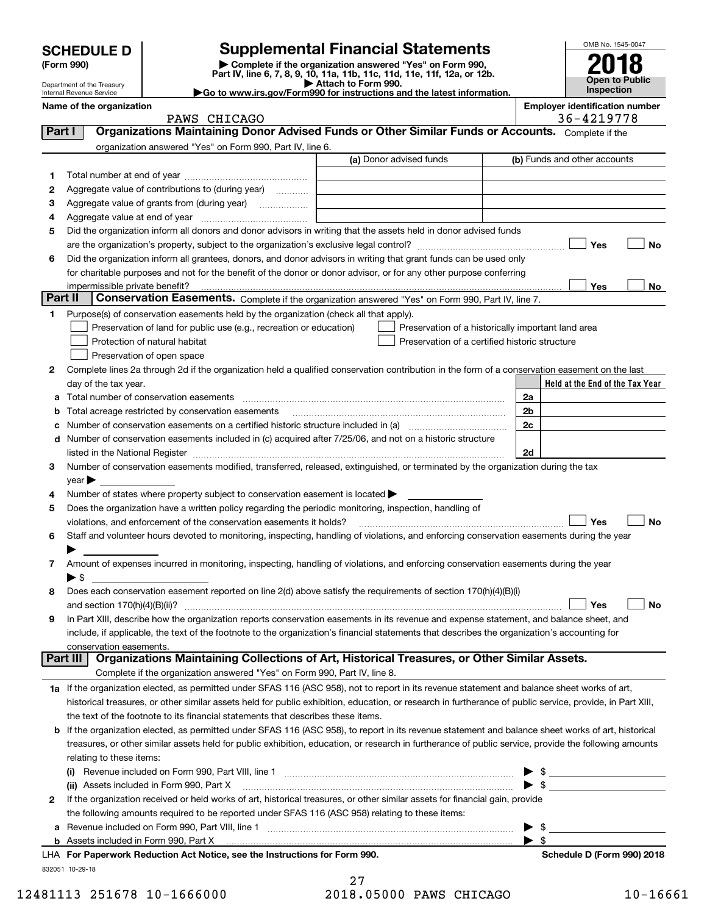# SCHEDULE D (Form 990)

Department of the Treasury
Internal Revenue Service

## Supplemental Financial Statements

▶ Complete if the organization answered "Yes" on Form 990, Part IV, line 6, 7, 8, 9, 10, 11a, 11b, 11c, 11d, 11e, 11f, 12a, or 12b.
▶ Attach to Form 990.
▶Go to www.irs.gov/Form990 for instructions and the latest information.

OMB No. 1545-0047

**2018**

**Open to Public Inspection**

**Name of the organization:** PAWS CHICAGO

**Employer identification number:** 36-4219778

### Part I — Organizations Maintaining Donor Advised Funds or Other Similar Funds or Accounts.
Complete if the organization answered "Yes" on Form 990, Part IV, line 6.

| | | (a) Donor advised funds | (b) Funds and other accounts |
|---|---|---|---|
| 1 | Total number at end of year | | |
| 2 | Aggregate value of contributions to (during year) | | |
| 3 | Aggregate value of grants from (during year) | | |
| 4 | Aggregate value at end of year | | |

5 Did the organization inform all donors and donor advisors in writing that the assets held in donor advised funds are the organization's property, subject to the organization's exclusive legal control? ☐ Yes ☐ No

6 Did the organization inform all grantees, donors, and donor advisors in writing that grant funds can be used only for charitable purposes and not for the benefit of the donor or donor advisor, or for any other purpose conferring impermissible private benefit? ☐ Yes ☐ No

### Part II — Conservation Easements.
Complete if the organization answered "Yes" on Form 990, Part IV, line 7.

1 Purpose(s) of conservation easements held by the organization (check all that apply).

- ☐ Preservation of land for public use (e.g., recreation or education)
- ☐ Preservation of a historically important land area
- ☐ Protection of natural habitat
- ☐ Preservation of a certified historic structure
- ☐ Preservation of open space

2 Complete lines 2a through 2d if the organization held a qualified conservation contribution in the form of a conservation easement on the last day of the tax year.

| | | | Held at the End of the Tax Year |
|---|---|---|---|
| a | Total number of conservation easements | 2a | |
| b | Total acreage restricted by conservation easements | 2b | |
| c | Number of conservation easements on a certified historic structure included in (a) | 2c | |
| d | Number of conservation easements included in (c) acquired after 7/25/06, and not on a historic structure listed in the National Register | 2d | |

3 Number of conservation easements modified, transferred, released, extinguished, or terminated by the organization during the tax year ▶

4 Number of states where property subject to conservation easement is located ▶

5 Does the organization have a written policy regarding the periodic monitoring, inspection, handling of violations, and enforcement of the conservation easements it holds? ☐ Yes ☐ No

6 Staff and volunteer hours devoted to monitoring, inspecting, handling of violations, and enforcing conservation easements during the year ▶

7 Amount of expenses incurred in monitoring, inspecting, handling of violations, and enforcing conservation easements during the year ▶ $

8 Does each conservation easement reported on line 2(d) above satisfy the requirements of section 170(h)(4)(B)(i) and section 170(h)(4)(B)(ii)? ☐ Yes ☐ No

9 In Part XIII, describe how the organization reports conservation easements in its revenue and expense statement, and balance sheet, and include, if applicable, the text of the footnote to the organization's financial statements that describes the organization's accounting for conservation easements.

### Part III — Organizations Maintaining Collections of Art, Historical Treasures, or Other Similar Assets.
Complete if the organization answered "Yes" on Form 990, Part IV, line 8.

1a If the organization elected, as permitted under SFAS 116 (ASC 958), not to report in its revenue statement and balance sheet works of art, historical treasures, or other similar assets held for public exhibition, education, or research in furtherance of public service, provide, in Part XIII, the text of the footnote to its financial statements that describes these items.

b If the organization elected, as permitted under SFAS 116 (ASC 958), to report in its revenue statement and balance sheet works of art, historical treasures, or other similar assets held for public exhibition, education, or research in furtherance of public service, provide the following amounts relating to these items:

(i) Revenue included on Form 990, Part VIII, line 1 ▶ $

(ii) Assets included in Form 990, Part X ▶ $

2 If the organization received or held works of art, historical treasures, or other similar assets for financial gain, provide the following amounts required to be reported under SFAS 116 (ASC 958) relating to these items:

a Revenue included on Form 990, Part VIII, line 1 ▶ $

b Assets included in Form 990, Part X ▶ $

LHA **For Paperwork Reduction Act Notice, see the Instructions for Form 990.** **Schedule D (Form 990) 2018**

832051 10-29-18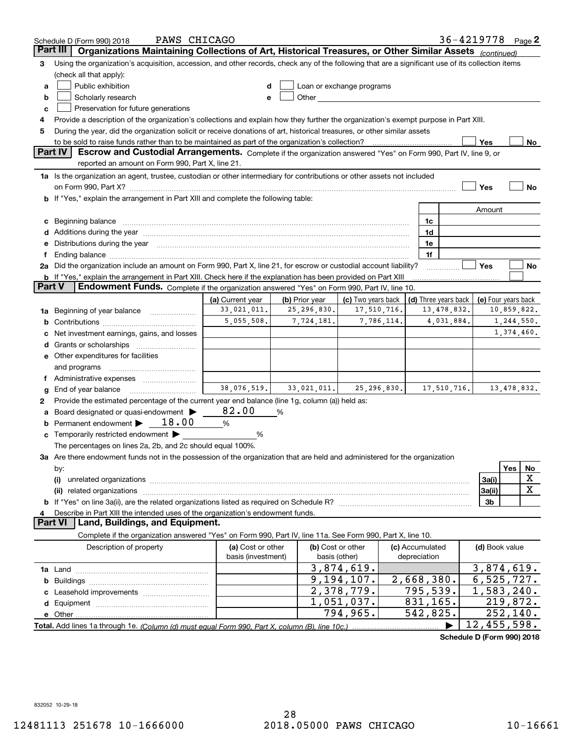Schedule D (Form 990) 2018 PAWS CHICAGO 36-4219778 Page 2

## Part III Organizations Maintaining Collections of Art, Historical Treasures, or Other Similar Assets *(continued)*

3 Using the organization's acquisition, accession, and other records, check any of the following that are a significant use of its collection items (check all that apply):

a ☐ Public exhibition
b ☐ Scholarly research
c ☐ Preservation for future generations
d ☐ Loan or exchange programs
e ☐ Other

4 Provide a description of the organization's collections and explain how they further the organization's exempt purpose in Part XIII.

5 During the year, did the organization solicit or receive donations of art, historical treasures, or other similar assets to be sold to raise funds rather than to be maintained as part of the organization's collection? ☐ Yes ☐ No

## Part IV Escrow and Custodial Arrangements.

Complete if the organization answered "Yes" on Form 990, Part IV, line 9, or reported an amount on Form 990, Part X, line 21.

1a Is the organization an agent, trustee, custodian or other intermediary for contributions or other assets not included on Form 990, Part X? ☐ Yes ☐ No

b If "Yes," explain the arrangement in Part XIII and complete the following table:

| | | | Amount |
|---|---|---|---|
| c | Beginning balance | 1c | |
| d | Additions during the year | 1d | |
| e | Distributions during the year | 1e | |
| f | Ending balance | 1f | |

2a Did the organization include an amount on Form 990, Part X, line 21, for escrow or custodial account liability? ☐ Yes ☐ No

b If "Yes," explain the arrangement in Part XIII. Check here if the explanation has been provided on Part XIII ☐

## Part V Endowment Funds.

Complete if the organization answered "Yes" on Form 990, Part IV, line 10.

| | (a) Current year | (b) Prior year | (c) Two years back | (d) Three years back | (e) Four years back |
|---|---|---|---|---|---|
| 1a Beginning of year balance | 33,021,011. | 25,296,830. | 17,510,716. | 13,478,832. | 10,859,822. |
| b Contributions | 5,055,508. | 7,724,181. | 7,786,114. | 4,031,884. | 1,244,550. |
| c Net investment earnings, gains, and losses | | | | | 1,374,460. |
| d Grants or scholarships | | | | | |
| e Other expenditures for facilities and programs | | | | | |
| f Administrative expenses | | | | | |
| g End of year balance | 38,076,519. | 33,021,011. | 25,296,830. | 17,510,716. | 13,478,832. |

2 Provide the estimated percentage of the current year end balance (line 1g, column (a)) held as:

a Board designated or quasi-endowment ▶ 82.00 %

b Permanent endowment ▶ 18.00 %

c Temporarily restricted endowment ▶ %

The percentages on lines 2a, 2b, and 2c should equal 100%.

3a Are there endowment funds not in the possession of the organization that are held and administered for the organization by:

| | | Yes | No |
|---|---|---|---|
| (i) unrelated organizations | 3a(i) | | X |
| (ii) related organizations | 3a(ii) | | X |
| b If "Yes" on line 3a(ii), are the related organizations listed as required on Schedule R? | 3b | | |

4 Describe in Part XIII the intended uses of the organization's endowment funds.

## Part VI Land, Buildings, and Equipment.

Complete if the organization answered "Yes" on Form 990, Part IV, line 11a. See Form 990, Part X, line 10.

| Description of property | (a) Cost or other basis (investment) | (b) Cost or other basis (other) | (c) Accumulated depreciation | (d) Book value |
|---|---|---|---|---|
| 1a Land | | 3,874,619. | | 3,874,619. |
| b Buildings | | 9,194,107. | 2,668,380. | 6,525,727. |
| c Leasehold improvements | | 2,378,779. | 795,539. | 1,583,240. |
| d Equipment | | 1,051,037. | 831,165. | 219,872. |
| e Other | | 794,965. | 542,825. | 252,140. |
| Total. Add lines 1a through 1e. *(Column (d) must equal Form 990, Part X, column (B), line 10c.)* | | | ▶ | 12,455,598. |

**Schedule D (Form 990) 2018**

832052 10-29-18

12481113 251678 10-1666000 2018.05000 PAWS CHICAGO 10-16661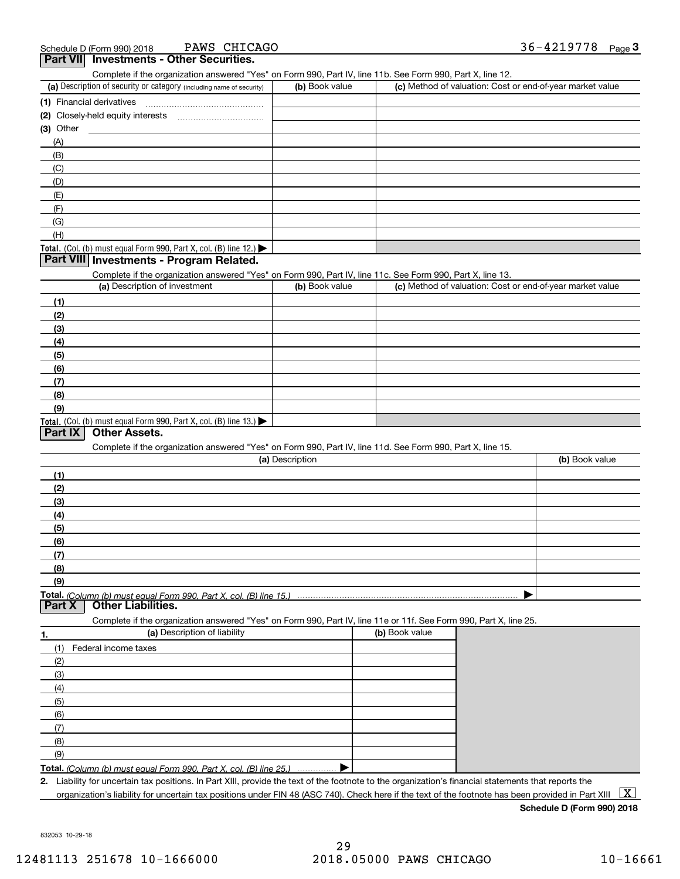Schedule D (Form 990) 2018 PAWS CHICAGO 36-4219778

## Part VII Investments - Other Securities.

Complete if the organization answered "Yes" on Form 990, Part IV, line 11b. See Form 990, Part X, line 12.

| (a) Description of security or category (including name of security) | (b) Book value | (c) Method of valuation: Cost or end-of-year market value |
|---|---|---|
| (1) Financial derivatives | | |
| (2) Closely-held equity interests | | |
| (3) Other | | |
| (A) | | |
| (B) | | |
| (C) | | |
| (D) | | |
| (E) | | |
| (F) | | |
| (G) | | |
| (H) | | |
| **Total.** (Col. (b) must equal Form 990, Part X, col. (B) line 12.) ▶ | | |

## Part VIII Investments - Program Related.

Complete if the organization answered "Yes" on Form 990, Part IV, line 11c. See Form 990, Part X, line 13.

| (a) Description of investment | (b) Book value | (c) Method of valuation: Cost or end-of-year market value |
|---|---|---|
| (1) | | |
| (2) | | |
| (3) | | |
| (4) | | |
| (5) | | |
| (6) | | |
| (7) | | |
| (8) | | |
| (9) | | |
| **Total.** (Col. (b) must equal Form 990, Part X, col. (B) line 13.) ▶ | | |

## Part IX Other Assets.

Complete if the organization answered "Yes" on Form 990, Part IV, line 11d. See Form 990, Part X, line 15.

| (a) Description | (b) Book value |
|---|---|
| (1) | |
| (2) | |
| (3) | |
| (4) | |
| (5) | |
| (6) | |
| (7) | |
| (8) | |
| (9) | |
| **Total.** *(Column (b) must equal Form 990, Part X, col. (B) line 15.)* ▶ | |

## Part X Other Liabilities.

Complete if the organization answered "Yes" on Form 990, Part IV, line 11e or 11f. See Form 990, Part X, line 25.

| 1. (a) Description of liability | (b) Book value |
|---|---|
| (1) Federal income taxes | |
| (2) | |
| (3) | |
| (4) | |
| (5) | |
| (6) | |
| (7) | |
| (8) | |
| (9) | |
| **Total.** *(Column (b) must equal Form 990, Part X, col. (B) line 25.)* ▶ | |

2. Liability for uncertain tax positions. In Part XIII, provide the text of the footnote to the organization's financial statements that reports the organization's liability for uncertain tax positions under FIN 48 (ASC 740). Check here if the text of the footnote has been provided in Part XIII [X]

**Schedule D (Form 990) 2018**

832053 10-29-18

12481113 251678 10-1666000 2018.05000 PAWS CHICAGO 10-16661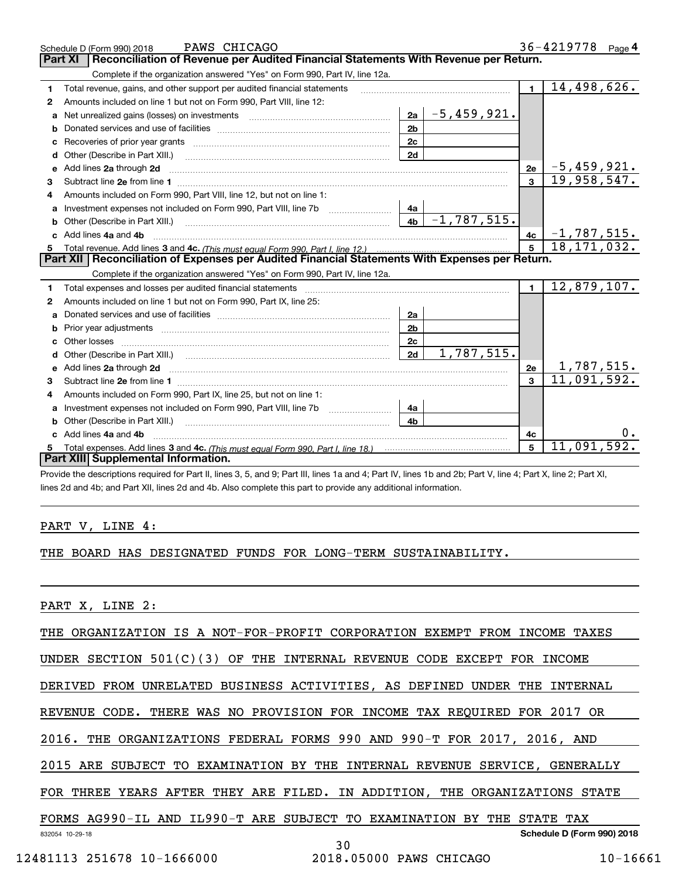Schedule D (Form 990) 2018 PAWS CHICAGO 36-4219778 Page 4

## Part XI Reconciliation of Revenue per Audited Financial Statements With Revenue per Return.

Complete if the organization answered "Yes" on Form 990, Part IV, line 12a.

| | | | | | |
|---|---|---|---|---|---|
| 1 | Total revenue, gains, and other support per audited financial statements | | | 1 | 14,498,626. |
| 2 | Amounts included on line 1 but not on Form 990, Part VIII, line 12: | | | | |
| a | Net unrealized gains (losses) on investments | 2a | -5,459,921. | | |
| b | Donated services and use of facilities | 2b | | | |
| c | Recoveries of prior year grants | 2c | | | |
| d | Other (Describe in Part XIII.) | 2d | | | |
| e | Add lines 2a through 2d | | | 2e | -5,459,921. |
| 3 | Subtract line 2e from line 1 | | | 3 | 19,958,547. |
| 4 | Amounts included on Form 990, Part VIII, line 12, but not on line 1: | | | | |
| a | Investment expenses not included on Form 990, Part VIII, line 7b | 4a | | | |
| b | Other (Describe in Part XIII.) | 4b | -1,787,515. | | |
| c | Add lines 4a and 4b | | | 4c | -1,787,515. |
| 5 | Total revenue. Add lines 3 and 4c. *(This must equal Form 990, Part I, line 12.)* | | | 5 | 18,171,032. |

## Part XII Reconciliation of Expenses per Audited Financial Statements With Expenses per Return.

Complete if the organization answered "Yes" on Form 990, Part IV, line 12a.

| | | | | | |
|---|---|---|---|---|---|
| 1 | Total expenses and losses per audited financial statements | | | 1 | 12,879,107. |
| 2 | Amounts included on line 1 but not on Form 990, Part IX, line 25: | | | | |
| a | Donated services and use of facilities | 2a | | | |
| b | Prior year adjustments | 2b | | | |
| c | Other losses | 2c | | | |
| d | Other (Describe in Part XIII.) | 2d | 1,787,515. | | |
| e | Add lines 2a through 2d | | | 2e | 1,787,515. |
| 3 | Subtract line 2e from line 1 | | | 3 | 11,091,592. |
| 4 | Amounts included on Form 990, Part IX, line 25, but not on line 1: | | | | |
| a | Investment expenses not included on Form 990, Part VIII, line 7b | 4a | | | |
| b | Other (Describe in Part XIII.) | 4b | | | |
| c | Add lines 4a and 4b | | | 4c | 0. |
| 5 | Total expenses. Add lines 3 and 4c. *(This must equal Form 990, Part I, line 18.)* | | | 5 | 11,091,592. |

## Part XIII Supplemental Information.

Provide the descriptions required for Part II, lines 3, 5, and 9; Part III, lines 1a and 4; Part IV, lines 1b and 2b; Part V, line 4; Part X, line 2; Part XI, lines 2d and 4b; and Part XII, lines 2d and 4b. Also complete this part to provide any additional information.

PART V, LINE 4:

THE BOARD HAS DESIGNATED FUNDS FOR LONG-TERM SUSTAINABILITY.

PART X, LINE 2:

THE ORGANIZATION IS A NOT-FOR-PROFIT CORPORATION EXEMPT FROM INCOME TAXES UNDER SECTION 501(C)(3) OF THE INTERNAL REVENUE CODE EXCEPT FOR INCOME DERIVED FROM UNRELATED BUSINESS ACTIVITIES, AS DEFINED UNDER THE INTERNAL REVENUE CODE. THERE WAS NO PROVISION FOR INCOME TAX REQUIRED FOR 2017 OR 2016. THE ORGANIZATIONS FEDERAL FORMS 990 AND 990-T FOR 2017, 2016, AND 2015 ARE SUBJECT TO EXAMINATION BY THE INTERNAL REVENUE SERVICE, GENERALLY FOR THREE YEARS AFTER THEY ARE FILED. IN ADDITION, THE ORGANIZATIONS STATE FORMS AG990-IL AND IL990-T ARE SUBJECT TO EXAMINATION BY THE STATE TAX

832054 10-29-18 **Schedule D (Form 990) 2018**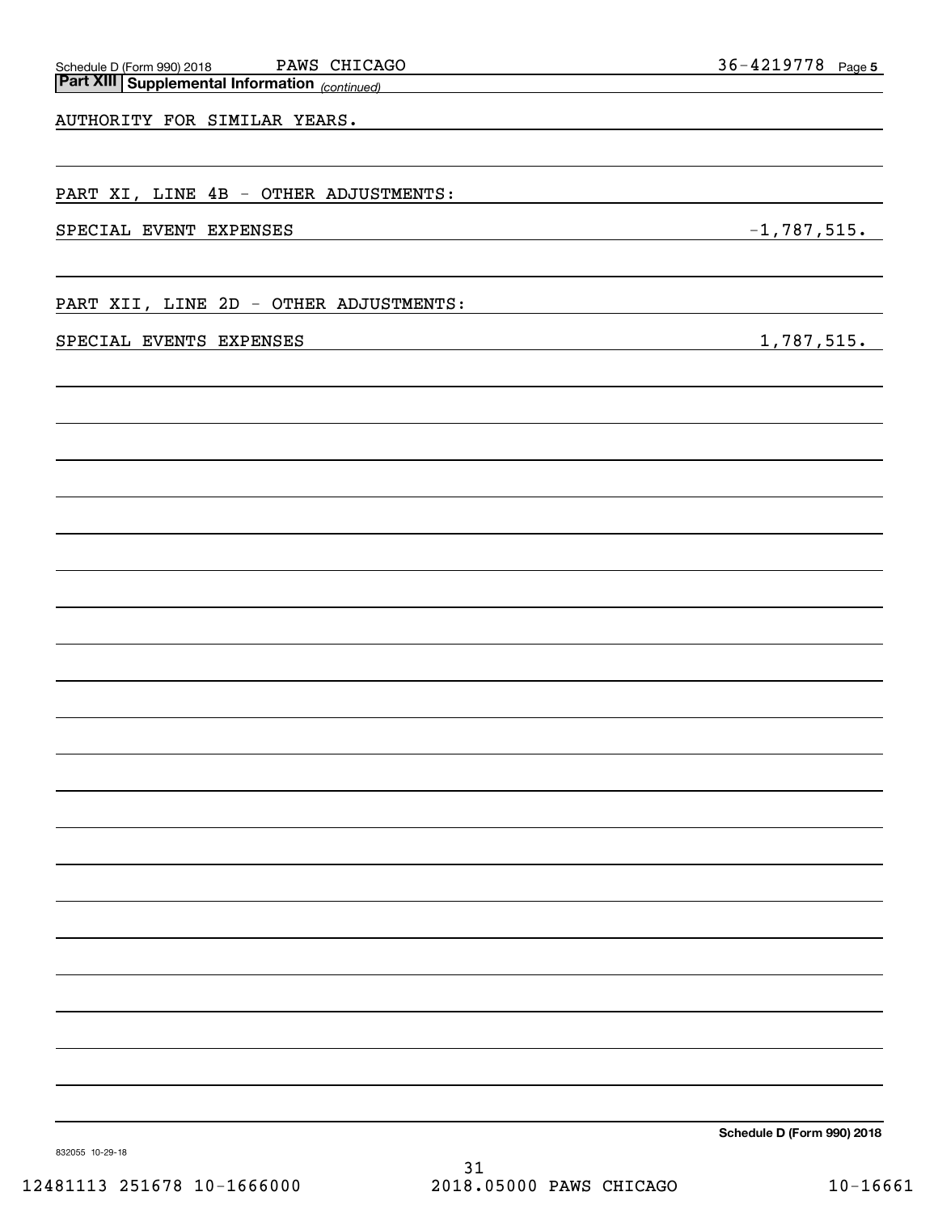**Part XIII Supplemental Information** *(continued)*

AUTHORITY FOR SIMILAR YEARS.

PART XI, LINE 4B - OTHER ADJUSTMENTS:

| | |
|---|---|
| SPECIAL EVENT EXPENSES | -1,787,515. |

PART XII, LINE 2D - OTHER ADJUSTMENTS:

| | |
|---|---|
| SPECIAL EVENTS EXPENSES | 1,787,515. |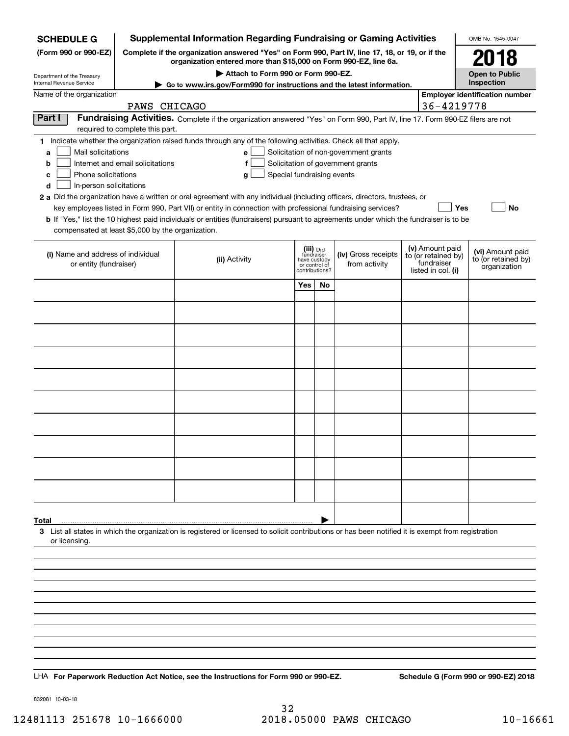**SCHEDULE G** (Form 990 or 990-EZ)

Department of the Treasury
Internal Revenue Service

# Supplemental Information Regarding Fundraising or Gaming Activities

**Complete if the organization answered "Yes" on Form 990, Part IV, line 17, 18, or 19, or if the organization entered more than $15,000 on Form 990-EZ, line 6a.**

**▶ Attach to Form 990 or Form 990-EZ.**

**▶ Go to www.irs.gov/Form990 for instructions and the latest information.**

OMB No. 1545-0047

**2018**

**Open to Public Inspection**

Name of the organization: PAWS CHICAGO

Employer identification number: 36-4219778

## Part I — Fundraising Activities.

Complete if the organization answered "Yes" on Form 990, Part IV, line 17. Form 990-EZ filers are not required to complete this part.

**1** Indicate whether the organization raised funds through any of the following activities. Check all that apply.

- **a** ☐ Mail solicitations
- **b** ☐ Internet and email solicitations
- **c** ☐ Phone solicitations
- **d** ☐ In-person solicitations
- **e** ☐ Solicitation of non-government grants
- **f** ☐ Solicitation of government grants
- **g** ☐ Special fundraising events

**2 a** Did the organization have a written or oral agreement with any individual (including officers, directors, trustees, or key employees listed in Form 990, Part VII) or entity in connection with professional fundraising services? ☐ Yes ☐ No

**b** If "Yes," list the 10 highest paid individuals or entities (fundraisers) pursuant to agreements under which the fundraiser is to be compensated at least $5,000 by the organization.

| (i) Name and address of individual or entity (fundraiser) | (ii) Activity | (iii) Did fundraiser have custody or control of contributions? Yes | No | (iv) Gross receipts from activity | (v) Amount paid to (or retained by) fundraiser listed in col. (i) | (vi) Amount paid to (or retained by) organization |
|---|---|---|---|---|---|---|
| | | | | | | |
| | | | | | | |
| | | | | | | |
| | | | | | | |
| | | | | | | |
| | | | | | | |
| | | | | | | |
| | | | | | | |
| | | | | | | |
| | | | | | | |
| **Total** ▶ | | | | | | |

**3** List all states in which the organization is registered or licensed to solicit contributions or has been notified it is exempt from registration or licensing.

LHA **For Paperwork Reduction Act Notice, see the Instructions for Form 990 or 990-EZ.** **Schedule G (Form 990 or 990-EZ) 2018**

832081 10-03-18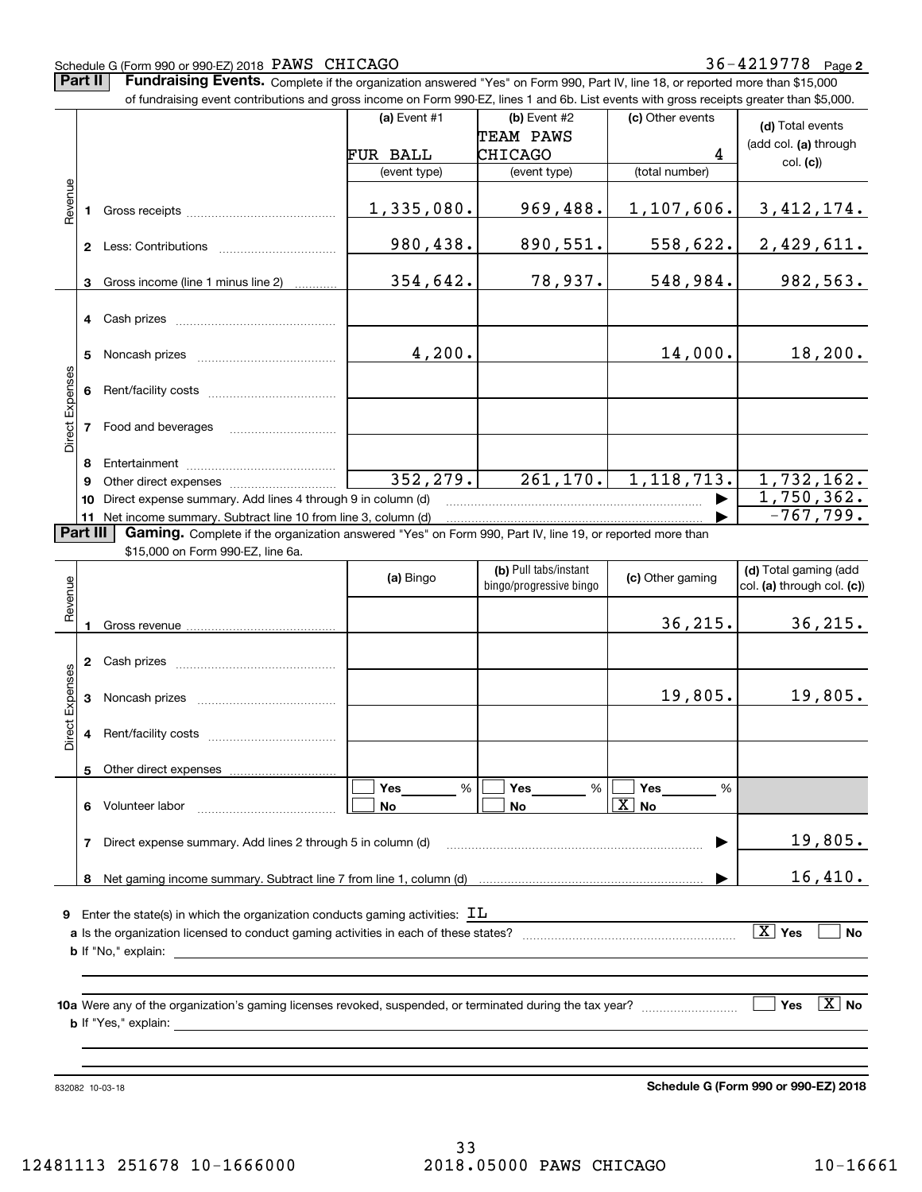Schedule G (Form 990 or 990-EZ) 2018 PAWS CHICAGO 36-4219778 Page 2

**Part II** **Fundraising Events.** Complete if the organization answered "Yes" on Form 990, Part IV, line 18, or reported more than $15,000 of fundraising event contributions and gross income on Form 990-EZ, lines 1 and 6b. List events with gross receipts greater than $5,000.

| | | (a) Event #1 | (b) Event #2 | (c) Other events | (d) Total events (add col. (a) through col. (c)) |
|---|---|---|---|---|---|
| | | FUR BALL | TEAM PAWS CHICAGO | 4 | |
| | | (event type) | (event type) | (total number) | |
| Revenue | 1 Gross receipts | 1,335,080. | 969,488. | 1,107,606. | 3,412,174. |
| | 2 Less: Contributions | 980,438. | 890,551. | 558,622. | 2,429,611. |
| | 3 Gross income (line 1 minus line 2) | 354,642. | 78,937. | 548,984. | 982,563. |
| Direct Expenses | 4 Cash prizes | | | | |
| | 5 Noncash prizes | 4,200. | | 14,000. | 18,200. |
| | 6 Rent/facility costs | | | | |
| | 7 Food and beverages | | | | |
| | 8 Entertainment | | | | |
| | 9 Other direct expenses | 352,279. | 261,170. | 1,118,713. | 1,732,162. |
| | 10 Direct expense summary. Add lines 4 through 9 in column (d) | | | ▶ | 1,750,362. |
| | 11 Net income summary. Subtract line 10 from line 3, column (d) | | | ▶ | -767,799. |

**Part III** **Gaming.** Complete if the organization answered "Yes" on Form 990, Part IV, line 19, or reported more than $15,000 on Form 990-EZ, line 6a.

| | | (a) Bingo | (b) Pull tabs/instant bingo/progressive bingo | (c) Other gaming | (d) Total gaming (add col. (a) through col. (c)) |
|---|---|---|---|---|---|
| Revenue | 1 Gross revenue | | | 36,215. | 36,215. |
| Direct Expenses | 2 Cash prizes | | | | |
| | 3 Noncash prizes | | | 19,805. | 19,805. |
| | 4 Rent/facility costs | | | | |
| | 5 Other direct expenses | | | | |
| | 6 Volunteer labor | ☐ Yes ____ % ☐ No | ☐ Yes ____ % ☐ No | ☐ Yes ____ % ☒ No | |
| | 7 Direct expense summary. Add lines 2 through 5 in column (d) | | | ▶ | 19,805. |
| | 8 Net gaming income summary. Subtract line 7 from line 1, column (d) | | | ▶ | 16,410. |

9 Enter the state(s) in which the organization conducts gaming activities: IL

a Is the organization licensed to conduct gaming activities in each of these states? ☒ Yes ☐ No

b If "No," explain:

10a Were any of the organization's gaming licenses revoked, suspended, or terminated during the tax year? ☐ Yes ☒ No

b If "Yes," explain:

832082 10-03-18

**Schedule G (Form 990 or 990-EZ) 2018**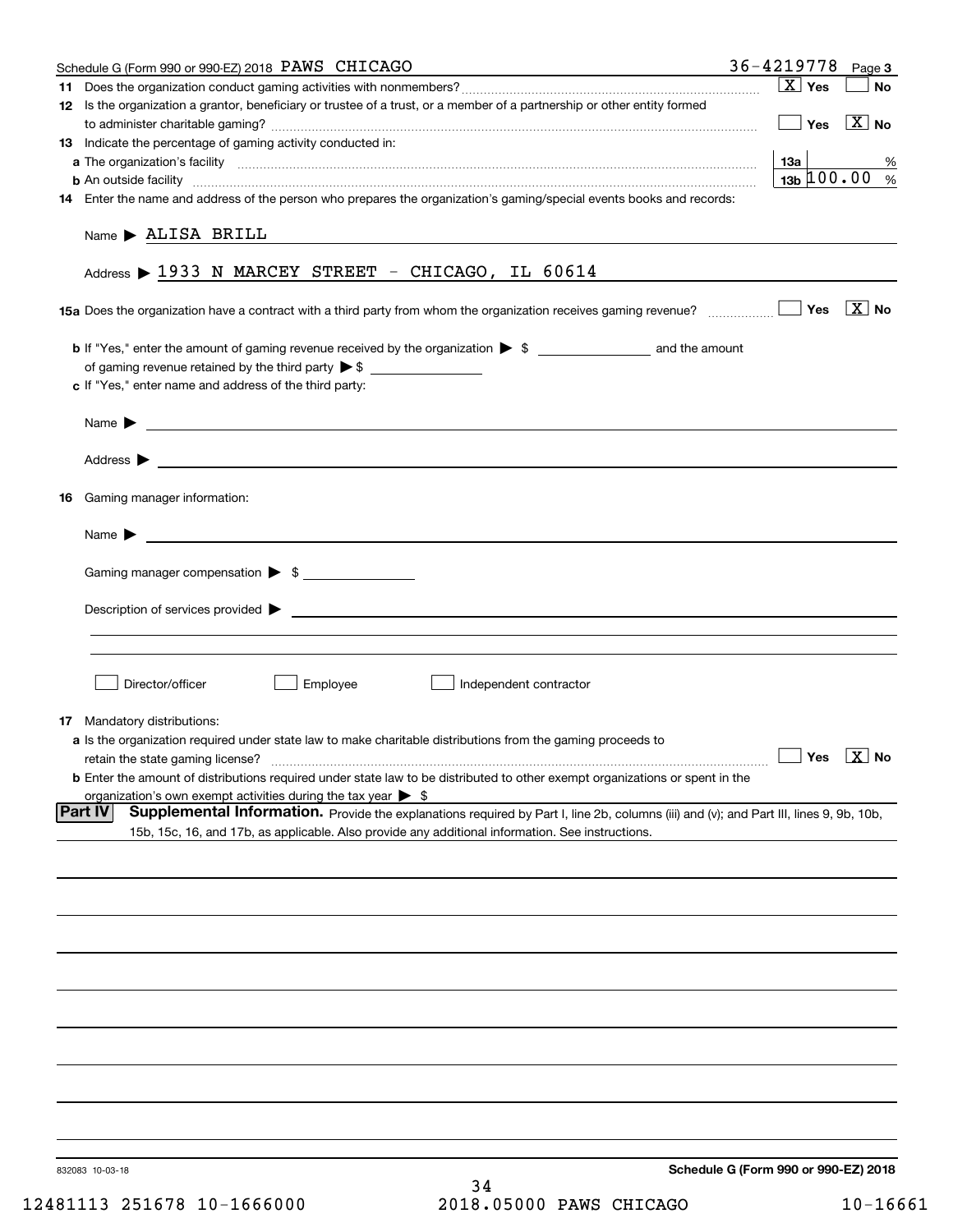Schedule G (Form 990 or 990-EZ) 2018 PAWS CHICAGO 36-4219778 Page 3

**11** Does the organization conduct gaming activities with nonmembers? [X] Yes [ ] No

**12** Is the organization a grantor, beneficiary or trustee of a trust, or a member of a partnership or other entity formed to administer charitable gaming? [ ] Yes [X] No

**13** Indicate the percentage of gaming activity conducted in:

**a** The organization's facility — 13a ____ %

**b** An outside facility — 13b 100.00 %

**14** Enter the name and address of the person who prepares the organization's gaming/special events books and records:

Name ▶ ALISA BRILL

Address ▶ 1933 N MARCEY STREET - CHICAGO, IL 60614

**15a** Does the organization have a contract with a third party from whom the organization receives gaming revenue? [ ] Yes [X] No

**b** If "Yes," enter the amount of gaming revenue received by the organization ▶ $ ________ and the amount of gaming revenue retained by the third party ▶ $ ________

**c** If "Yes," enter name and address of the third party:

Name ▶

Address ▶

**16** Gaming manager information:

Name ▶

Gaming manager compensation ▶ $

Description of services provided ▶

[ ] Director/officer [ ] Employee [ ] Independent contractor

**17** Mandatory distributions:

**a** Is the organization required under state law to make charitable distributions from the gaming proceeds to retain the state gaming license? [ ] Yes [X] No

**b** Enter the amount of distributions required under state law to be distributed to other exempt organizations or spent in the organization's own exempt activities during the tax year ▶ $

## Part IV Supplemental Information.

Provide the explanations required by Part I, line 2b, columns (iii) and (v); and Part III, lines 9, 9b, 10b, 15b, 15c, 16, and 17b, as applicable. Also provide any additional information. See instructions.

832083 10-03-18

Schedule G (Form 990 or 990-EZ) 2018

12481113 251678 10-1666000 2018.05000 PAWS CHICAGO 10-16661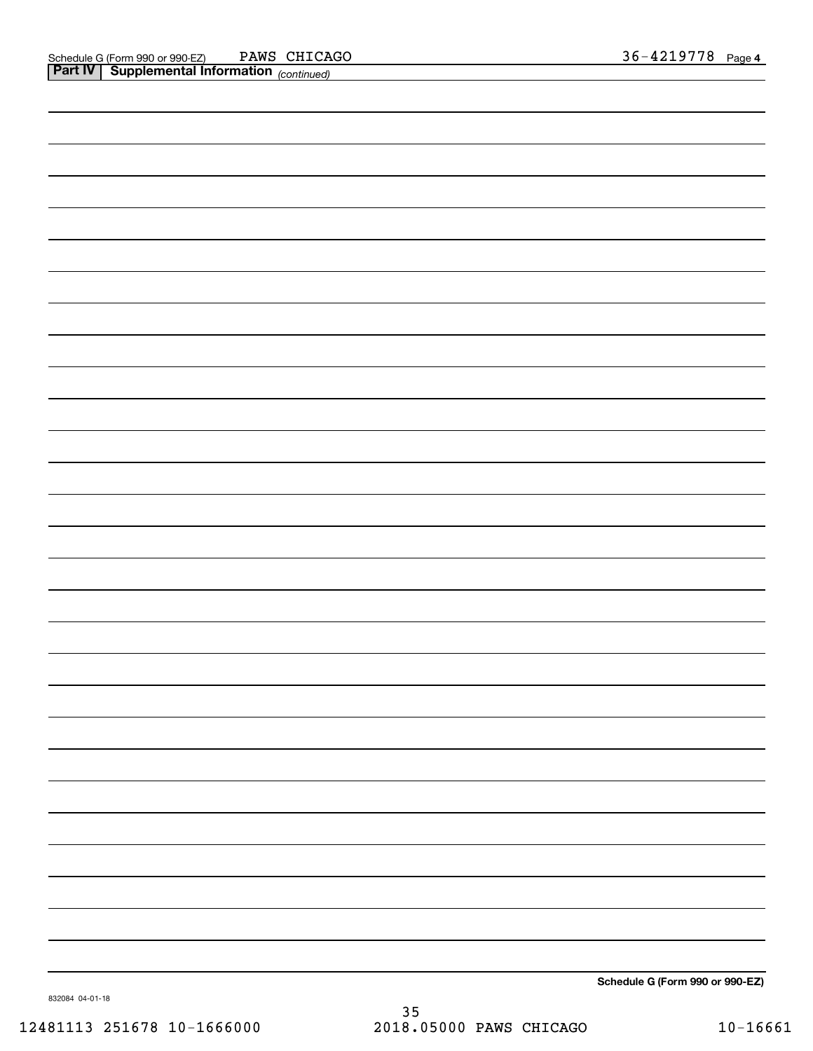Schedule G (Form 990 or 990-EZ) PAWS CHICAGO 36-4219778 Page 4

**Part IV | Supplemental Information** *(continued)*

**Schedule G (Form 990 or 990-EZ)**

832084 04-01-18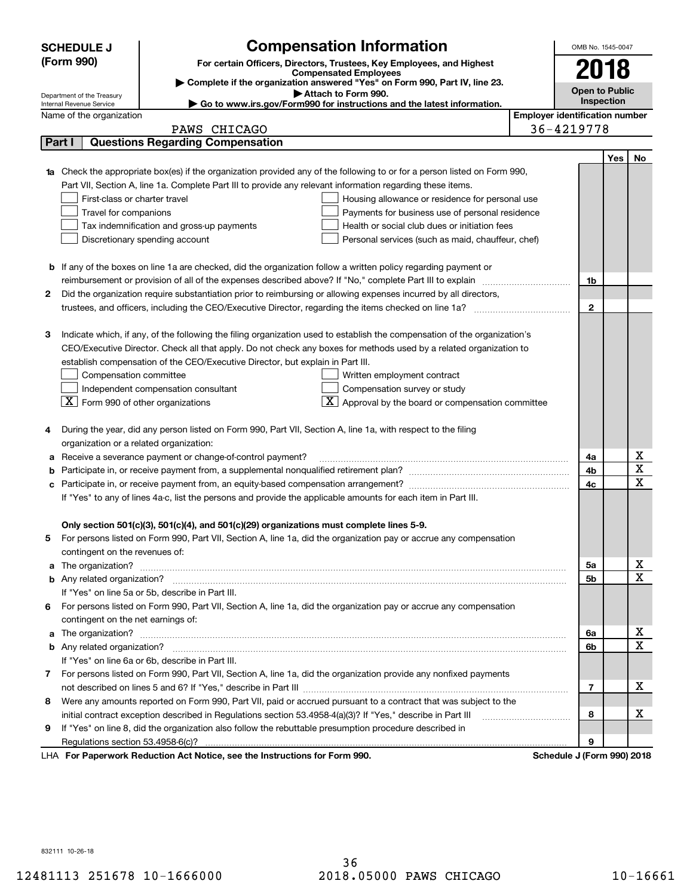**SCHEDULE J (Form 990)**

Department of the Treasury
Internal Revenue Service

# Compensation Information

**For certain Officers, Directors, Trustees, Key Employees, and Highest Compensated Employees**

▶ Complete if the organization answered "Yes" on Form 990, Part IV, line 23.
▶ Attach to Form 990.
▶ Go to www.irs.gov/Form990 for instructions and the latest information.

OMB No. 1545-0047

**2018**

**Open to Public Inspection**

| Name of the organization | Employer identification number |
| --- | --- |
| PAWS CHICAGO | 36-4219778 |

## Part I Questions Regarding Compensation

| | | | Yes | No |
| --- | --- | --- | --- | --- |
| **1a** | Check the appropriate box(es) if the organization provided any of the following to or for a person listed on Form 990, Part VII, Section A, line 1a. Complete Part III to provide any relevant information regarding these items.<br>☐ First-class or charter travel ☐ Housing allowance or residence for personal use<br>☐ Travel for companions ☐ Payments for business use of personal residence<br>☐ Tax indemnification and gross-up payments ☐ Health or social club dues or initiation fees<br>☐ Discretionary spending account ☐ Personal services (such as maid, chauffeur, chef) | | | |
| **b** | If any of the boxes on line 1a are checked, did the organization follow a written policy regarding payment or reimbursement or provision of all of the expenses described above? If "No," complete Part III to explain | 1b | | |
| **2** | Did the organization require substantiation prior to reimbursing or allowing expenses incurred by all directors, trustees, and officers, including the CEO/Executive Director, regarding the items checked on line 1a? | 2 | | |
| **3** | Indicate which, if any, of the following the filing organization used to establish the compensation of the organization's CEO/Executive Director. Check all that apply. Do not check any boxes for methods used by a related organization to establish compensation of the CEO/Executive Director, but explain in Part III.<br>☐ Compensation committee ☐ Written employment contract<br>☐ Independent compensation consultant ☐ Compensation survey or study<br>☒ Form 990 of other organizations ☒ Approval by the board or compensation committee | | | |
| **4** | During the year, did any person listed on Form 990, Part VII, Section A, line 1a, with respect to the filing organization or a related organization: | | | |
| **a** | Receive a severance payment or change-of-control payment? | 4a | | X |
| **b** | Participate in, or receive payment from, a supplemental nonqualified retirement plan? | 4b | | X |
| **c** | Participate in, or receive payment from, an equity-based compensation arrangement? | 4c | | X |
| | If "Yes" to any of lines 4a-c, list the persons and provide the applicable amounts for each item in Part III. | | | |
| | **Only section 501(c)(3), 501(c)(4), and 501(c)(29) organizations must complete lines 5-9.** | | | |
| **5** | For persons listed on Form 990, Part VII, Section A, line 1a, did the organization pay or accrue any compensation contingent on the revenues of: | | | |
| **a** | The organization? | 5a | | X |
| **b** | Any related organization? | 5b | | X |
| | If "Yes" on line 5a or 5b, describe in Part III. | | | |
| **6** | For persons listed on Form 990, Part VII, Section A, line 1a, did the organization pay or accrue any compensation contingent on the net earnings of: | | | |
| **a** | The organization? | 6a | | X |
| **b** | Any related organization? | 6b | | X |
| | If "Yes" on line 6a or 6b, describe in Part III. | | | |
| **7** | For persons listed on Form 990, Part VII, Section A, line 1a, did the organization provide any nonfixed payments not described on lines 5 and 6? If "Yes," describe in Part III | 7 | | X |
| **8** | Were any amounts reported on Form 990, Part VII, paid or accrued pursuant to a contract that was subject to the initial contract exception described in Regulations section 53.4958-4(a)(3)? If "Yes," describe in Part III | 8 | | X |
| **9** | If "Yes" on line 8, did the organization also follow the rebuttable presumption procedure described in Regulations section 53.4958-6(c)? | 9 | | |

LHA **For Paperwork Reduction Act Notice, see the Instructions for Form 990.** **Schedule J (Form 990) 2018**

832111 10-26-18

12481113 251678 10-1666000 2018.05000 PAWS CHICAGO 10-16661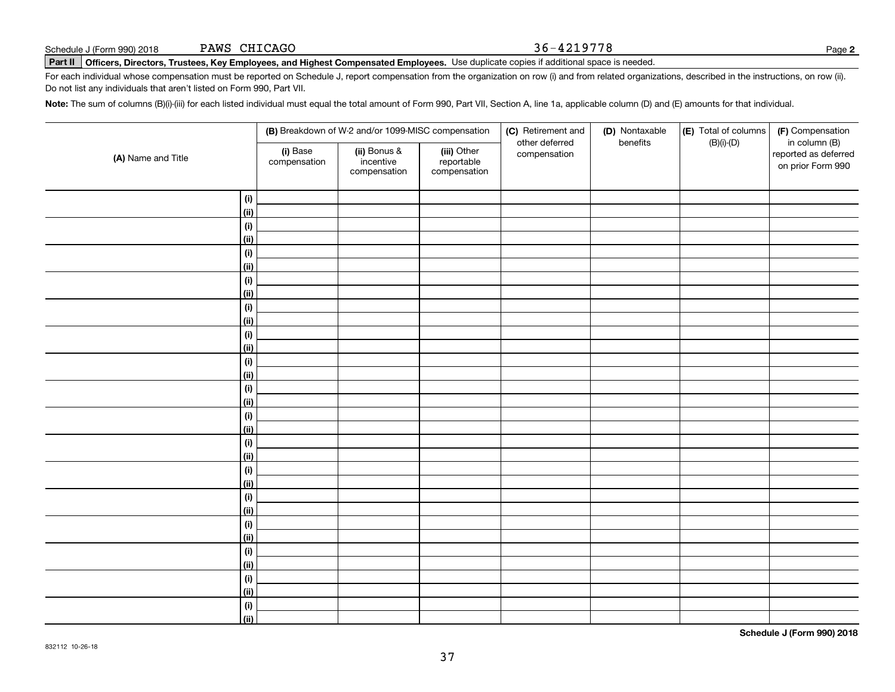Schedule J (Form 990) 2018 PAWS CHICAGO 36-4219778 Page **2**

**Part II** **Officers, Directors, Trustees, Key Employees, and Highest Compensated Employees.** Use duplicate copies if additional space is needed.

For each individual whose compensation must be reported on Schedule J, report compensation from the organization on row (i) and from related organizations, described in the instructions, on row (ii). Do not list any individuals that aren't listed on Form 990, Part VII.

**Note:** The sum of columns (B)(i)-(iii) for each listed individual must equal the total amount of Form 990, Part VII, Section A, line 1a, applicable column (D) and (E) amounts for that individual.

| (A) Name and Title | | (B) Breakdown of W-2 and/or 1099-MISC compensation | | | (C) Retirement and other deferred compensation | (D) Nontaxable benefits | (E) Total of columns (B)(i)-(D) | (F) Compensation in column (B) reported as deferred on prior Form 990 |
|---|---|---|---|---|---|---|---|---|
| | | (i) Base compensation | (ii) Bonus & incentive compensation | (iii) Other reportable compensation | | | | |
| | (i) | | | | | | | |
| | (ii) | | | | | | | |
| | (i) | | | | | | | |
| | (ii) | | | | | | | |
| | (i) | | | | | | | |
| | (ii) | | | | | | | |
| | (i) | | | | | | | |
| | (ii) | | | | | | | |
| | (i) | | | | | | | |
| | (ii) | | | | | | | |
| | (i) | | | | | | | |
| | (ii) | | | | | | | |
| | (i) | | | | | | | |
| | (ii) | | | | | | | |
| | (i) | | | | | | | |
| | (ii) | | | | | | | |
| | (i) | | | | | | | |
| | (ii) | | | | | | | |
| | (i) | | | | | | | |
| | (ii) | | | | | | | |
| | (i) | | | | | | | |
| | (ii) | | | | | | | |
| | (i) | | | | | | | |
| | (ii) | | | | | | | |
| | (i) | | | | | | | |
| | (ii) | | | | | | | |
| | (i) | | | | | | | |
| | (ii) | | | | | | | |
| | (i) | | | | | | | |
| | (ii) | | | | | | | |
| | (i) | | | | | | | |
| | (ii) | | | | | | | |

**Schedule J (Form 990) 2018**

832112 10-26-18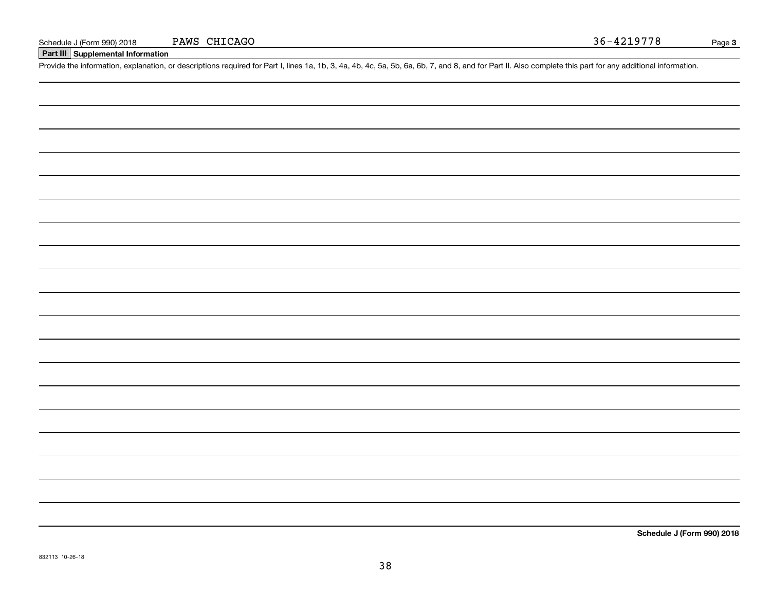Schedule J (Form 990) 2018 PAWS CHICAGO 36-4219778 Page **3**

## Part III Supplemental Information

Provide the information, explanation, or descriptions required for Part I, lines 1a, 1b, 3, 4a, 4b, 4c, 5a, 5b, 6a, 6b, 7, and 8, and for Part II. Also complete this part for any additional information.

**Schedule J (Form 990) 2018**

832113 10-26-18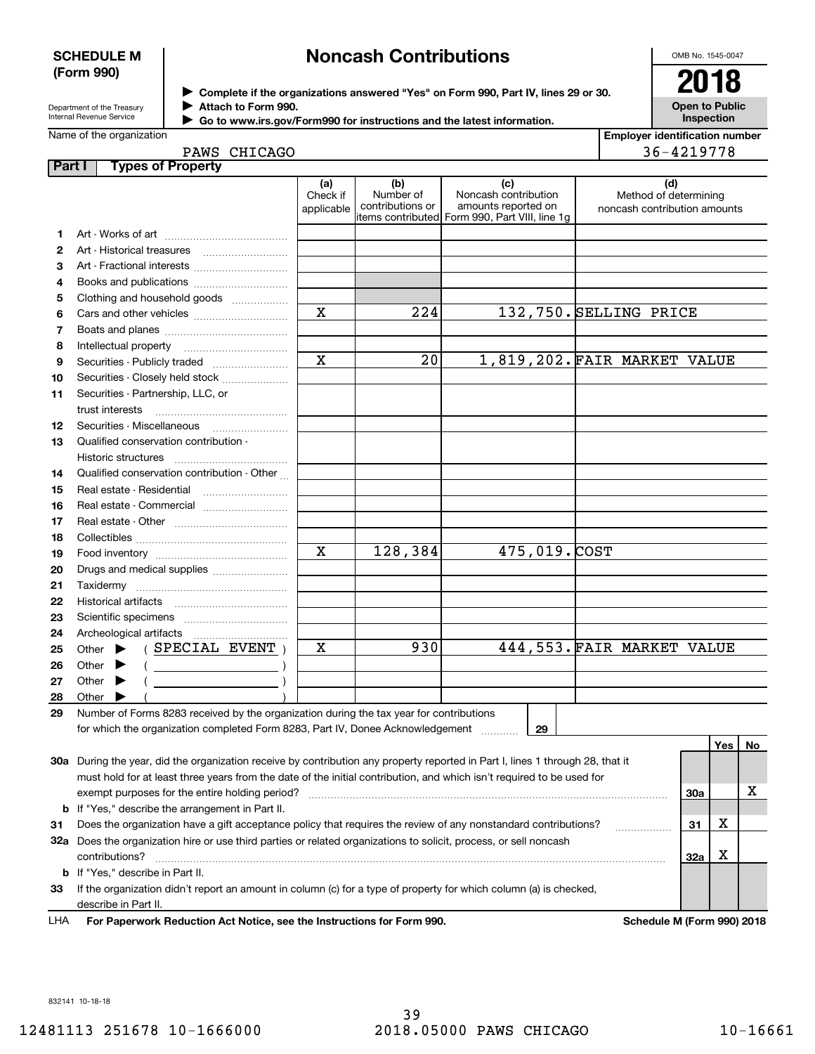**SCHEDULE M (Form 990)**

Department of the Treasury
Internal Revenue Service

# Noncash Contributions

▶ Complete if the organizations answered "Yes" on Form 990, Part IV, lines 29 or 30.
▶ Attach to Form 990.
▶ Go to www.irs.gov/Form990 for instructions and the latest information.

OMB No. 1545-0047

**2018**

**Open to Public Inspection**

Name of the organization: PAWS CHICAGO

Employer identification number: 36-4219778

## Part I Types of Property

| | | (a) Check if applicable | (b) Number of contributions or items contributed | (c) Noncash contribution amounts reported on Form 990, Part VIII, line 1g | (d) Method of determining noncash contribution amounts |
|---|---|---|---|---|---|
| 1 | Art - Works of art | | | | |
| 2 | Art - Historical treasures | | | | |
| 3 | Art - Fractional interests | | | | |
| 4 | Books and publications | | | | |
| 5 | Clothing and household goods | | | | |
| 6 | Cars and other vehicles | X | 224 | 132,750. | SELLING PRICE |
| 7 | Boats and planes | | | | |
| 8 | Intellectual property | | | | |
| 9 | Securities - Publicly traded | X | 20 | 1,819,202. | FAIR MARKET VALUE |
| 10 | Securities - Closely held stock | | | | |
| 11 | Securities - Partnership, LLC, or trust interests | | | | |
| 12 | Securities - Miscellaneous | | | | |
| 13 | Qualified conservation contribution - Historic structures | | | | |
| 14 | Qualified conservation contribution - Other | | | | |
| 15 | Real estate - Residential | | | | |
| 16 | Real estate - Commercial | | | | |
| 17 | Real estate - Other | | | | |
| 18 | Collectibles | | | | |
| 19 | Food inventory | X | 128,384 | 475,019. | COST |
| 20 | Drugs and medical supplies | | | | |
| 21 | Taxidermy | | | | |
| 22 | Historical artifacts | | | | |
| 23 | Scientific specimens | | | | |
| 24 | Archeological artifacts | | | | |
| 25 | Other ▶ ( SPECIAL EVENT ) | X | 930 | 444,553. | FAIR MARKET VALUE |
| 26 | Other ▶ ( ) | | | | |
| 27 | Other ▶ ( ) | | | | |
| 28 | Other ▶ ( ) | | | | |

29 Number of Forms 8283 received by the organization during the tax year for contributions for which the organization completed Form 8283, Part IV, Donee Acknowledgement ..... **29**

| | | | Yes | No |
|---|---|---|---|---|
| 30a | During the year, did the organization receive by contribution any property reported in Part I, lines 1 through 28, that it must hold for at least three years from the date of the initial contribution, and which isn't required to be used for exempt purposes for the entire holding period? | 30a | | X |
| b | If "Yes," describe the arrangement in Part II. | | | |
| 31 | Does the organization have a gift acceptance policy that requires the review of any nonstandard contributions? | 31 | X | |
| 32a | Does the organization hire or use third parties or related organizations to solicit, process, or sell noncash contributions? | 32a | X | |
| b | If "Yes," describe in Part II. | | | |
| 33 | If the organization didn't report an amount in column (c) for a type of property for which column (a) is checked, describe in Part II. | | | |

LHA **For Paperwork Reduction Act Notice, see the Instructions for Form 990.** **Schedule M (Form 990) 2018**

832141 10-18-18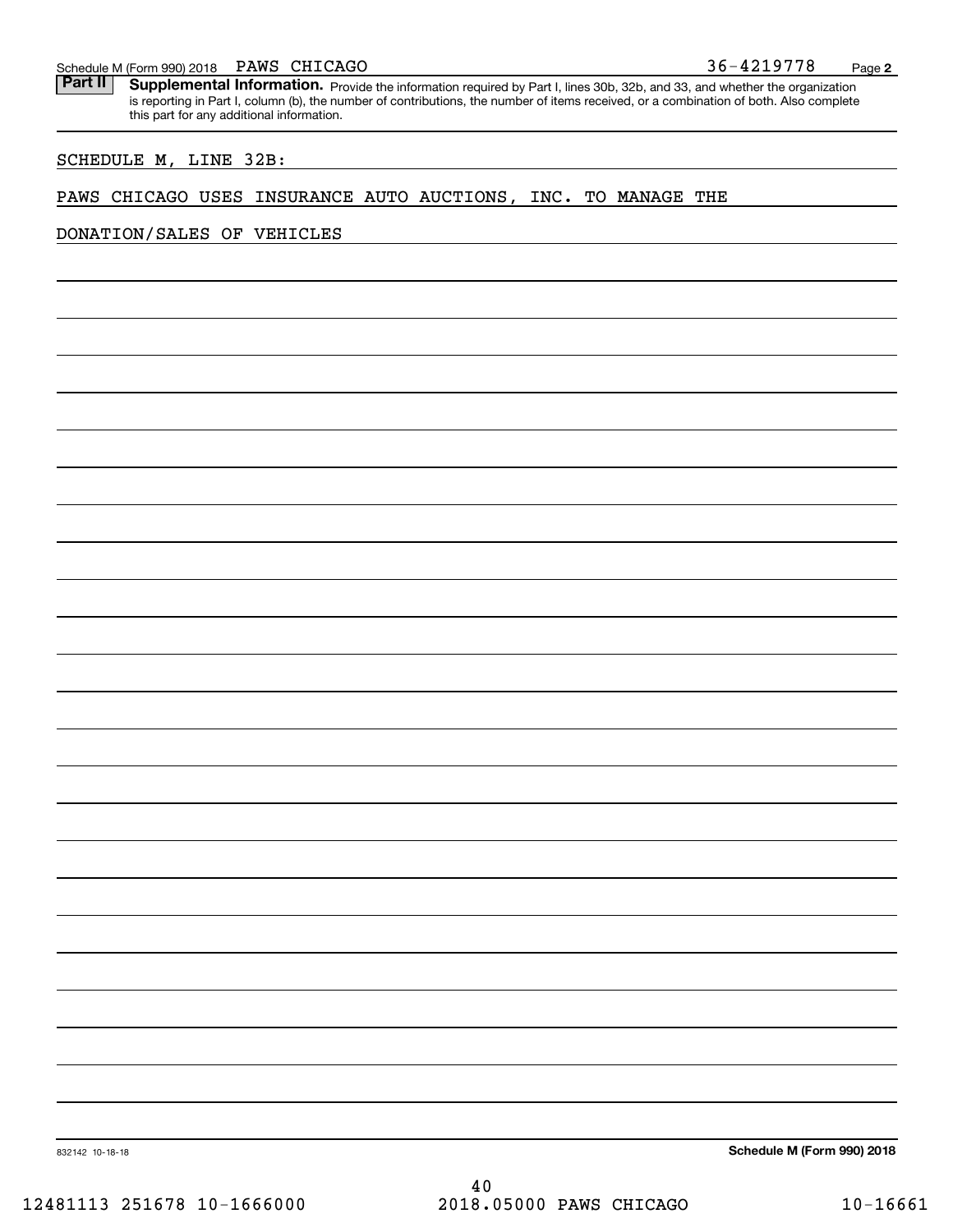Schedule M (Form 990) 2018 PAWS CHICAGO 36-4219778

**Part II Supplemental Information.** Provide the information required by Part I, lines 30b, 32b, and 33, and whether the organization is reporting in Part I, column (b), the number of contributions, the number of items received, or a combination of both. Also complete this part for any additional information.

SCHEDULE M, LINE 32B:

PAWS CHICAGO USES INSURANCE AUTO AUCTIONS, INC. TO MANAGE THE DONATION/SALES OF VEHICLES

832142 10-18-18

**Schedule M (Form 990) 2018**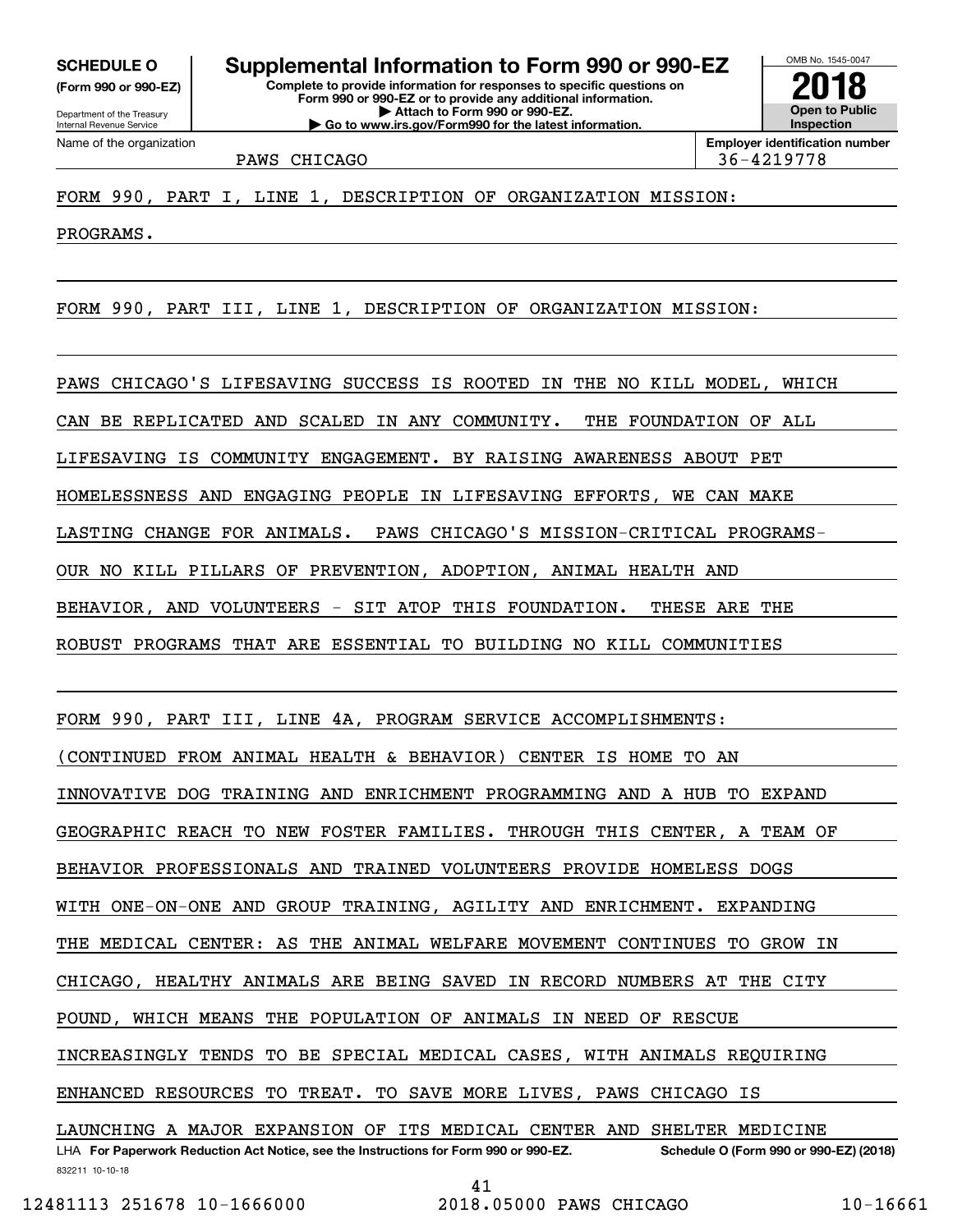**SCHEDULE O**
**(Form 990 or 990-EZ)**

Department of the Treasury
Internal Revenue Service

# Supplemental Information to Form 990 or 990-EZ

**Complete to provide information for responses to specific questions on Form 990 or 990-EZ or to provide any additional information.**
**▶ Attach to Form 990 or 990-EZ.**
**▶ Go to www.irs.gov/Form990 for the latest information.**

OMB No. 1545-0047
**2018**
**Open to Public Inspection**

Name of the organization: PAWS CHICAGO

**Employer identification number**: 36-4219778

FORM 990, PART I, LINE 1, DESCRIPTION OF ORGANIZATION MISSION:

PROGRAMS.

FORM 990, PART III, LINE 1, DESCRIPTION OF ORGANIZATION MISSION:

PAWS CHICAGO'S LIFESAVING SUCCESS IS ROOTED IN THE NO KILL MODEL, WHICH CAN BE REPLICATED AND SCALED IN ANY COMMUNITY. THE FOUNDATION OF ALL LIFESAVING IS COMMUNITY ENGAGEMENT. BY RAISING AWARENESS ABOUT PET HOMELESSNESS AND ENGAGING PEOPLE IN LIFESAVING EFFORTS, WE CAN MAKE LASTING CHANGE FOR ANIMALS. PAWS CHICAGO'S MISSION-CRITICAL PROGRAMS-OUR NO KILL PILLARS OF PREVENTION, ADOPTION, ANIMAL HEALTH AND BEHAVIOR, AND VOLUNTEERS - SIT ATOP THIS FOUNDATION. THESE ARE THE ROBUST PROGRAMS THAT ARE ESSENTIAL TO BUILDING NO KILL COMMUNITIES

FORM 990, PART III, LINE 4A, PROGRAM SERVICE ACCOMPLISHMENTS:

(CONTINUED FROM ANIMAL HEALTH & BEHAVIOR) CENTER IS HOME TO AN INNOVATIVE DOG TRAINING AND ENRICHMENT PROGRAMMING AND A HUB TO EXPAND GEOGRAPHIC REACH TO NEW FOSTER FAMILIES. THROUGH THIS CENTER, A TEAM OF BEHAVIOR PROFESSIONALS AND TRAINED VOLUNTEERS PROVIDE HOMELESS DOGS WITH ONE-ON-ONE AND GROUP TRAINING, AGILITY AND ENRICHMENT. EXPANDING THE MEDICAL CENTER: AS THE ANIMAL WELFARE MOVEMENT CONTINUES TO GROW IN CHICAGO, HEALTHY ANIMALS ARE BEING SAVED IN RECORD NUMBERS AT THE CITY POUND, WHICH MEANS THE POPULATION OF ANIMALS IN NEED OF RESCUE INCREASINGLY TENDS TO BE SPECIAL MEDICAL CASES, WITH ANIMALS REQUIRING ENHANCED RESOURCES TO TREAT. TO SAVE MORE LIVES, PAWS CHICAGO IS LAUNCHING A MAJOR EXPANSION OF ITS MEDICAL CENTER AND SHELTER MEDICINE

LHA **For Paperwork Reduction Act Notice, see the Instructions for Form 990 or 990-EZ.** **Schedule O (Form 990 or 990-EZ) (2018)**
832211 10-10-18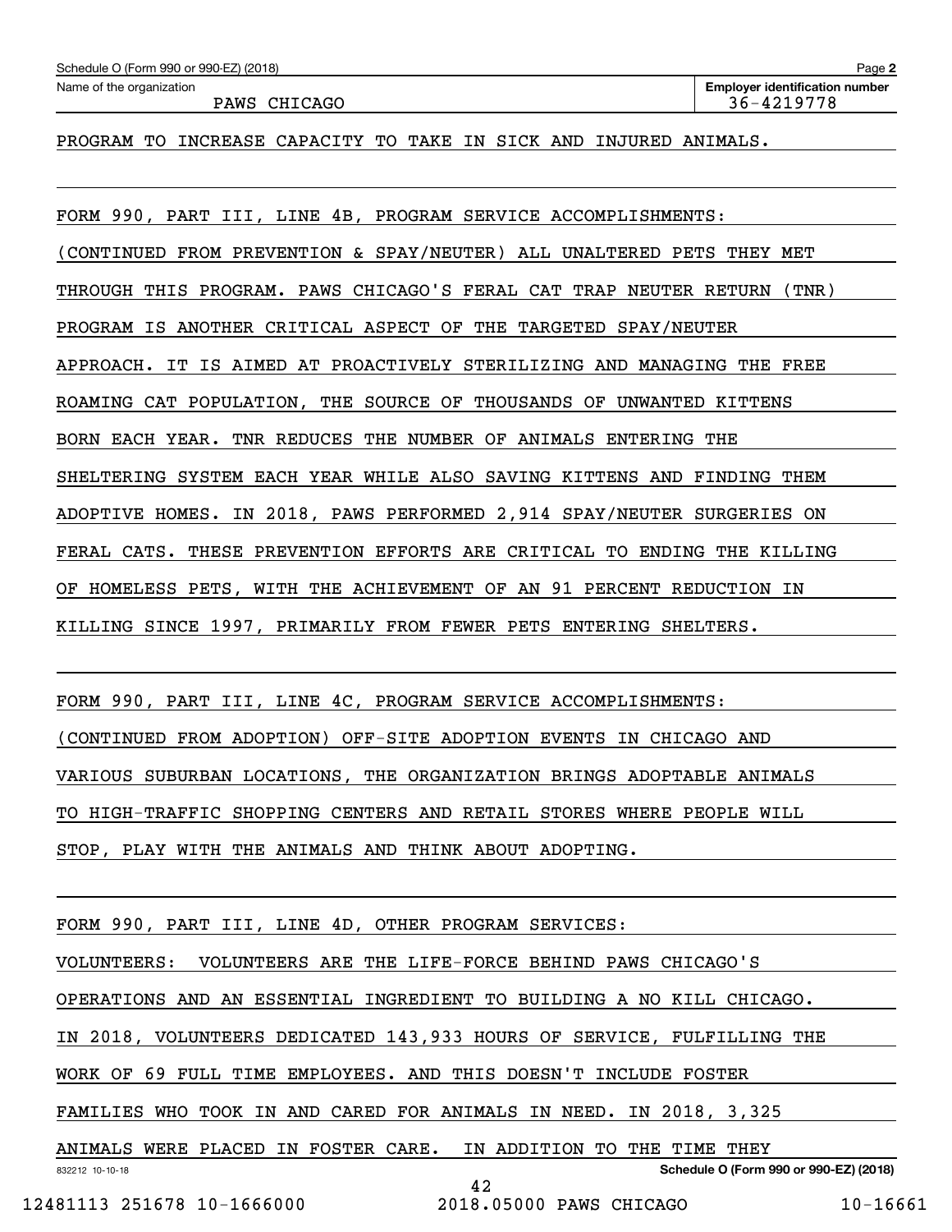PAWS CHICAGO 36-4219778

PROGRAM TO INCREASE CAPACITY TO TAKE IN SICK AND INJURED ANIMALS.

FORM 990, PART III, LINE 4B, PROGRAM SERVICE ACCOMPLISHMENTS:

(CONTINUED FROM PREVENTION & SPAY/NEUTER) ALL UNALTERED PETS THEY MET THROUGH THIS PROGRAM. PAWS CHICAGO'S FERAL CAT TRAP NEUTER RETURN (TNR) PROGRAM IS ANOTHER CRITICAL ASPECT OF THE TARGETED SPAY/NEUTER APPROACH. IT IS AIMED AT PROACTIVELY STERILIZING AND MANAGING THE FREE ROAMING CAT POPULATION, THE SOURCE OF THOUSANDS OF UNWANTED KITTENS BORN EACH YEAR. TNR REDUCES THE NUMBER OF ANIMALS ENTERING THE SHELTERING SYSTEM EACH YEAR WHILE ALSO SAVING KITTENS AND FINDING THEM ADOPTIVE HOMES. IN 2018, PAWS PERFORMED 2,914 SPAY/NEUTER SURGERIES ON FERAL CATS. THESE PREVENTION EFFORTS ARE CRITICAL TO ENDING THE KILLING OF HOMELESS PETS, WITH THE ACHIEVEMENT OF AN 91 PERCENT REDUCTION IN KILLING SINCE 1997, PRIMARILY FROM FEWER PETS ENTERING SHELTERS.

FORM 990, PART III, LINE 4C, PROGRAM SERVICE ACCOMPLISHMENTS:

(CONTINUED FROM ADOPTION) OFF-SITE ADOPTION EVENTS IN CHICAGO AND VARIOUS SUBURBAN LOCATIONS, THE ORGANIZATION BRINGS ADOPTABLE ANIMALS TO HIGH-TRAFFIC SHOPPING CENTERS AND RETAIL STORES WHERE PEOPLE WILL STOP, PLAY WITH THE ANIMALS AND THINK ABOUT ADOPTING.

FORM 990, PART III, LINE 4D, OTHER PROGRAM SERVICES:

VOLUNTEERS: VOLUNTEERS ARE THE LIFE-FORCE BEHIND PAWS CHICAGO'S OPERATIONS AND AN ESSENTIAL INGREDIENT TO BUILDING A NO KILL CHICAGO. IN 2018, VOLUNTEERS DEDICATED 143,933 HOURS OF SERVICE, FULFILLING THE WORK OF 69 FULL TIME EMPLOYEES. AND THIS DOESN'T INCLUDE FOSTER FAMILIES WHO TOOK IN AND CARED FOR ANIMALS IN NEED. IN 2018, 3,325 ANIMALS WERE PLACED IN FOSTER CARE. IN ADDITION TO THE TIME THEY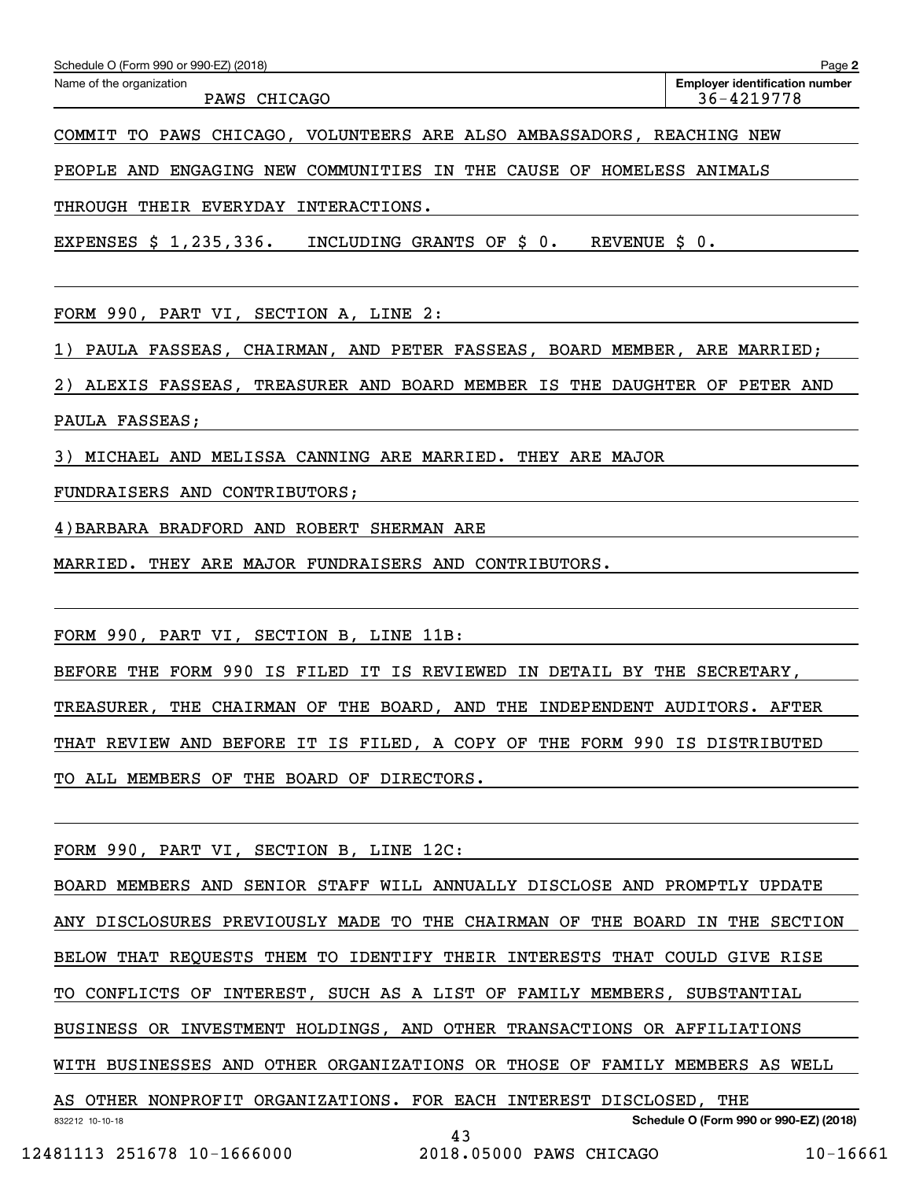COMMIT TO PAWS CHICAGO, VOLUNTEERS ARE ALSO AMBASSADORS, REACHING NEW PEOPLE AND ENGAGING NEW COMMUNITIES IN THE CAUSE OF HOMELESS ANIMALS THROUGH THEIR EVERYDAY INTERACTIONS.

EXPENSES $ 1,235,336. INCLUDING GRANTS OF $ 0. REVENUE $ 0.

FORM 990, PART VI, SECTION A, LINE 2:

1) PAULA FASSEAS, CHAIRMAN, AND PETER FASSEAS, BOARD MEMBER, ARE MARRIED;

2) ALEXIS FASSEAS, TREASURER AND BOARD MEMBER IS THE DAUGHTER OF PETER AND PAULA FASSEAS;

3) MICHAEL AND MELISSA CANNING ARE MARRIED. THEY ARE MAJOR FUNDRAISERS AND CONTRIBUTORS;

4)BARBARA BRADFORD AND ROBERT SHERMAN ARE MARRIED. THEY ARE MAJOR FUNDRAISERS AND CONTRIBUTORS.

FORM 990, PART VI, SECTION B, LINE 11B:

BEFORE THE FORM 990 IS FILED IT IS REVIEWED IN DETAIL BY THE SECRETARY, TREASURER, THE CHAIRMAN OF THE BOARD, AND THE INDEPENDENT AUDITORS. AFTER THAT REVIEW AND BEFORE IT IS FILED, A COPY OF THE FORM 990 IS DISTRIBUTED TO ALL MEMBERS OF THE BOARD OF DIRECTORS.

FORM 990, PART VI, SECTION B, LINE 12C:

BOARD MEMBERS AND SENIOR STAFF WILL ANNUALLY DISCLOSE AND PROMPTLY UPDATE ANY DISCLOSURES PREVIOUSLY MADE TO THE CHAIRMAN OF THE BOARD IN THE SECTION BELOW THAT REQUESTS THEM TO IDENTIFY THEIR INTERESTS THAT COULD GIVE RISE TO CONFLICTS OF INTEREST, SUCH AS A LIST OF FAMILY MEMBERS, SUBSTANTIAL BUSINESS OR INVESTMENT HOLDINGS, AND OTHER TRANSACTIONS OR AFFILIATIONS WITH BUSINESSES AND OTHER ORGANIZATIONS OR THOSE OF FAMILY MEMBERS AS WELL AS OTHER NONPROFIT ORGANIZATIONS. FOR EACH INTEREST DISCLOSED, THE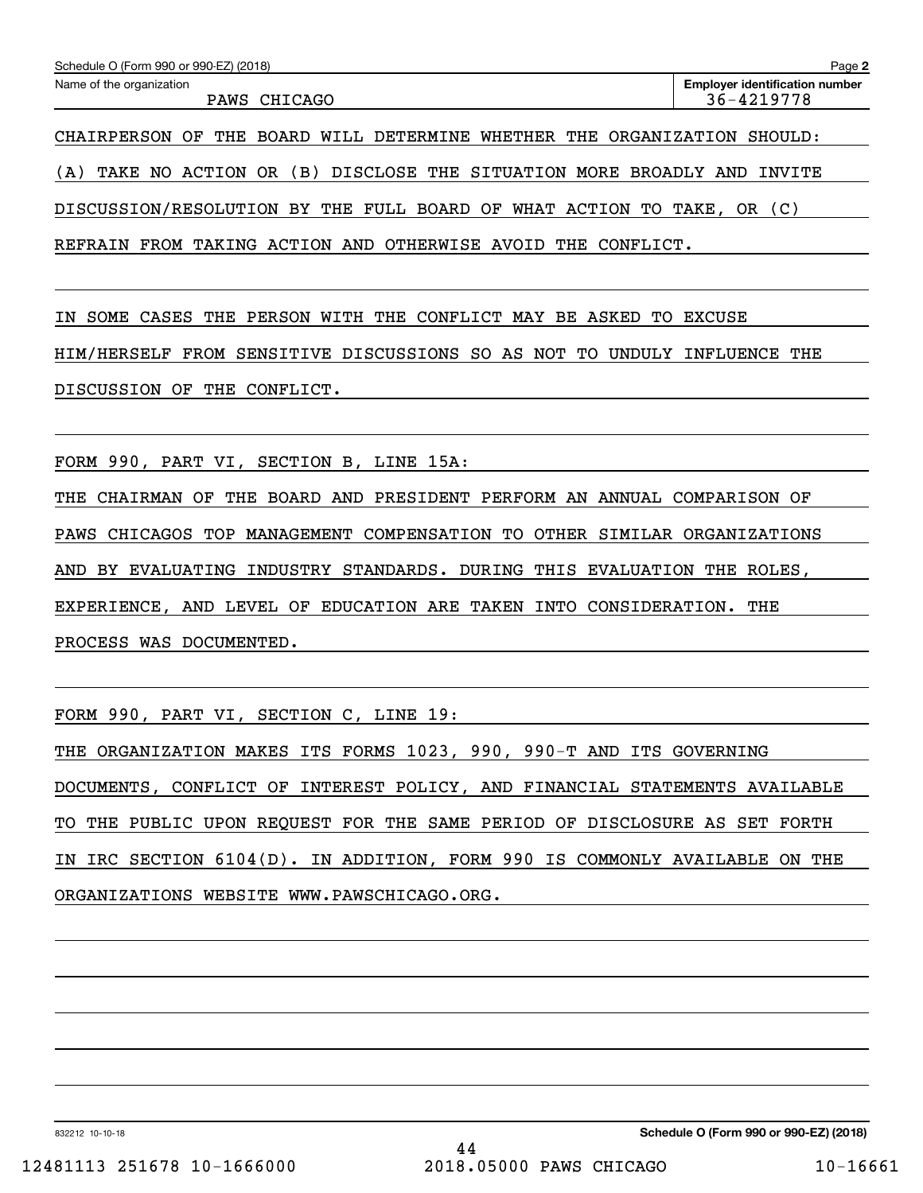Schedule O (Form 990 or 990-EZ) (2018)

Name of the organization: PAWS CHICAGO

Employer identification number: 36-4219778

CHAIRPERSON OF THE BOARD WILL DETERMINE WHETHER THE ORGANIZATION SHOULD: (A) TAKE NO ACTION OR (B) DISCLOSE THE SITUATION MORE BROADLY AND INVITE DISCUSSION/RESOLUTION BY THE FULL BOARD OF WHAT ACTION TO TAKE, OR (C) REFRAIN FROM TAKING ACTION AND OTHERWISE AVOID THE CONFLICT.

IN SOME CASES THE PERSON WITH THE CONFLICT MAY BE ASKED TO EXCUSE HIM/HERSELF FROM SENSITIVE DISCUSSIONS SO AS NOT TO UNDULY INFLUENCE THE DISCUSSION OF THE CONFLICT.

FORM 990, PART VI, SECTION B, LINE 15A:

THE CHAIRMAN OF THE BOARD AND PRESIDENT PERFORM AN ANNUAL COMPARISON OF PAWS CHICAGOS TOP MANAGEMENT COMPENSATION TO OTHER SIMILAR ORGANIZATIONS AND BY EVALUATING INDUSTRY STANDARDS. DURING THIS EVALUATION THE ROLES, EXPERIENCE, AND LEVEL OF EDUCATION ARE TAKEN INTO CONSIDERATION. THE PROCESS WAS DOCUMENTED.

FORM 990, PART VI, SECTION C, LINE 19:

THE ORGANIZATION MAKES ITS FORMS 1023, 990, 990-T AND ITS GOVERNING DOCUMENTS, CONFLICT OF INTEREST POLICY, AND FINANCIAL STATEMENTS AVAILABLE TO THE PUBLIC UPON REQUEST FOR THE SAME PERIOD OF DISCLOSURE AS SET FORTH IN IRC SECTION 6104(D). IN ADDITION, FORM 990 IS COMMONLY AVAILABLE ON THE ORGANIZATIONS WEBSITE WWW.PAWSCHICAGO.ORG.